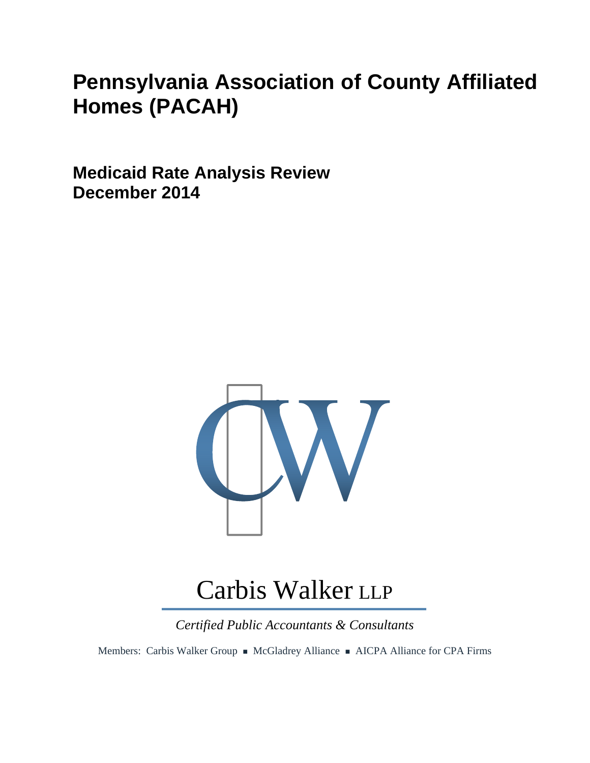# Pennsylvania Association of County Affiliated Homes (PACAH)

## Medicaid Rate Analysis Review
## December 2014

Carbis Walker LLP

*Certified Public Accountants & Consultants*

Members: Carbis Walker Group ▪ McGladrey Alliance ▪ AICPA Alliance for CPA Firms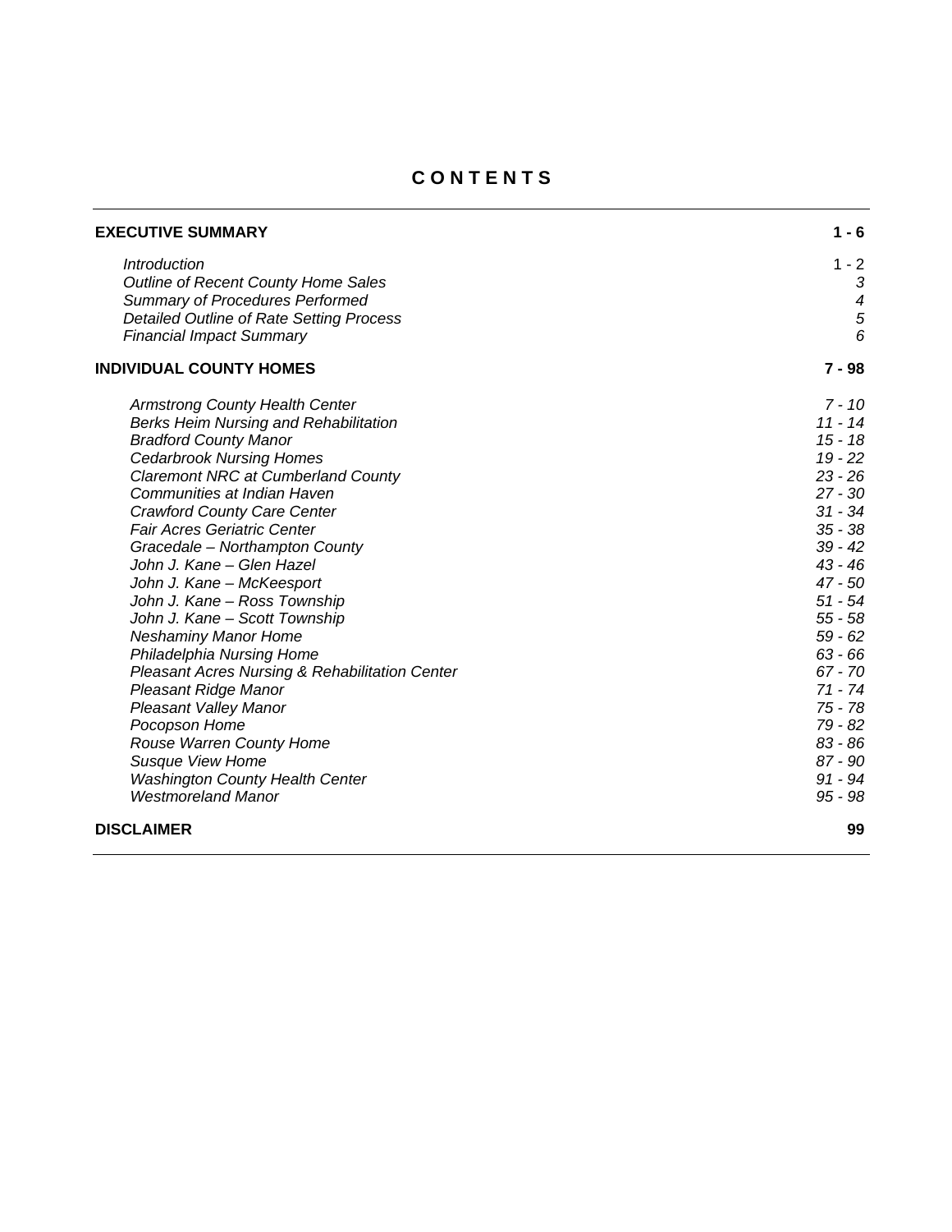# CONTENTS

| | |
|---|---|
| **EXECUTIVE SUMMARY** | **1 - 6** |
| *Introduction* | 1 - 2 |
| *Outline of Recent County Home Sales* | *3* |
| *Summary of Procedures Performed* | *4* |
| *Detailed Outline of Rate Setting Process* | *5* |
| *Financial Impact Summary* | *6* |
| **INDIVIDUAL COUNTY HOMES** | **7 - 98** |
| *Armstrong County Health Center* | *7 - 10* |
| *Berks Heim Nursing and Rehabilitation* | *11 - 14* |
| *Bradford County Manor* | *15 - 18* |
| *Cedarbrook Nursing Homes* | *19 - 22* |
| *Claremont NRC at Cumberland County* | *23 - 26* |
| *Communities at Indian Haven* | *27 - 30* |
| *Crawford County Care Center* | *31 - 34* |
| *Fair Acres Geriatric Center* | *35 - 38* |
| *Gracedale – Northampton County* | *39 - 42* |
| *John J. Kane – Glen Hazel* | *43 - 46* |
| *John J. Kane – McKeesport* | *47 - 50* |
| *John J. Kane – Ross Township* | *51 - 54* |
| *John J. Kane – Scott Township* | *55 - 58* |
| *Neshaminy Manor Home* | *59 - 62* |
| *Philadelphia Nursing Home* | *63 - 66* |
| *Pleasant Acres Nursing & Rehabilitation Center* | *67 - 70* |
| *Pleasant Ridge Manor* | *71 - 74* |
| *Pleasant Valley Manor* | *75 - 78* |
| *Pocopson Home* | *79 - 82* |
| *Rouse Warren County Home* | *83 - 86* |
| *Susque View Home* | *87 - 90* |
| *Washington County Health Center* | *91 - 94* |
| *Westmoreland Manor* | *95 - 98* |
| **DISCLAIMER** | **99** |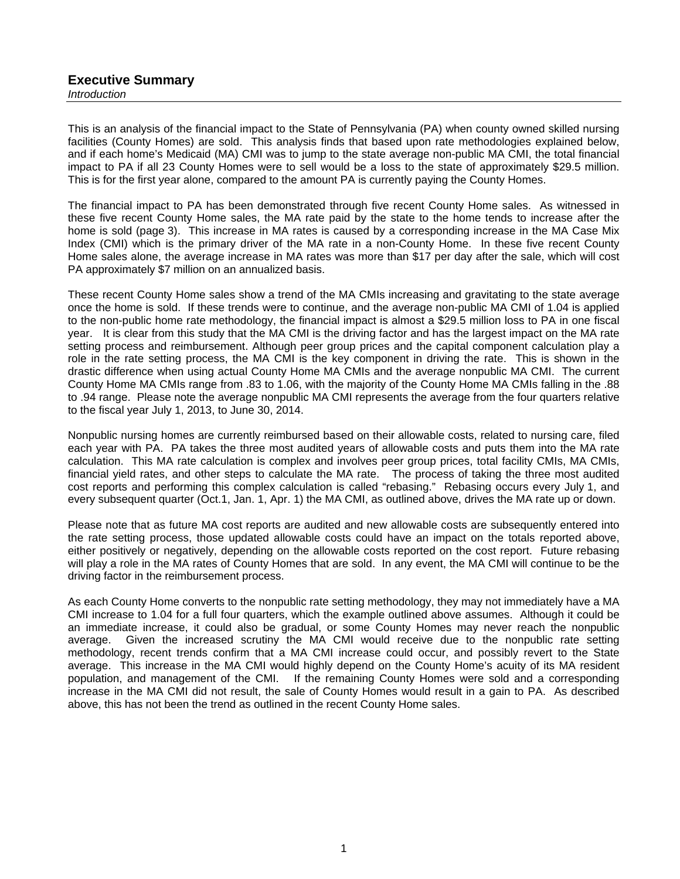# Executive Summary

*Introduction*

This is an analysis of the financial impact to the State of Pennsylvania (PA) when county owned skilled nursing facilities (County Homes) are sold. This analysis finds that based upon rate methodologies explained below, and if each home's Medicaid (MA) CMI was to jump to the state average non-public MA CMI, the total financial impact to PA if all 23 County Homes were to sell would be a loss to the state of approximately $29.5 million. This is for the first year alone, compared to the amount PA is currently paying the County Homes.

The financial impact to PA has been demonstrated through five recent County Home sales. As witnessed in these five recent County Home sales, the MA rate paid by the state to the home tends to increase after the home is sold (page 3). This increase in MA rates is caused by a corresponding increase in the MA Case Mix Index (CMI) which is the primary driver of the MA rate in a non-County Home. In these five recent County Home sales alone, the average increase in MA rates was more than $17 per day after the sale, which will cost PA approximately $7 million on an annualized basis.

These recent County Home sales show a trend of the MA CMIs increasing and gravitating to the state average once the home is sold. If these trends were to continue, and the average non-public MA CMI of 1.04 is applied to the non-public home rate methodology, the financial impact is almost a $29.5 million loss to PA in one fiscal year. It is clear from this study that the MA CMI is the driving factor and has the largest impact on the MA rate setting process and reimbursement. Although peer group prices and the capital component calculation play a role in the rate setting process, the MA CMI is the key component in driving the rate. This is shown in the drastic difference when using actual County Home MA CMIs and the average nonpublic MA CMI. The current County Home MA CMIs range from .83 to 1.06, with the majority of the County Home MA CMIs falling in the .88 to .94 range. Please note the average nonpublic MA CMI represents the average from the four quarters relative to the fiscal year July 1, 2013, to June 30, 2014.

Nonpublic nursing homes are currently reimbursed based on their allowable costs, related to nursing care, filed each year with PA. PA takes the three most audited years of allowable costs and puts them into the MA rate calculation. This MA rate calculation is complex and involves peer group prices, total facility CMIs, MA CMIs, financial yield rates, and other steps to calculate the MA rate. The process of taking the three most audited cost reports and performing this complex calculation is called "rebasing." Rebasing occurs every July 1, and every subsequent quarter (Oct.1, Jan. 1, Apr. 1) the MA CMI, as outlined above, drives the MA rate up or down.

Please note that as future MA cost reports are audited and new allowable costs are subsequently entered into the rate setting process, those updated allowable costs could have an impact on the totals reported above, either positively or negatively, depending on the allowable costs reported on the cost report. Future rebasing will play a role in the MA rates of County Homes that are sold. In any event, the MA CMI will continue to be the driving factor in the reimbursement process.

As each County Home converts to the nonpublic rate setting methodology, they may not immediately have a MA CMI increase to 1.04 for a full four quarters, which the example outlined above assumes. Although it could be an immediate increase, it could also be gradual, or some County Homes may never reach the nonpublic average. Given the increased scrutiny the MA CMI would receive due to the nonpublic rate setting methodology, recent trends confirm that a MA CMI increase could occur, and possibly revert to the State average. This increase in the MA CMI would highly depend on the County Home's acuity of its MA resident population, and management of the CMI. If the remaining County Homes were sold and a corresponding increase in the MA CMI did not result, the sale of County Homes would result in a gain to PA. As described above, this has not been the trend as outlined in the recent County Home sales.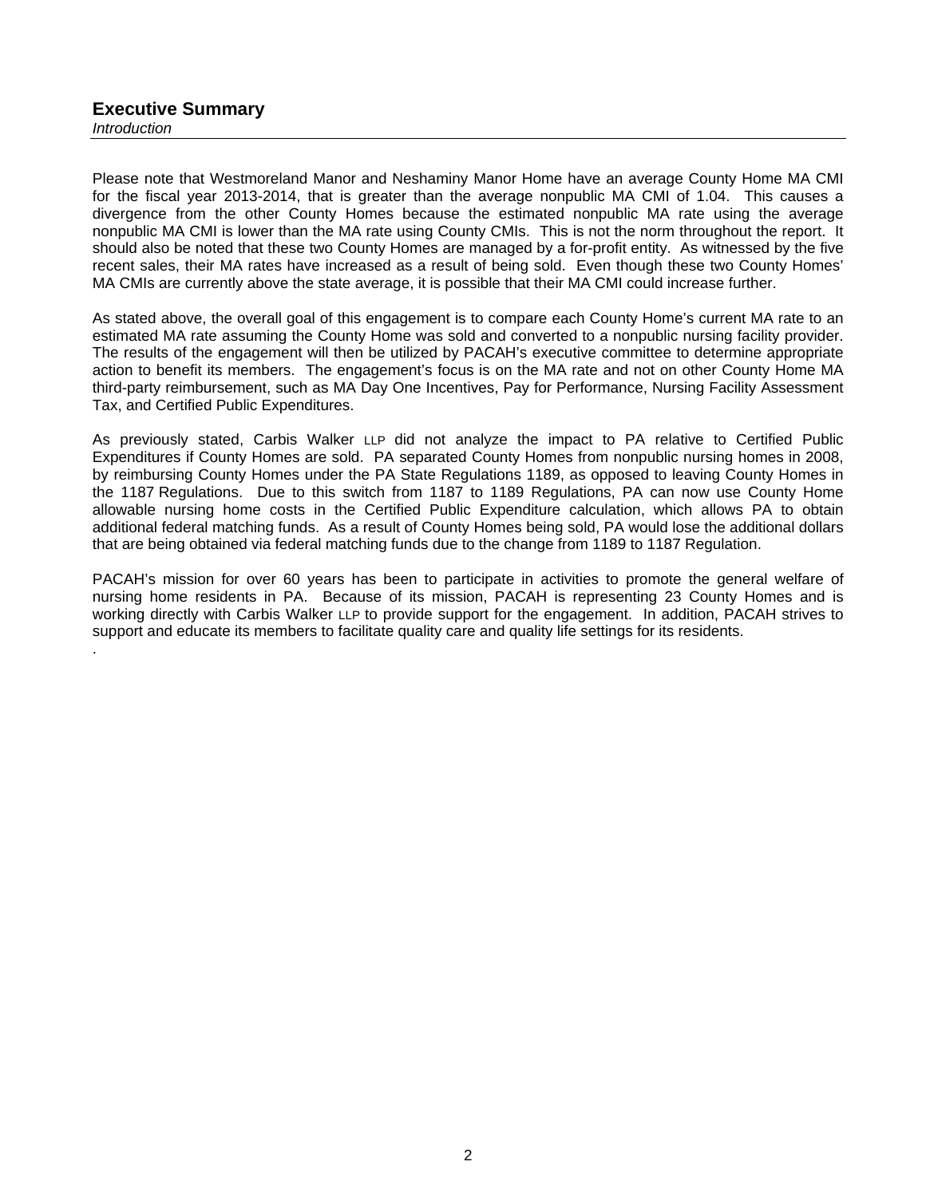## Executive Summary

*Introduction*

Please note that Westmoreland Manor and Neshaminy Manor Home have an average County Home MA CMI for the fiscal year 2013-2014, that is greater than the average nonpublic MA CMI of 1.04. This causes a divergence from the other County Homes because the estimated nonpublic MA rate using the average nonpublic MA CMI is lower than the MA rate using County CMIs. This is not the norm throughout the report. It should also be noted that these two County Homes are managed by a for-profit entity. As witnessed by the five recent sales, their MA rates have increased as a result of being sold. Even though these two County Homes' MA CMIs are currently above the state average, it is possible that their MA CMI could increase further.

As stated above, the overall goal of this engagement is to compare each County Home's current MA rate to an estimated MA rate assuming the County Home was sold and converted to a nonpublic nursing facility provider. The results of the engagement will then be utilized by PACAH's executive committee to determine appropriate action to benefit its members. The engagement's focus is on the MA rate and not on other County Home MA third-party reimbursement, such as MA Day One Incentives, Pay for Performance, Nursing Facility Assessment Tax, and Certified Public Expenditures.

As previously stated, Carbis Walker LLP did not analyze the impact to PA relative to Certified Public Expenditures if County Homes are sold. PA separated County Homes from nonpublic nursing homes in 2008, by reimbursing County Homes under the PA State Regulations 1189, as opposed to leaving County Homes in the 1187 Regulations. Due to this switch from 1187 to 1189 Regulations, PA can now use County Home allowable nursing home costs in the Certified Public Expenditure calculation, which allows PA to obtain additional federal matching funds. As a result of County Homes being sold, PA would lose the additional dollars that are being obtained via federal matching funds due to the change from 1189 to 1187 Regulation.

PACAH's mission for over 60 years has been to participate in activities to promote the general welfare of nursing home residents in PA. Because of its mission, PACAH is representing 23 County Homes and is working directly with Carbis Walker LLP to provide support for the engagement. In addition, PACAH strives to support and educate its members to facilitate quality care and quality life settings for its residents.

.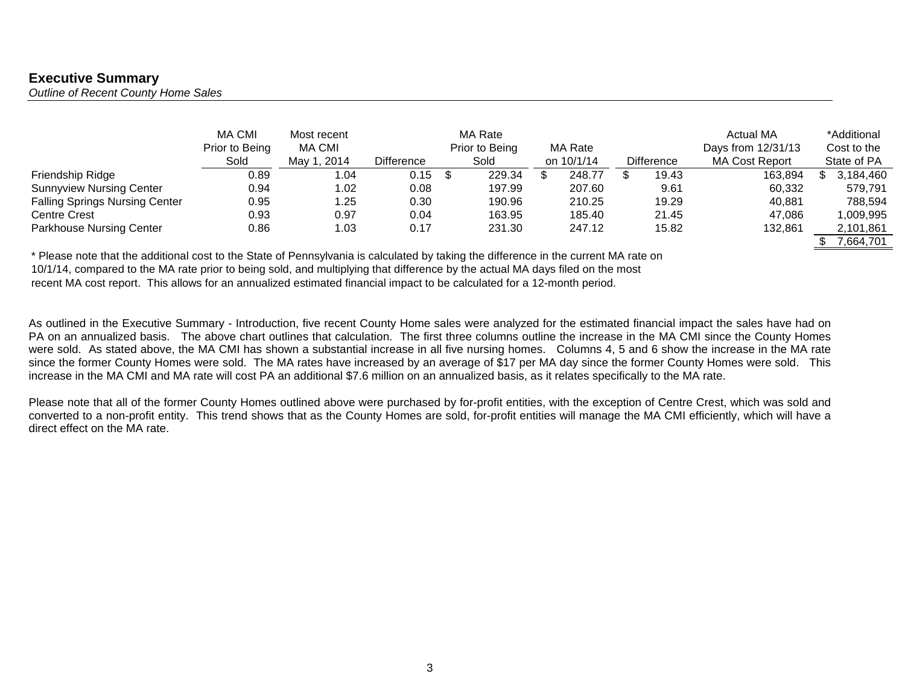## Executive Summary

*Outline of Recent County Home Sales*

| | MA CMI Prior to Being Sold | Most recent MA CMI May 1, 2014 | Difference | MA Rate Prior to Being Sold | MA Rate on 10/1/14 | Difference | Actual MA Days from 12/31/13 MA Cost Report | *Additional Cost to the State of PA |
|---|---|---|---|---|---|---|---|---|
| Friendship Ridge | 0.89 | 1.04 | 0.15 | $ 229.34 | $ 248.77 | $ 19.43 | 163,894 | $ 3,184,460 |
| Sunnyview Nursing Center | 0.94 | 1.02 | 0.08 | 197.99 | 207.60 | 9.61 | 60,332 | 579,791 |
| Falling Springs Nursing Center | 0.95 | 1.25 | 0.30 | 190.96 | 210.25 | 19.29 | 40,881 | 788,594 |
| Centre Crest | 0.93 | 0.97 | 0.04 | 163.95 | 185.40 | 21.45 | 47,086 | 1,009,995 |
| Parkhouse Nursing Center | 0.86 | 1.03 | 0.17 | 231.30 | 247.12 | 15.82 | 132,861 | 2,101,861 |
| | | | | | | | | $ 7,664,701 |

* Please note that the additional cost to the State of Pennsylvania is calculated by taking the difference in the current MA rate on 10/1/14, compared to the MA rate prior to being sold, and multiplying that difference by the actual MA days filed on the most recent MA cost report. This allows for an annualized estimated financial impact to be calculated for a 12-month period.

As outlined in the Executive Summary - Introduction, five recent County Home sales were analyzed for the estimated financial impact the sales have had on PA on an annualized basis. The above chart outlines that calculation. The first three columns outline the increase in the MA CMI since the County Homes were sold. As stated above, the MA CMI has shown a substantial increase in all five nursing homes. Columns 4, 5 and 6 show the increase in the MA rate since the former County Homes were sold. The MA rates have increased by an average of $17 per MA day since the former County Homes were sold. This increase in the MA CMI and MA rate will cost PA an additional $7.6 million on an annualized basis, as it relates specifically to the MA rate.

Please note that all of the former County Homes outlined above were purchased by for-profit entities, with the exception of Centre Crest, which was sold and converted to a non-profit entity. This trend shows that as the County Homes are sold, for-profit entities will manage the MA CMI efficiently, which will have a direct effect on the MA rate.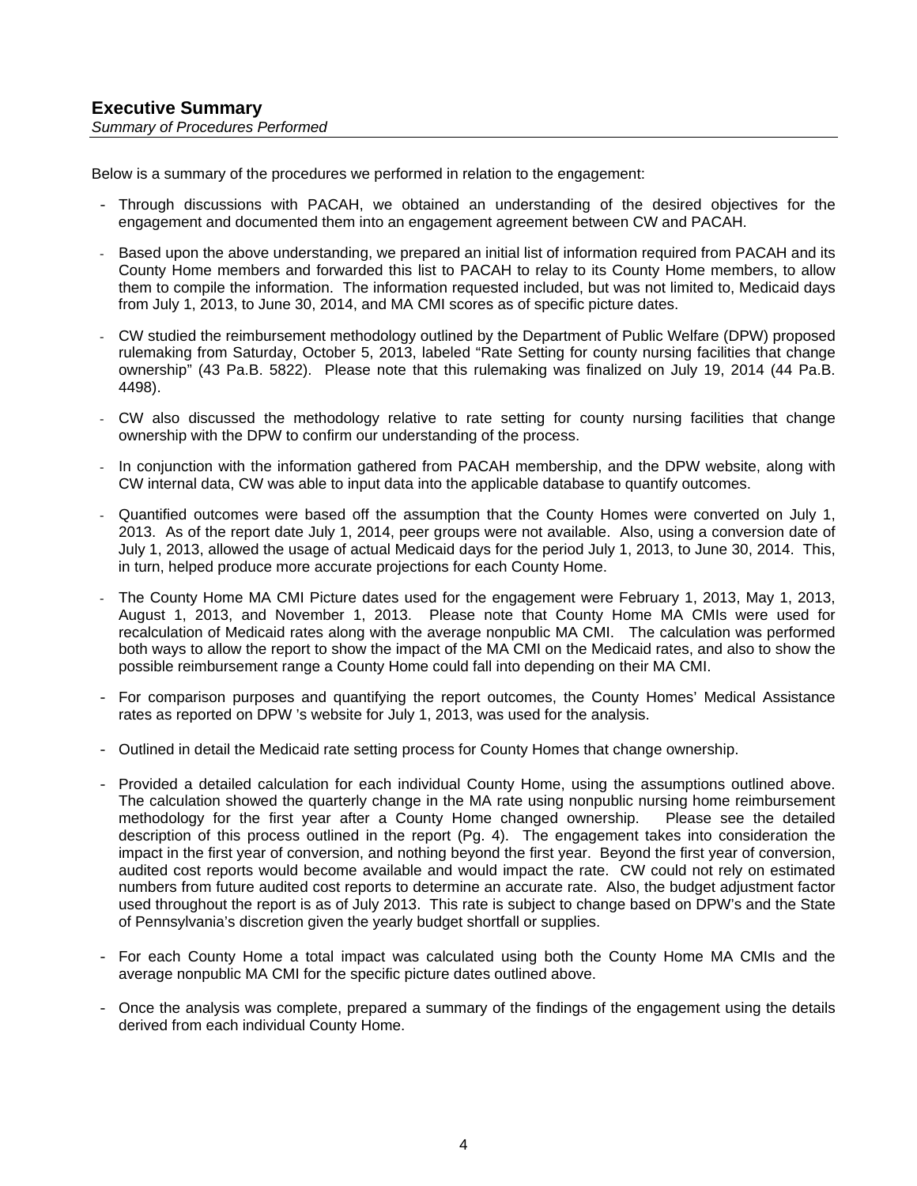## Executive Summary

*Summary of Procedures Performed*

Below is a summary of the procedures we performed in relation to the engagement:

- Through discussions with PACAH, we obtained an understanding of the desired objectives for the engagement and documented them into an engagement agreement between CW and PACAH.
- Based upon the above understanding, we prepared an initial list of information required from PACAH and its County Home members and forwarded this list to PACAH to relay to its County Home members, to allow them to compile the information. The information requested included, but was not limited to, Medicaid days from July 1, 2013, to June 30, 2014, and MA CMI scores as of specific picture dates.
- CW studied the reimbursement methodology outlined by the Department of Public Welfare (DPW) proposed rulemaking from Saturday, October 5, 2013, labeled "Rate Setting for county nursing facilities that change ownership" (43 Pa.B. 5822). Please note that this rulemaking was finalized on July 19, 2014 (44 Pa.B. 4498).
- CW also discussed the methodology relative to rate setting for county nursing facilities that change ownership with the DPW to confirm our understanding of the process.
- In conjunction with the information gathered from PACAH membership, and the DPW website, along with CW internal data, CW was able to input data into the applicable database to quantify outcomes.
- Quantified outcomes were based off the assumption that the County Homes were converted on July 1, 2013. As of the report date July 1, 2014, peer groups were not available. Also, using a conversion date of July 1, 2013, allowed the usage of actual Medicaid days for the period July 1, 2013, to June 30, 2014. This, in turn, helped produce more accurate projections for each County Home.
- The County Home MA CMI Picture dates used for the engagement were February 1, 2013, May 1, 2013, August 1, 2013, and November 1, 2013. Please note that County Home MA CMIs were used for recalculation of Medicaid rates along with the average nonpublic MA CMI. The calculation was performed both ways to allow the report to show the impact of the MA CMI on the Medicaid rates, and also to show the possible reimbursement range a County Home could fall into depending on their MA CMI.
- For comparison purposes and quantifying the report outcomes, the County Homes' Medical Assistance rates as reported on DPW 's website for July 1, 2013, was used for the analysis.
- Outlined in detail the Medicaid rate setting process for County Homes that change ownership.
- Provided a detailed calculation for each individual County Home, using the assumptions outlined above. The calculation showed the quarterly change in the MA rate using nonpublic nursing home reimbursement methodology for the first year after a County Home changed ownership. Please see the detailed description of this process outlined in the report (Pg. 4). The engagement takes into consideration the impact in the first year of conversion, and nothing beyond the first year. Beyond the first year of conversion, audited cost reports would become available and would impact the rate. CW could not rely on estimated numbers from future audited cost reports to determine an accurate rate. Also, the budget adjustment factor used throughout the report is as of July 2013. This rate is subject to change based on DPW's and the State of Pennsylvania's discretion given the yearly budget shortfall or supplies.
- For each County Home a total impact was calculated using both the County Home MA CMIs and the average nonpublic MA CMI for the specific picture dates outlined above.
- Once the analysis was complete, prepared a summary of the findings of the engagement using the details derived from each individual County Home.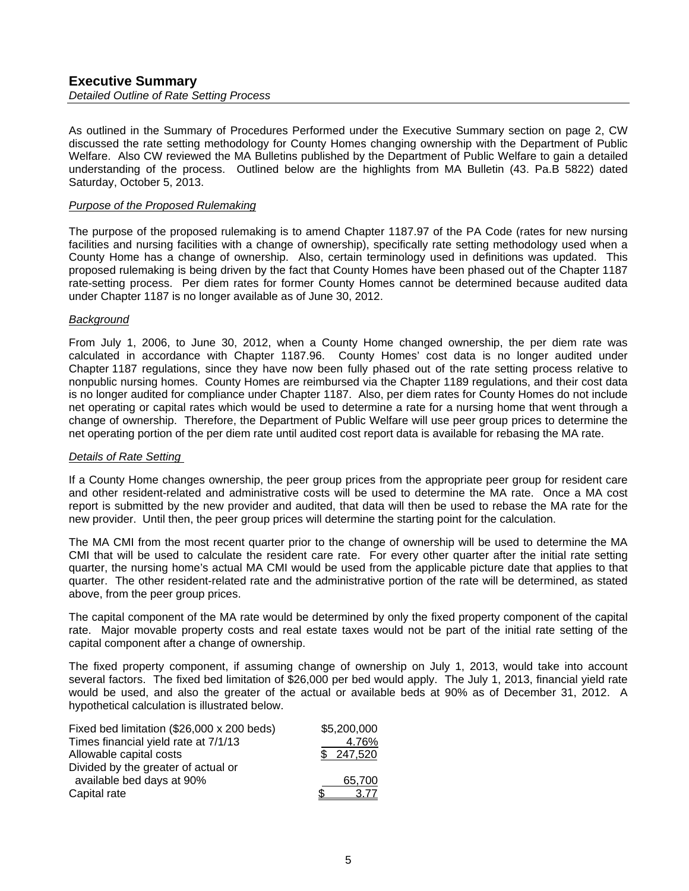## Executive Summary

*Detailed Outline of Rate Setting Process*

As outlined in the Summary of Procedures Performed under the Executive Summary section on page 2, CW discussed the rate setting methodology for County Homes changing ownership with the Department of Public Welfare. Also CW reviewed the MA Bulletins published by the Department of Public Welfare to gain a detailed understanding of the process. Outlined below are the highlights from MA Bulletin (43. Pa.B 5822) dated Saturday, October 5, 2013.

*Purpose of the Proposed Rulemaking*

The purpose of the proposed rulemaking is to amend Chapter 1187.97 of the PA Code (rates for new nursing facilities and nursing facilities with a change of ownership), specifically rate setting methodology used when a County Home has a change of ownership. Also, certain terminology used in definitions was updated. This proposed rulemaking is being driven by the fact that County Homes have been phased out of the Chapter 1187 rate-setting process. Per diem rates for former County Homes cannot be determined because audited data under Chapter 1187 is no longer available as of June 30, 2012.

*Background*

From July 1, 2006, to June 30, 2012, when a County Home changed ownership, the per diem rate was calculated in accordance with Chapter 1187.96. County Homes' cost data is no longer audited under Chapter 1187 regulations, since they have now been fully phased out of the rate setting process relative to nonpublic nursing homes. County Homes are reimbursed via the Chapter 1189 regulations, and their cost data is no longer audited for compliance under Chapter 1187. Also, per diem rates for County Homes do not include net operating or capital rates which would be used to determine a rate for a nursing home that went through a change of ownership. Therefore, the Department of Public Welfare will use peer group prices to determine the net operating portion of the per diem rate until audited cost report data is available for rebasing the MA rate.

*Details of Rate Setting*

If a County Home changes ownership, the peer group prices from the appropriate peer group for resident care and other resident-related and administrative costs will be used to determine the MA rate. Once a MA cost report is submitted by the new provider and audited, that data will then be used to rebase the MA rate for the new provider. Until then, the peer group prices will determine the starting point for the calculation.

The MA CMI from the most recent quarter prior to the change of ownership will be used to determine the MA CMI that will be used to calculate the resident care rate. For every other quarter after the initial rate setting quarter, the nursing home's actual MA CMI would be used from the applicable picture date that applies to that quarter. The other resident-related rate and the administrative portion of the rate will be determined, as stated above, from the peer group prices.

The capital component of the MA rate would be determined by only the fixed property component of the capital rate. Major movable property costs and real estate taxes would not be part of the initial rate setting of the capital component after a change of ownership.

The fixed property component, if assuming change of ownership on July 1, 2013, would take into account several factors. The fixed bed limitation of $26,000 per bed would apply. The July 1, 2013, financial yield rate would be used, and also the greater of the actual or available beds at 90% as of December 31, 2012. A hypothetical calculation is illustrated below.

| | |
|---|---|
| Fixed bed limitation ($26,000 x 200 beds) | $5,200,000 |
| Times financial yield rate at 7/1/13 | 4.76% |
| Allowable capital costs | $ 247,520 |
| Divided by the greater of actual or available bed days at 90% | 65,700 |
| Capital rate | $ 3.77 |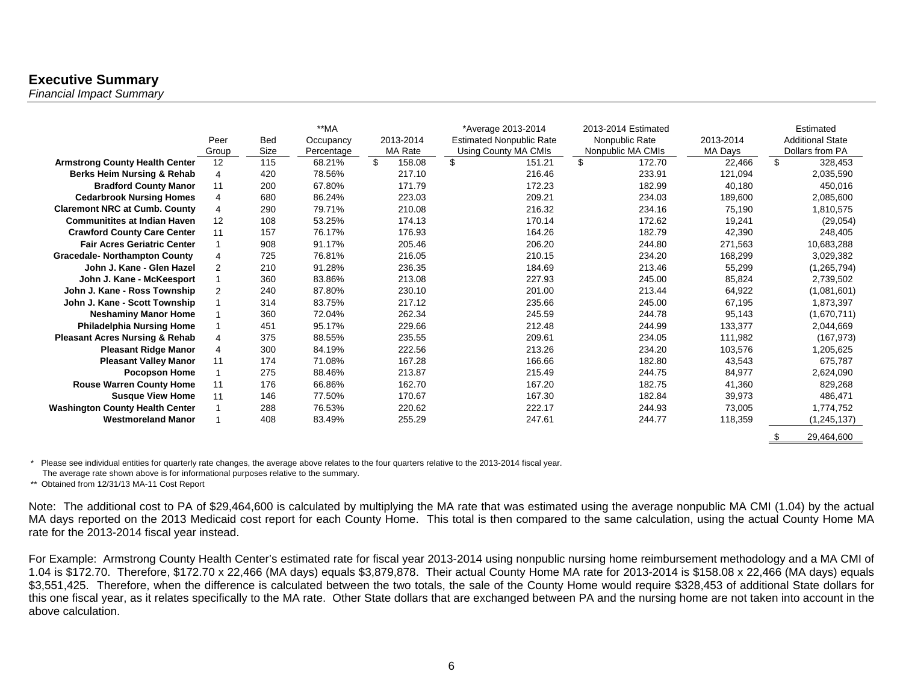## Executive Summary

*Financial Impact Summary*

| | Peer Group | Bed Size | **MA Occupancy Percentage | 2013-2014 MA Rate | *Average 2013-2014 Estimated Nonpublic Rate Using County MA CMIs | 2013-2014 Estimated Nonpublic Rate Nonpublic MA CMIs | 2013-2014 MA Days | Estimated Additional State Dollars from PA |
|---|---|---|---|---|---|---|---|---|
| **Armstrong County Health Center** | 12 | 115 | 68.21% | $ 158.08 | $ 151.21 | $ 172.70 | 22,466 | $ 328,453 |
| **Berks Heim Nursing & Rehab** | 4 | 420 | 78.56% | 217.10 | 216.46 | 233.91 | 121,094 | 2,035,590 |
| **Bradford County Manor** | 11 | 200 | 67.80% | 171.79 | 172.23 | 182.99 | 40,180 | 450,016 |
| **Cedarbrook Nursing Homes** | 4 | 680 | 86.24% | 223.03 | 209.21 | 234.03 | 189,600 | 2,085,600 |
| **Claremont NRC at Cumb. County** | 4 | 290 | 79.71% | 210.08 | 216.32 | 234.16 | 75,190 | 1,810,575 |
| **Communitites at Indian Haven** | 12 | 108 | 53.25% | 174.13 | 170.14 | 172.62 | 19,241 | (29,054) |
| **Crawford County Care Center** | 11 | 157 | 76.17% | 176.93 | 164.26 | 182.79 | 42,390 | 248,405 |
| **Fair Acres Geriatric Center** | 1 | 908 | 91.17% | 205.46 | 206.20 | 244.80 | 271,563 | 10,683,288 |
| **Gracedale- Northampton County** | 4 | 725 | 76.81% | 216.05 | 210.15 | 234.20 | 168,299 | 3,029,382 |
| **John J. Kane - Glen Hazel** | 2 | 210 | 91.28% | 236.35 | 184.69 | 213.46 | 55,299 | (1,265,794) |
| **John J. Kane - McKeesport** | 1 | 360 | 83.86% | 213.08 | 227.93 | 245.00 | 85,824 | 2,739,502 |
| **John J. Kane - Ross Township** | 2 | 240 | 87.80% | 230.10 | 201.00 | 213.44 | 64,922 | (1,081,601) |
| **John J. Kane - Scott Township** | 1 | 314 | 83.75% | 217.12 | 235.66 | 245.00 | 67,195 | 1,873,397 |
| **Neshaminy Manor Home** | 1 | 360 | 72.04% | 262.34 | 245.59 | 244.78 | 95,143 | (1,670,711) |
| **Philadelphia Nursing Home** | 1 | 451 | 95.17% | 229.66 | 212.48 | 244.99 | 133,377 | 2,044,669 |
| **Pleasant Acres Nursing & Rehab** | 4 | 375 | 88.55% | 235.55 | 209.61 | 234.05 | 111,982 | (167,973) |
| **Pleasant Ridge Manor** | 4 | 300 | 84.19% | 222.56 | 213.26 | 234.20 | 103,576 | 1,205,625 |
| **Pleasant Valley Manor** | 11 | 174 | 71.08% | 167.28 | 166.66 | 182.80 | 43,543 | 675,787 |
| **Pocopson Home** | 1 | 275 | 88.46% | 213.87 | 215.49 | 244.75 | 84,977 | 2,624,090 |
| **Rouse Warren County Home** | 11 | 176 | 66.86% | 162.70 | 167.20 | 182.75 | 41,360 | 829,268 |
| **Susque View Home** | 11 | 146 | 77.50% | 170.67 | 167.30 | 182.84 | 39,973 | 486,471 |
| **Washington County Health Center** | 1 | 288 | 76.53% | 220.62 | 222.17 | 244.93 | 73,005 | 1,774,752 |
| **Westmoreland Manor** | 1 | 408 | 83.49% | 255.29 | 247.61 | 244.77 | 118,359 | (1,245,137) |
| | | | | | | | | $ 29,464,600 |

\* Please see individual entities for quarterly rate changes, the average above relates to the four quarters relative to the 2013-2014 fiscal year.
The average rate shown above is for informational purposes relative to the summary.

\*\* Obtained from 12/31/13 MA-11 Cost Report

Note: The additional cost to PA of $29,464,600 is calculated by multiplying the MA rate that was estimated using the average nonpublic MA CMI (1.04) by the actual MA days reported on the 2013 Medicaid cost report for each County Home. This total is then compared to the same calculation, using the actual County Home MA rate for the 2013-2014 fiscal year instead.

For Example: Armstrong County Health Center's estimated rate for fiscal year 2013-2014 using nonpublic nursing home reimbursement methodology and a MA CMI of 1.04 is $172.70. Therefore, $172.70 x 22,466 (MA days) equals $3,879,878. Their actual County Home MA rate for 2013-2014 is $158.08 x 22,466 (MA days) equals $3,551,425. Therefore, when the difference is calculated between the two totals, the sale of the County Home would require $328,453 of additional State dollars for this one fiscal year, as it relates specifically to the MA rate. Other State dollars that are exchanged between PA and the nursing home are not taken into account in the above calculation.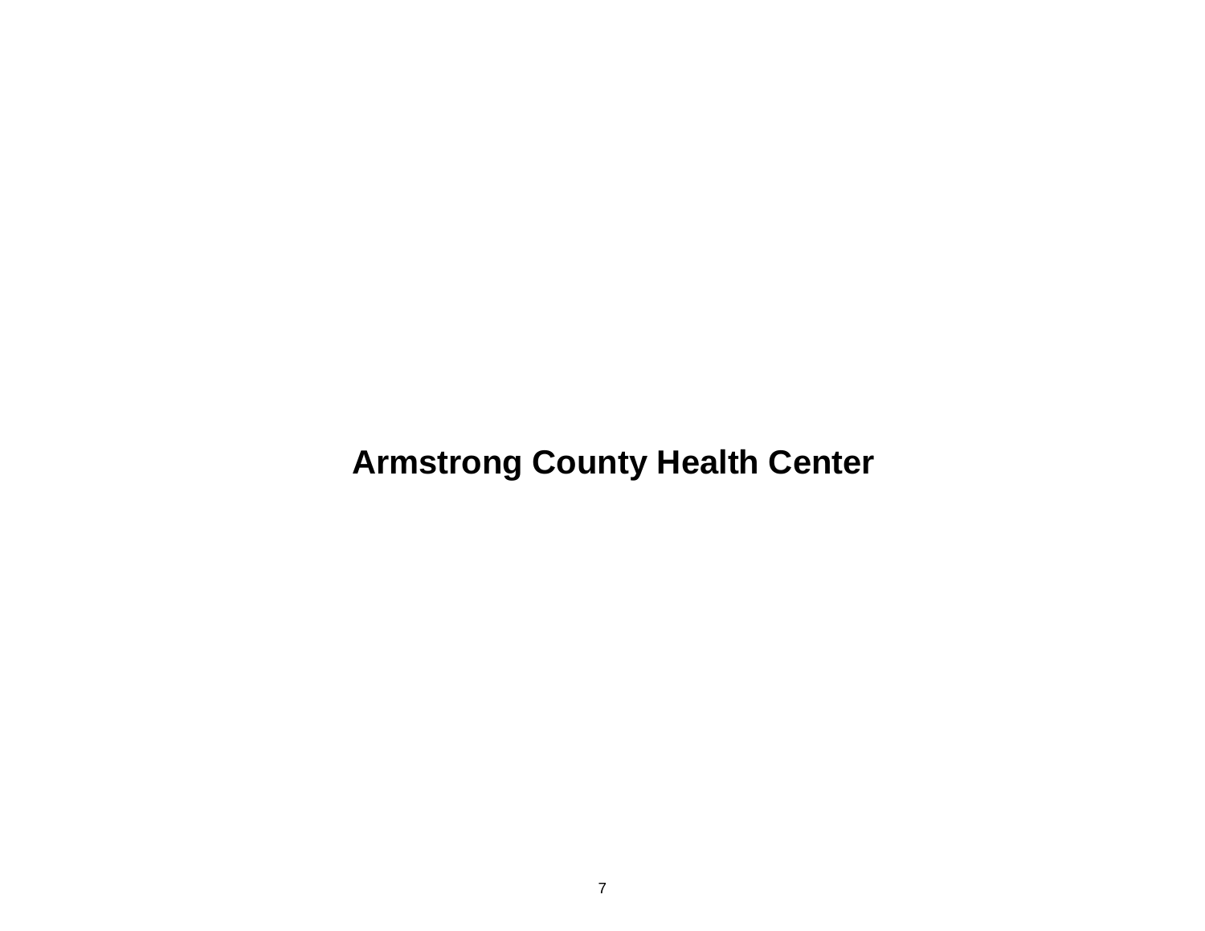# Armstrong County Health Center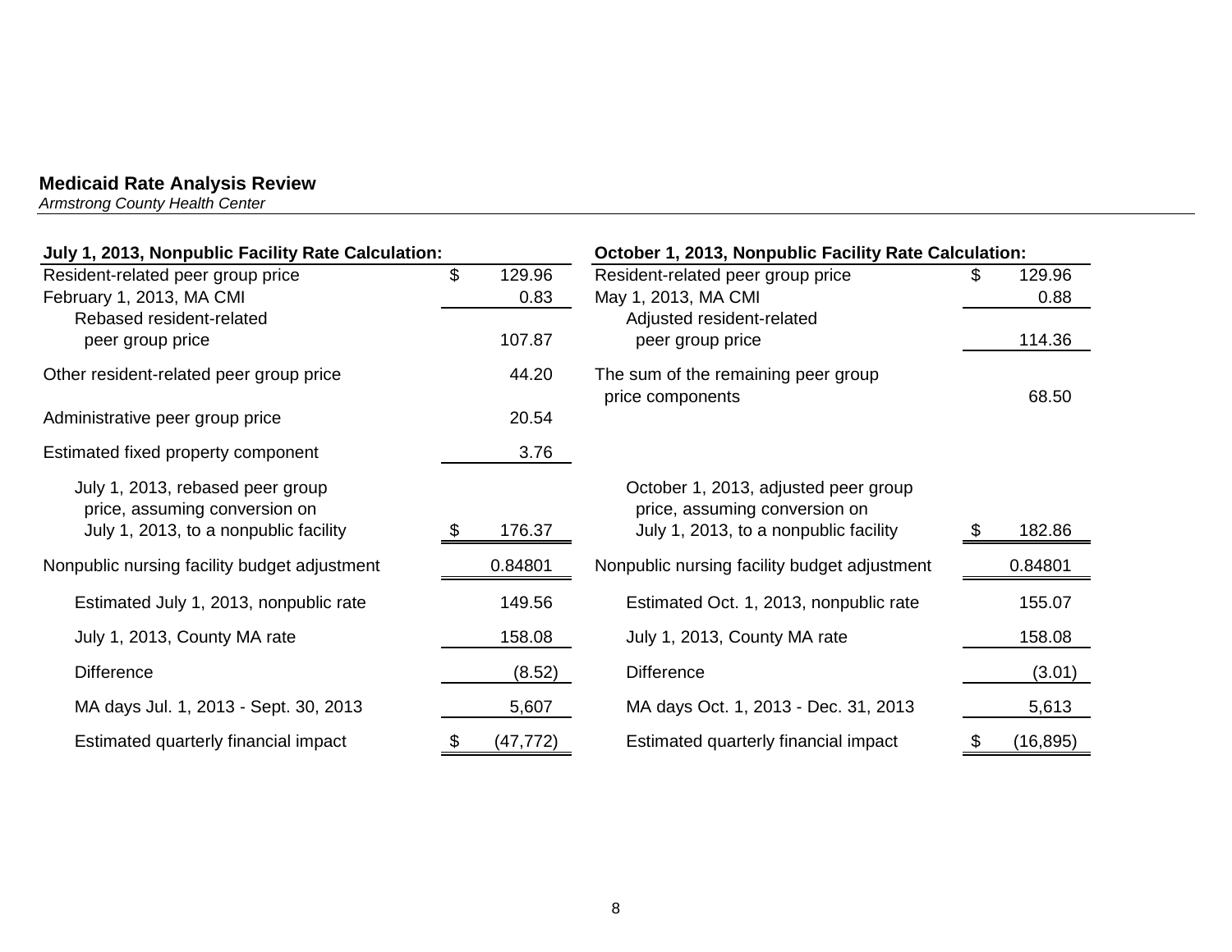**Medicaid Rate Analysis Review**
*Armstrong County Health Center*

| **July 1, 2013, Nonpublic Facility Rate Calculation:** | |
|---|---|
| Resident-related peer group price | $ 129.96 |
| February 1, 2013, MA CMI | 0.83 |
| Rebased resident-related peer group price | 107.87 |
| Other resident-related peer group price | 44.20 |
| Administrative peer group price | 20.54 |
| Estimated fixed property component | 3.76 |
| July 1, 2013, rebased peer group price, assuming conversion on July 1, 2013, to a nonpublic facility | $ 176.37 |
| Nonpublic nursing facility budget adjustment | 0.84801 |
| Estimated July 1, 2013, nonpublic rate | 149.56 |
| July 1, 2013, County MA rate | 158.08 |
| Difference | (8.52) |
| MA days Jul. 1, 2013 - Sept. 30, 2013 | 5,607 |
| Estimated quarterly financial impact | $ (47,772) |

| **October 1, 2013, Nonpublic Facility Rate Calculation:** | |
|---|---|
| Resident-related peer group price | $ 129.96 |
| May 1, 2013, MA CMI | 0.88 |
| Adjusted resident-related peer group price | 114.36 |
| The sum of the remaining peer group price components | 68.50 |
| October 1, 2013, adjusted peer group price, assuming conversion on July 1, 2013, to a nonpublic facility | $ 182.86 |
| Nonpublic nursing facility budget adjustment | 0.84801 |
| Estimated Oct. 1, 2013, nonpublic rate | 155.07 |
| July 1, 2013, County MA rate | 158.08 |
| Difference | (3.01) |
| MA days Oct. 1, 2013 - Dec. 31, 2013 | 5,613 |
| Estimated quarterly financial impact | $ (16,895) |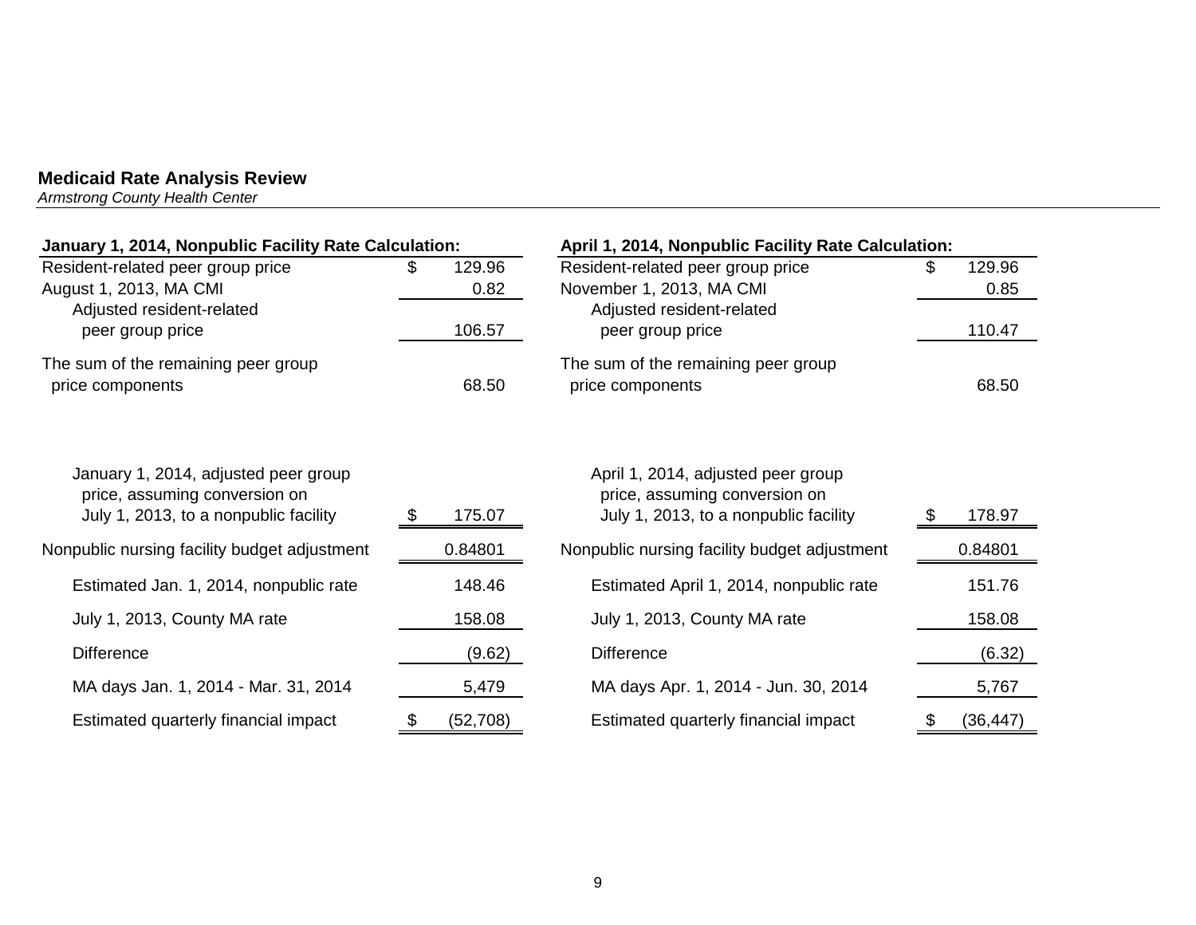**Medicaid Rate Analysis Review**
*Armstrong County Health Center*

| **January 1, 2014, Nonpublic Facility Rate Calculation:** | |
|---|---|
| Resident-related peer group price | $ 129.96 |
| August 1, 2013, MA CMI | 0.82 |
| Adjusted resident-related peer group price | 106.57 |
| The sum of the remaining peer group price components | 68.50 |
| January 1, 2014, adjusted peer group price, assuming conversion on July 1, 2013, to a nonpublic facility | $ 175.07 |
| Nonpublic nursing facility budget adjustment | 0.84801 |
| Estimated Jan. 1, 2014, nonpublic rate | 148.46 |
| July 1, 2013, County MA rate | 158.08 |
| Difference | (9.62) |
| MA days Jan. 1, 2014 - Mar. 31, 2014 | 5,479 |
| Estimated quarterly financial impact | $ (52,708) |

| **April 1, 2014, Nonpublic Facility Rate Calculation:** | |
|---|---|
| Resident-related peer group price | $ 129.96 |
| November 1, 2013, MA CMI | 0.85 |
| Adjusted resident-related peer group price | 110.47 |
| The sum of the remaining peer group price components | 68.50 |
| April 1, 2014, adjusted peer group price, assuming conversion on July 1, 2013, to a nonpublic facility | $ 178.97 |
| Nonpublic nursing facility budget adjustment | 0.84801 |
| Estimated April 1, 2014, nonpublic rate | 151.76 |
| July 1, 2013, County MA rate | 158.08 |
| Difference | (6.32) |
| MA days Apr. 1, 2014 - Jun. 30, 2014 | 5,767 |
| Estimated quarterly financial impact | $ (36,447) |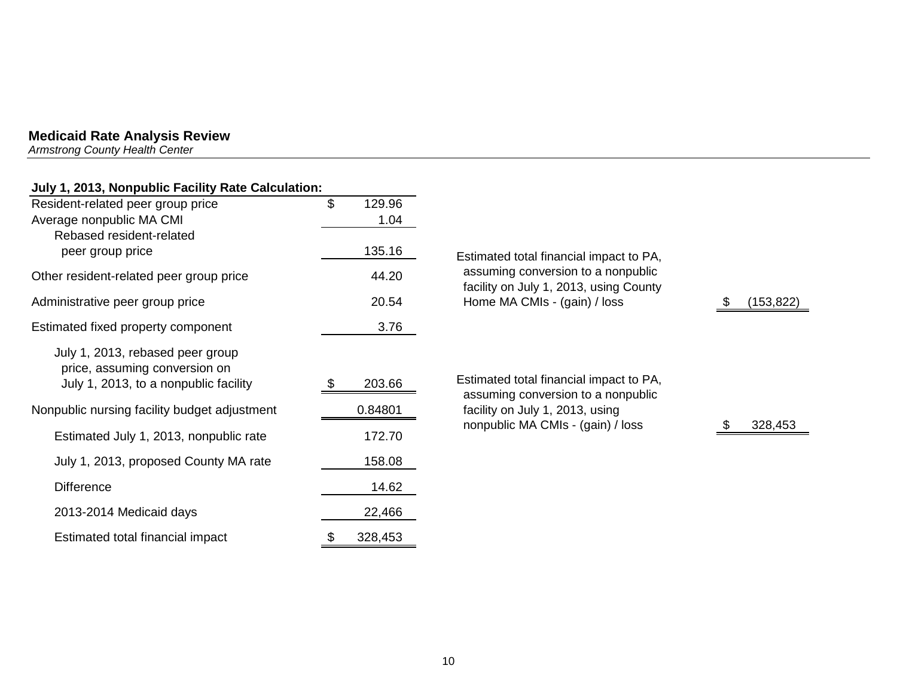## Medicaid Rate Analysis Review

*Armstrong County Health Center*

| July 1, 2013, Nonpublic Facility Rate Calculation: | |
|---|---|
| Resident-related peer group price | $ 129.96 |
| Average nonpublic MA CMI | 1.04 |
| Rebased resident-related peer group price | 135.16 |
| Other resident-related peer group price | 44.20 |
| Administrative peer group price | 20.54 |
| Estimated fixed property component | 3.76 |
| July 1, 2013, rebased peer group price, assuming conversion on July 1, 2013, to a nonpublic facility | $ 203.66 |
| Nonpublic nursing facility budget adjustment | 0.84801 |
| Estimated July 1, 2013, nonpublic rate | 172.70 |
| July 1, 2013, proposed County MA rate | 158.08 |
| Difference | 14.62 |
| 2013-2014 Medicaid days | 22,466 |
| Estimated total financial impact | $ 328,453 |

| | |
|---|---|
| Estimated total financial impact to PA, assuming conversion to a nonpublic facility on July 1, 2013, using County Home MA CMIs - (gain) / loss | $ (153,822) |
| Estimated total financial impact to PA, assuming conversion to a nonpublic facility on July 1, 2013, using nonpublic MA CMIs - (gain) / loss | $ 328,453 |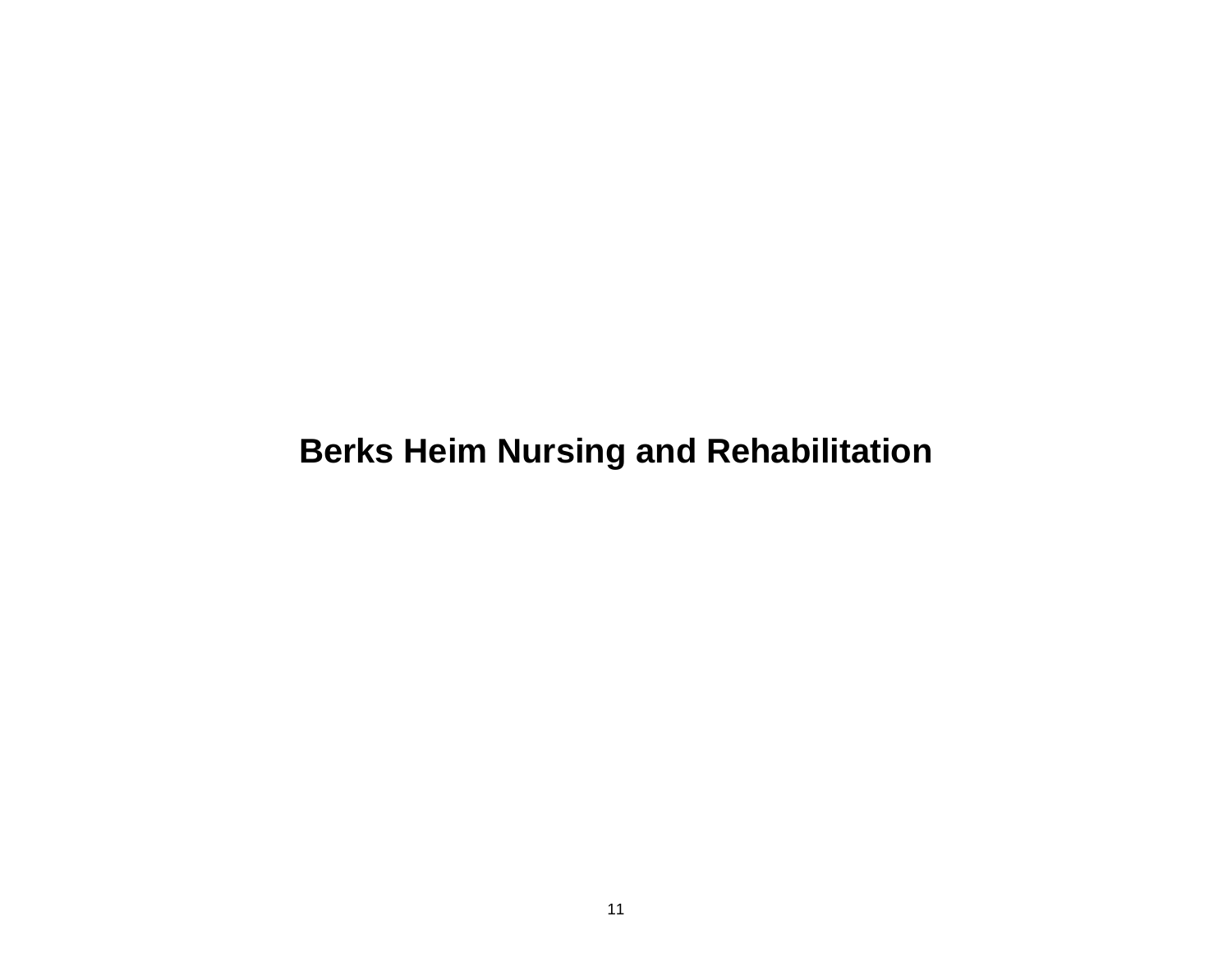# Berks Heim Nursing and Rehabilitation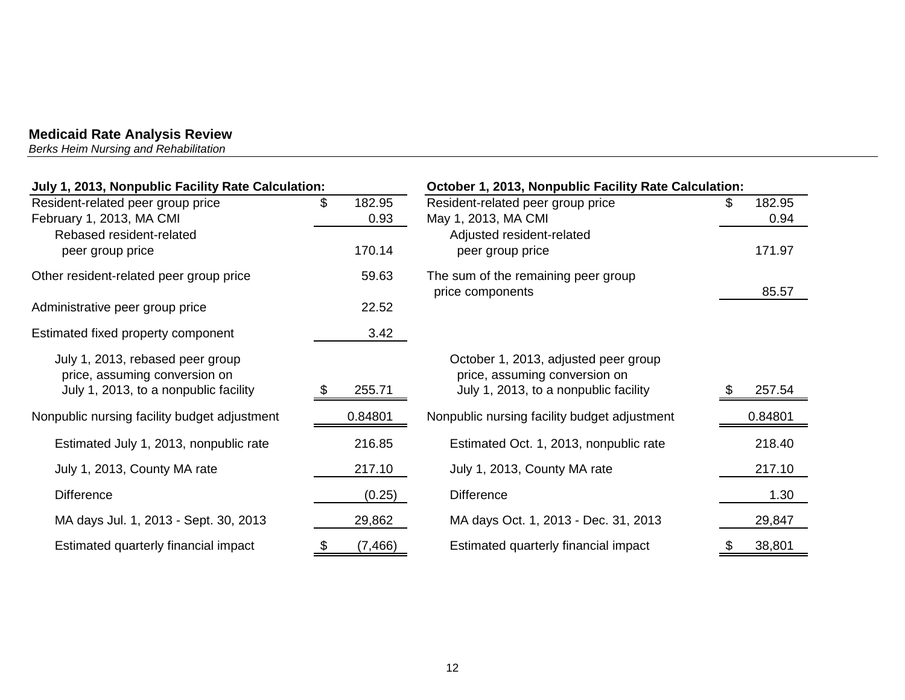## Medicaid Rate Analysis Review

*Berks Heim Nursing and Rehabilitation*

| July 1, 2013, Nonpublic Facility Rate Calculation: | |
|---|---|
| Resident-related peer group price | $ 182.95 |
| February 1, 2013, MA CMI | 0.93 |
| Rebased resident-related peer group price | 170.14 |
| Other resident-related peer group price | 59.63 |
| Administrative peer group price | 22.52 |
| Estimated fixed property component | 3.42 |
| July 1, 2013, rebased peer group price, assuming conversion on July 1, 2013, to a nonpublic facility | $ 255.71 |
| Nonpublic nursing facility budget adjustment | 0.84801 |
| Estimated July 1, 2013, nonpublic rate | 216.85 |
| July 1, 2013, County MA rate | 217.10 |
| Difference | (0.25) |
| MA days Jul. 1, 2013 - Sept. 30, 2013 | 29,862 |
| Estimated quarterly financial impact | $ (7,466) |

| October 1, 2013, Nonpublic Facility Rate Calculation: | |
|---|---|
| Resident-related peer group price | $ 182.95 |
| May 1, 2013, MA CMI | 0.94 |
| Adjusted resident-related peer group price | 171.97 |
| The sum of the remaining peer group price components | 85.57 |
| October 1, 2013, adjusted peer group price, assuming conversion on July 1, 2013, to a nonpublic facility | $ 257.54 |
| Nonpublic nursing facility budget adjustment | 0.84801 |
| Estimated Oct. 1, 2013, nonpublic rate | 218.40 |
| July 1, 2013, County MA rate | 217.10 |
| Difference | 1.30 |
| MA days Oct. 1, 2013 - Dec. 31, 2013 | 29,847 |
| Estimated quarterly financial impact | $ 38,801 |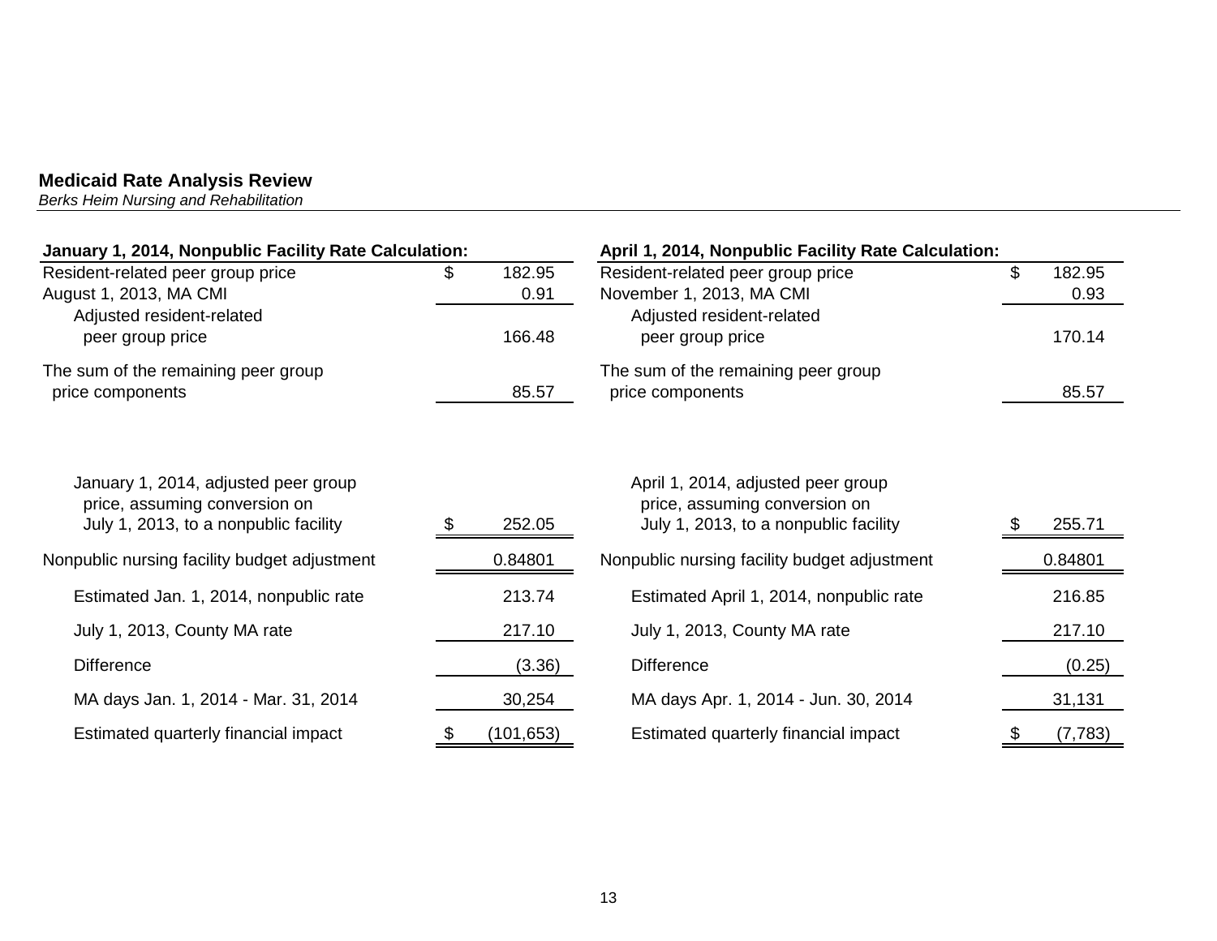**Medicaid Rate Analysis Review**
*Berks Heim Nursing and Rehabilitation*

| **January 1, 2014, Nonpublic Facility Rate Calculation:** | |
|---|---|
| Resident-related peer group price | $ 182.95 |
| August 1, 2013, MA CMI | 0.91 |
| Adjusted resident-related peer group price | 166.48 |
| The sum of the remaining peer group price components | 85.57 |
| January 1, 2014, adjusted peer group price, assuming conversion on July 1, 2013, to a nonpublic facility | $ 252.05 |
| Nonpublic nursing facility budget adjustment | 0.84801 |
| Estimated Jan. 1, 2014, nonpublic rate | 213.74 |
| July 1, 2013, County MA rate | 217.10 |
| Difference | (3.36) |
| MA days Jan. 1, 2014 - Mar. 31, 2014 | 30,254 |
| Estimated quarterly financial impact | $ (101,653) |

| **April 1, 2014, Nonpublic Facility Rate Calculation:** | |
|---|---|
| Resident-related peer group price | $ 182.95 |
| November 1, 2013, MA CMI | 0.93 |
| Adjusted resident-related peer group price | 170.14 |
| The sum of the remaining peer group price components | 85.57 |
| April 1, 2014, adjusted peer group price, assuming conversion on July 1, 2013, to a nonpublic facility | $ 255.71 |
| Nonpublic nursing facility budget adjustment | 0.84801 |
| Estimated April 1, 2014, nonpublic rate | 216.85 |
| July 1, 2013, County MA rate | 217.10 |
| Difference | (0.25) |
| MA days Apr. 1, 2014 - Jun. 30, 2014 | 31,131 |
| Estimated quarterly financial impact | $ (7,783) |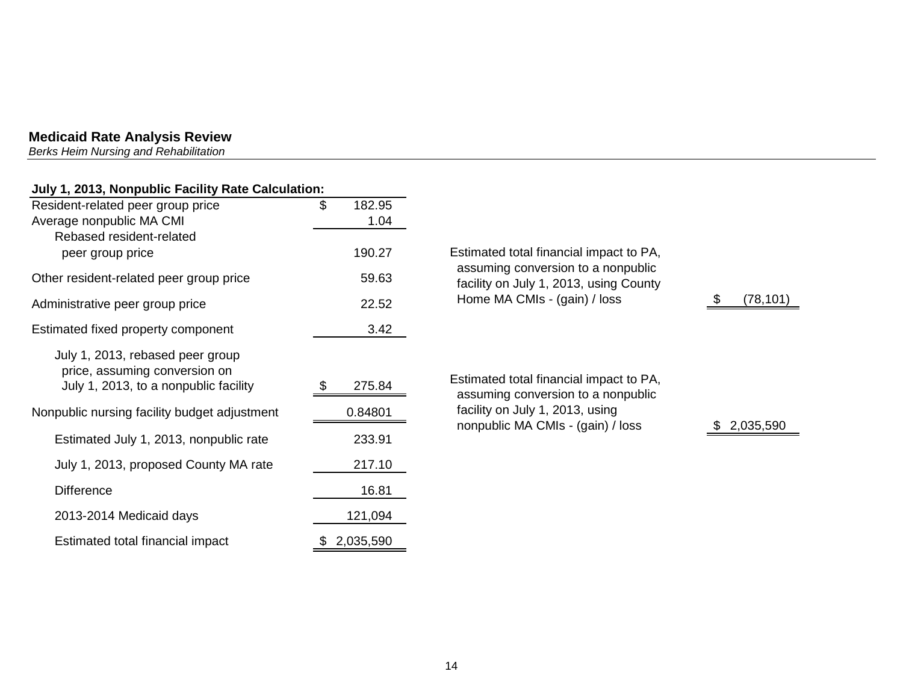## Medicaid Rate Analysis Review

*Berks Heim Nursing and Rehabilitation*

| **July 1, 2013, Nonpublic Facility Rate Calculation:** | |
|---|---|
| Resident-related peer group price | $ 182.95 |
| Average nonpublic MA CMI | 1.04 |
| Rebased resident-related peer group price | 190.27 |
| Other resident-related peer group price | 59.63 |
| Administrative peer group price | 22.52 |
| Estimated fixed property component | 3.42 |
| July 1, 2013, rebased peer group price, assuming conversion on July 1, 2013, to a nonpublic facility | $ 275.84 |
| Nonpublic nursing facility budget adjustment | 0.84801 |
| Estimated July 1, 2013, nonpublic rate | 233.91 |
| July 1, 2013, proposed County MA rate | 217.10 |
| Difference | 16.81 |
| 2013-2014 Medicaid days | 121,094 |
| Estimated total financial impact | $ 2,035,590 |

| | |
|---|---|
| Estimated total financial impact to PA, assuming conversion to a nonpublic facility on July 1, 2013, using County Home MA CMIs - (gain) / loss | $ (78,101) |
| Estimated total financial impact to PA, assuming conversion to a nonpublic facility on July 1, 2013, using nonpublic MA CMIs - (gain) / loss | $ 2,035,590 |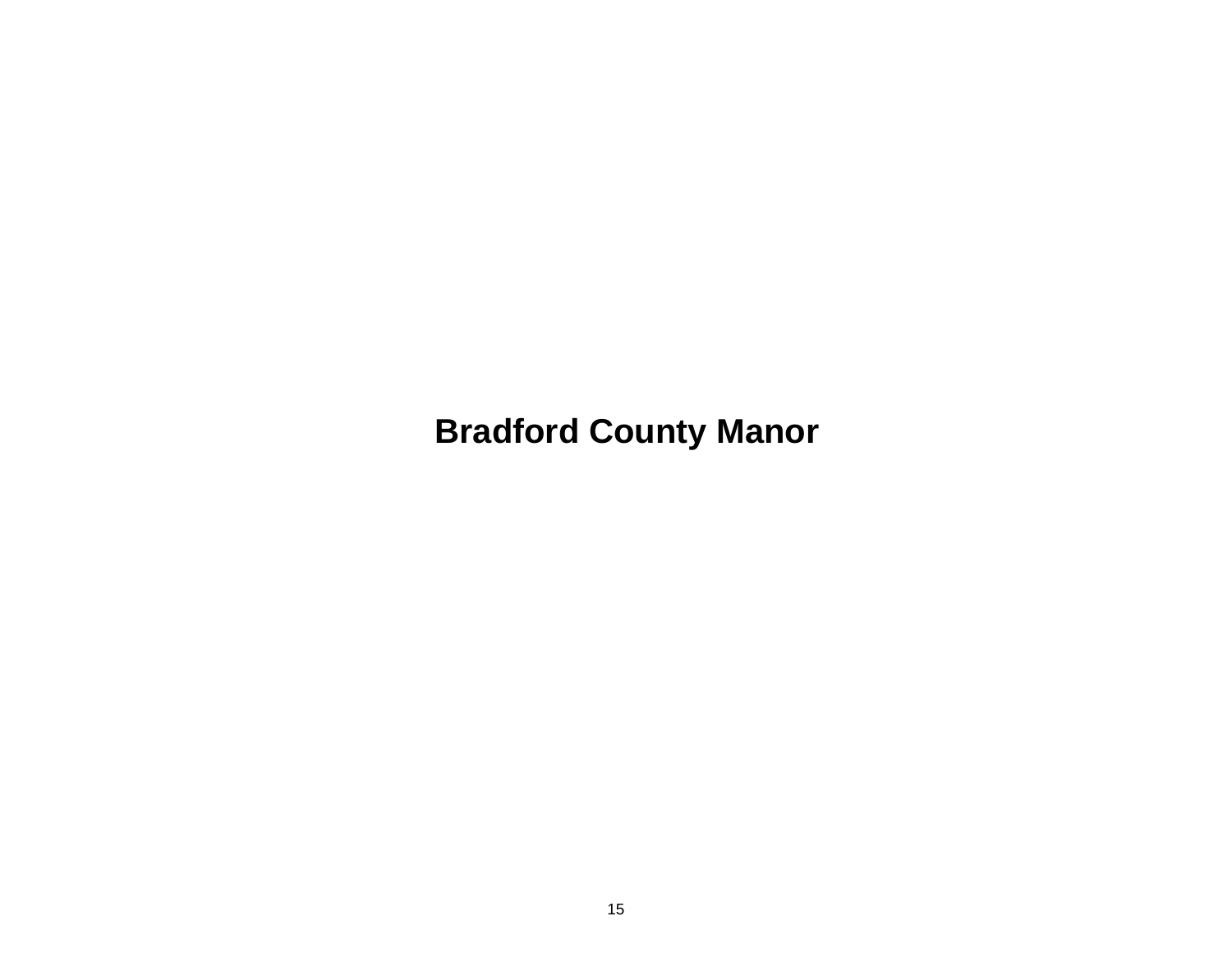# Bradford County Manor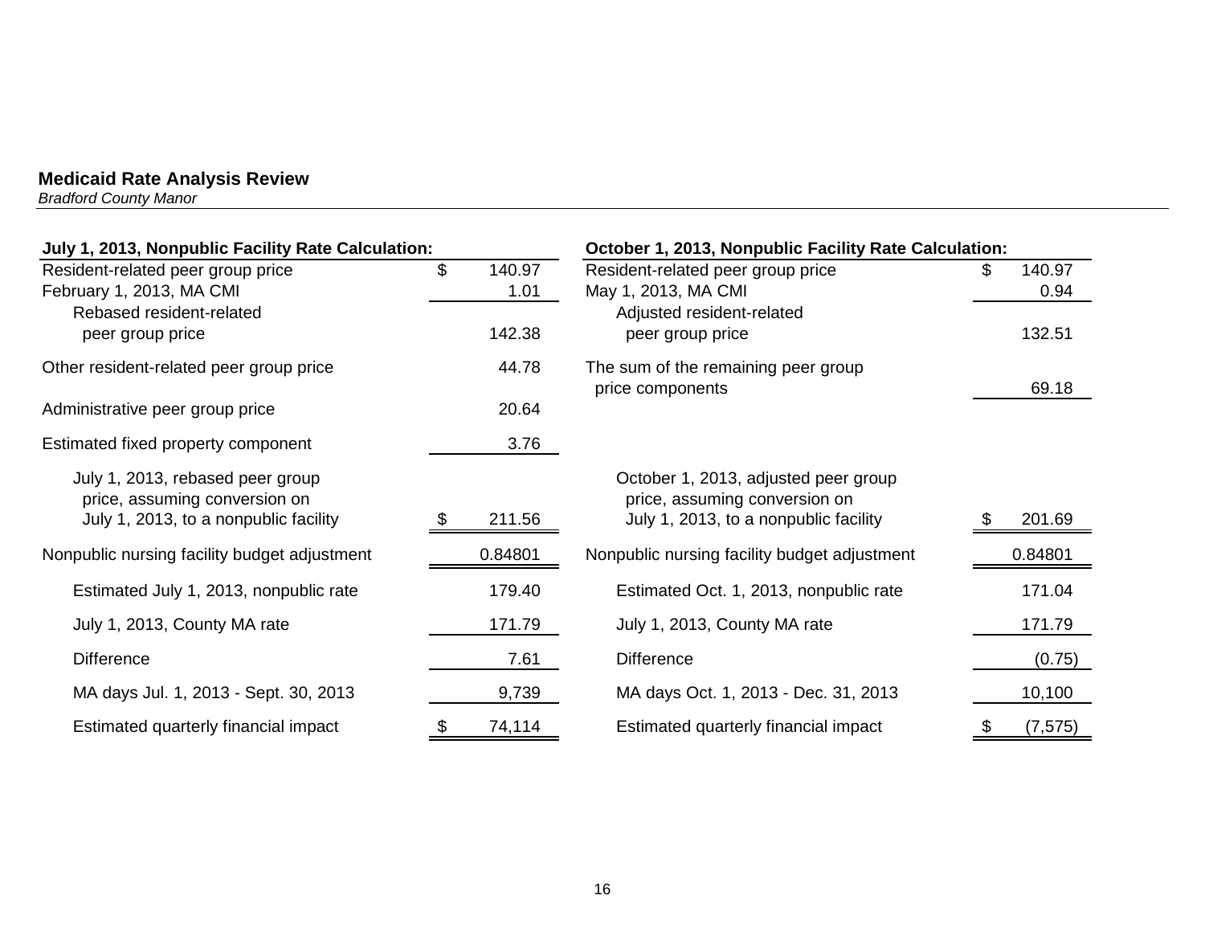## Medicaid Rate Analysis Review

*Bradford County Manor*

| July 1, 2013, Nonpublic Facility Rate Calculation: | |
|---|---|
| Resident-related peer group price | $ 140.97 |
| February 1, 2013, MA CMI | 1.01 |
| Rebased resident-related peer group price | 142.38 |
| Other resident-related peer group price | 44.78 |
| Administrative peer group price | 20.64 |
| Estimated fixed property component | 3.76 |
| July 1, 2013, rebased peer group price, assuming conversion on July 1, 2013, to a nonpublic facility | $ 211.56 |
| Nonpublic nursing facility budget adjustment | 0.84801 |
| Estimated July 1, 2013, nonpublic rate | 179.40 |
| July 1, 2013, County MA rate | 171.79 |
| Difference | 7.61 |
| MA days Jul. 1, 2013 - Sept. 30, 2013 | 9,739 |
| Estimated quarterly financial impact | $ 74,114 |

| October 1, 2013, Nonpublic Facility Rate Calculation: | |
|---|---|
| Resident-related peer group price | $ 140.97 |
| May 1, 2013, MA CMI | 0.94 |
| Adjusted resident-related peer group price | 132.51 |
| The sum of the remaining peer group price components | 69.18 |
| October 1, 2013, adjusted peer group price, assuming conversion on July 1, 2013, to a nonpublic facility | $ 201.69 |
| Nonpublic nursing facility budget adjustment | 0.84801 |
| Estimated Oct. 1, 2013, nonpublic rate | 171.04 |
| July 1, 2013, County MA rate | 171.79 |
| Difference | (0.75) |
| MA days Oct. 1, 2013 - Dec. 31, 2013 | 10,100 |
| Estimated quarterly financial impact | $ (7,575) |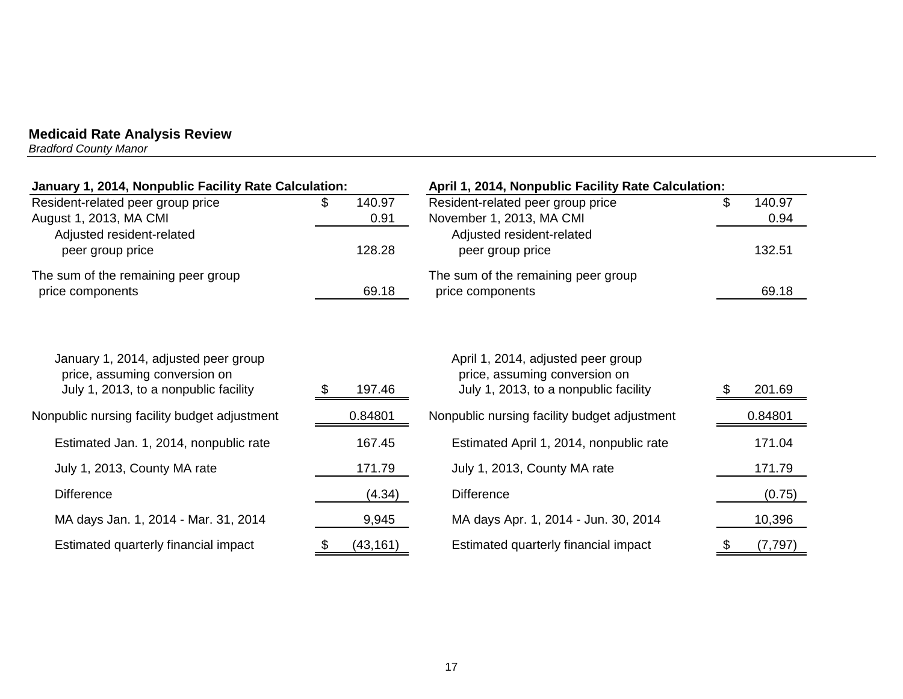## Medicaid Rate Analysis Review

*Bradford County Manor*

| **January 1, 2014, Nonpublic Facility Rate Calculation:** | |
|---|---|
| Resident-related peer group price | $ 140.97 |
| August 1, 2013, MA CMI | 0.91 |
| Adjusted resident-related peer group price | 128.28 |
| The sum of the remaining peer group price components | 69.18 |
| January 1, 2014, adjusted peer group price, assuming conversion on July 1, 2013, to a nonpublic facility | $ 197.46 |
| Nonpublic nursing facility budget adjustment | 0.84801 |
| Estimated Jan. 1, 2014, nonpublic rate | 167.45 |
| July 1, 2013, County MA rate | 171.79 |
| Difference | (4.34) |
| MA days Jan. 1, 2014 - Mar. 31, 2014 | 9,945 |
| Estimated quarterly financial impact | $ (43,161) |

| **April 1, 2014, Nonpublic Facility Rate Calculation:** | |
|---|---|
| Resident-related peer group price | $ 140.97 |
| November 1, 2013, MA CMI | 0.94 |
| Adjusted resident-related peer group price | 132.51 |
| The sum of the remaining peer group price components | 69.18 |
| April 1, 2014, adjusted peer group price, assuming conversion on July 1, 2013, to a nonpublic facility | $ 201.69 |
| Nonpublic nursing facility budget adjustment | 0.84801 |
| Estimated April 1, 2014, nonpublic rate | 171.04 |
| July 1, 2013, County MA rate | 171.79 |
| Difference | (0.75) |
| MA days Apr. 1, 2014 - Jun. 30, 2014 | 10,396 |
| Estimated quarterly financial impact | $ (7,797) |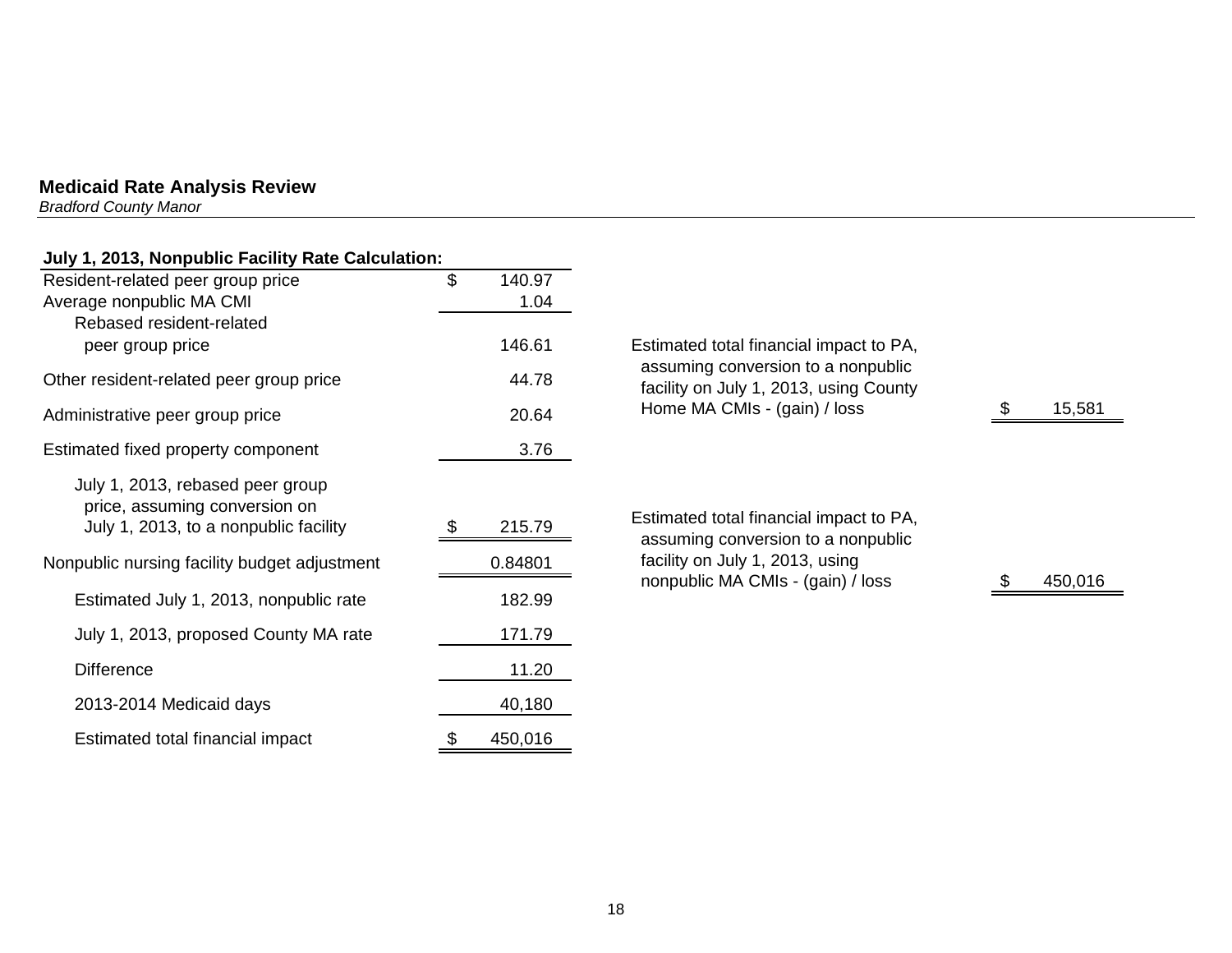## Medicaid Rate Analysis Review

*Bradford County Manor*

| July 1, 2013, Nonpublic Facility Rate Calculation: | |
|---|---|
| Resident-related peer group price | $ 140.97 |
| Average nonpublic MA CMI | 1.04 |
| Rebased resident-related peer group price | 146.61 |
| Other resident-related peer group price | 44.78 |
| Administrative peer group price | 20.64 |
| Estimated fixed property component | 3.76 |
| July 1, 2013, rebased peer group price, assuming conversion on July 1, 2013, to a nonpublic facility | $ 215.79 |
| Nonpublic nursing facility budget adjustment | 0.84801 |
| Estimated July 1, 2013, nonpublic rate | 182.99 |
| July 1, 2013, proposed County MA rate | 171.79 |
| Difference | 11.20 |
| 2013-2014 Medicaid days | 40,180 |
| Estimated total financial impact | $ 450,016 |

| | |
|---|---|
| Estimated total financial impact to PA, assuming conversion to a nonpublic facility on July 1, 2013, using County Home MA CMIs - (gain) / loss | $ 15,581 |
| Estimated total financial impact to PA, assuming conversion to a nonpublic facility on July 1, 2013, using nonpublic MA CMIs - (gain) / loss | $ 450,016 |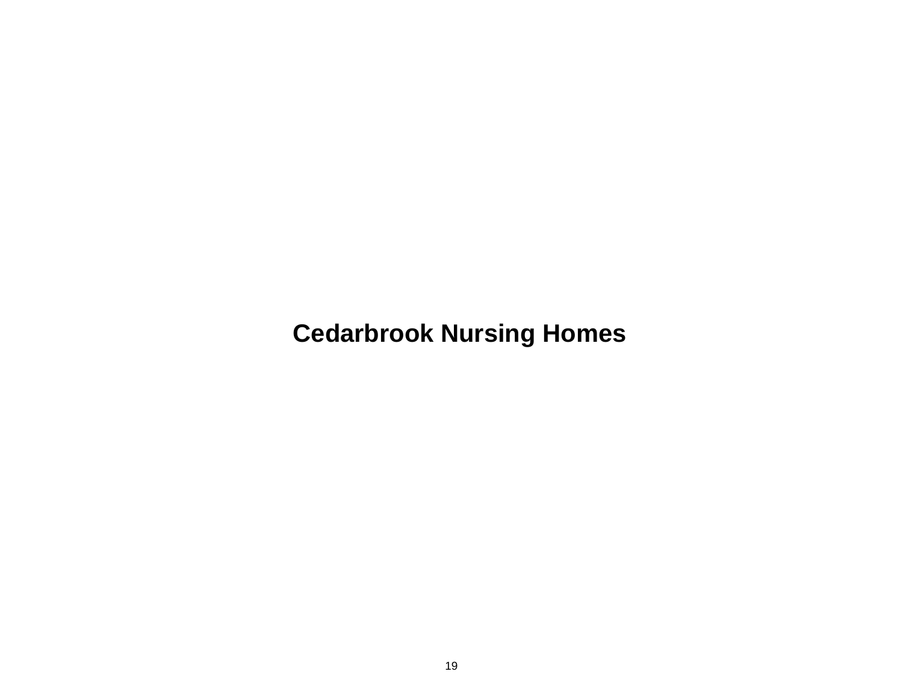# Cedarbrook Nursing Homes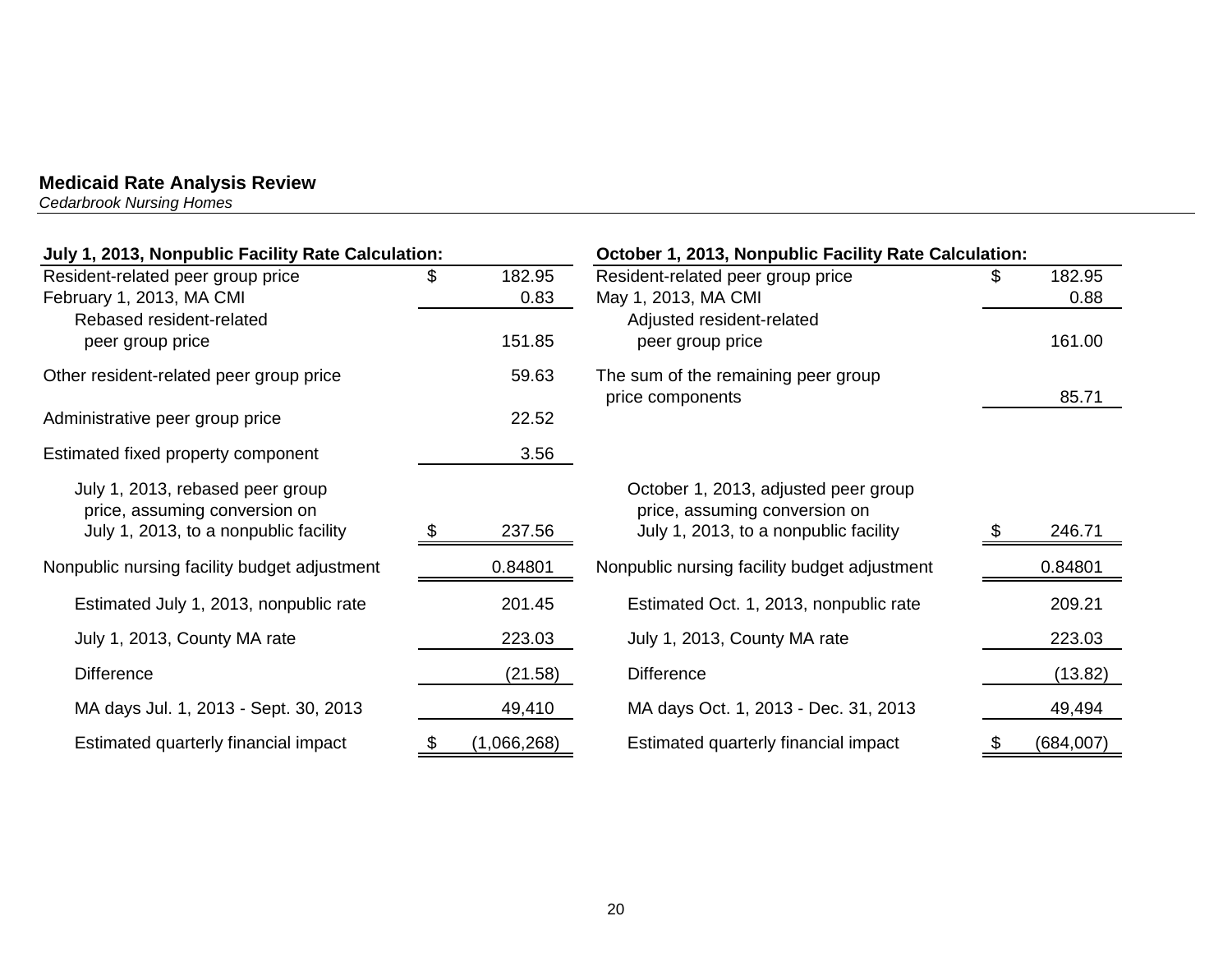**Medicaid Rate Analysis Review**
*Cedarbrook Nursing Homes*

| July 1, 2013, Nonpublic Facility Rate Calculation: | |
|---|---|
| Resident-related peer group price | $ 182.95 |
| February 1, 2013, MA CMI | 0.83 |
| Rebased resident-related peer group price | 151.85 |
| Other resident-related peer group price | 59.63 |
| Administrative peer group price | 22.52 |
| Estimated fixed property component | 3.56 |
| July 1, 2013, rebased peer group price, assuming conversion on July 1, 2013, to a nonpublic facility | $ 237.56 |
| Nonpublic nursing facility budget adjustment | 0.84801 |
| Estimated July 1, 2013, nonpublic rate | 201.45 |
| July 1, 2013, County MA rate | 223.03 |
| Difference | (21.58) |
| MA days Jul. 1, 2013 - Sept. 30, 2013 | 49,410 |
| Estimated quarterly financial impact | $ (1,066,268) |

| October 1, 2013, Nonpublic Facility Rate Calculation: | |
|---|---|
| Resident-related peer group price | $ 182.95 |
| May 1, 2013, MA CMI | 0.88 |
| Adjusted resident-related peer group price | 161.00 |
| The sum of the remaining peer group price components | 85.71 |
| October 1, 2013, adjusted peer group price, assuming conversion on July 1, 2013, to a nonpublic facility | $ 246.71 |
| Nonpublic nursing facility budget adjustment | 0.84801 |
| Estimated Oct. 1, 2013, nonpublic rate | 209.21 |
| July 1, 2013, County MA rate | 223.03 |
| Difference | (13.82) |
| MA days Oct. 1, 2013 - Dec. 31, 2013 | 49,494 |
| Estimated quarterly financial impact | $ (684,007) |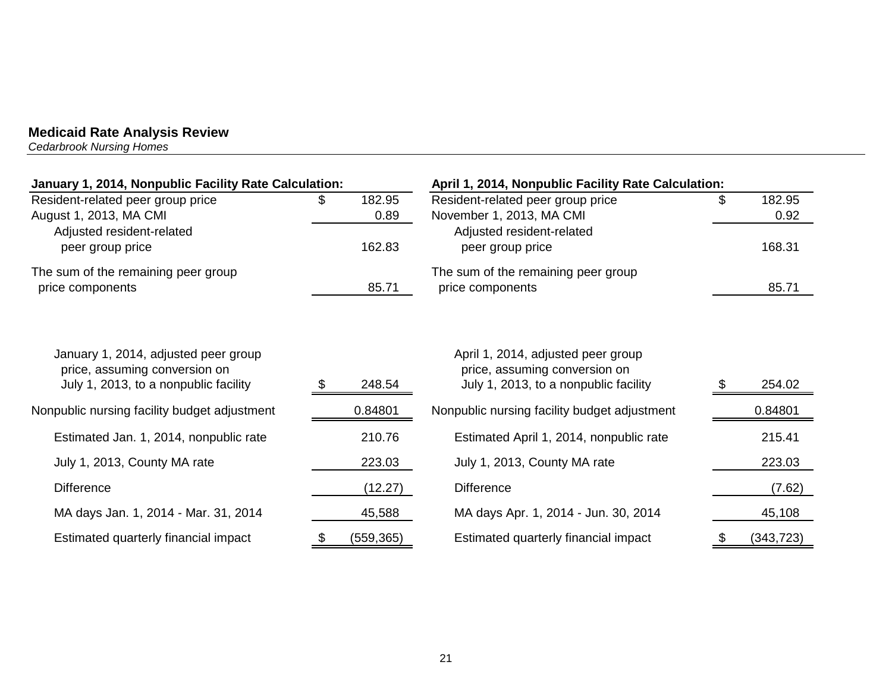**Medicaid Rate Analysis Review**
*Cedarbrook Nursing Homes*

| **January 1, 2014, Nonpublic Facility Rate Calculation:** | |
|---|---|
| Resident-related peer group price | $ 182.95 |
| August 1, 2013, MA CMI | 0.89 |
| Adjusted resident-related peer group price | 162.83 |
| The sum of the remaining peer group price components | 85.71 |
| January 1, 2014, adjusted peer group price, assuming conversion on July 1, 2013, to a nonpublic facility | $ 248.54 |
| Nonpublic nursing facility budget adjustment | 0.84801 |
| Estimated Jan. 1, 2014, nonpublic rate | 210.76 |
| July 1, 2013, County MA rate | 223.03 |
| Difference | (12.27) |
| MA days Jan. 1, 2014 - Mar. 31, 2014 | 45,588 |
| Estimated quarterly financial impact | $ (559,365) |

| **April 1, 2014, Nonpublic Facility Rate Calculation:** | |
|---|---|
| Resident-related peer group price | $ 182.95 |
| November 1, 2013, MA CMI | 0.92 |
| Adjusted resident-related peer group price | 168.31 |
| The sum of the remaining peer group price components | 85.71 |
| April 1, 2014, adjusted peer group price, assuming conversion on July 1, 2013, to a nonpublic facility | $ 254.02 |
| Nonpublic nursing facility budget adjustment | 0.84801 |
| Estimated April 1, 2014, nonpublic rate | 215.41 |
| July 1, 2013, County MA rate | 223.03 |
| Difference | (7.62) |
| MA days Apr. 1, 2014 - Jun. 30, 2014 | 45,108 |
| Estimated quarterly financial impact | $ (343,723) |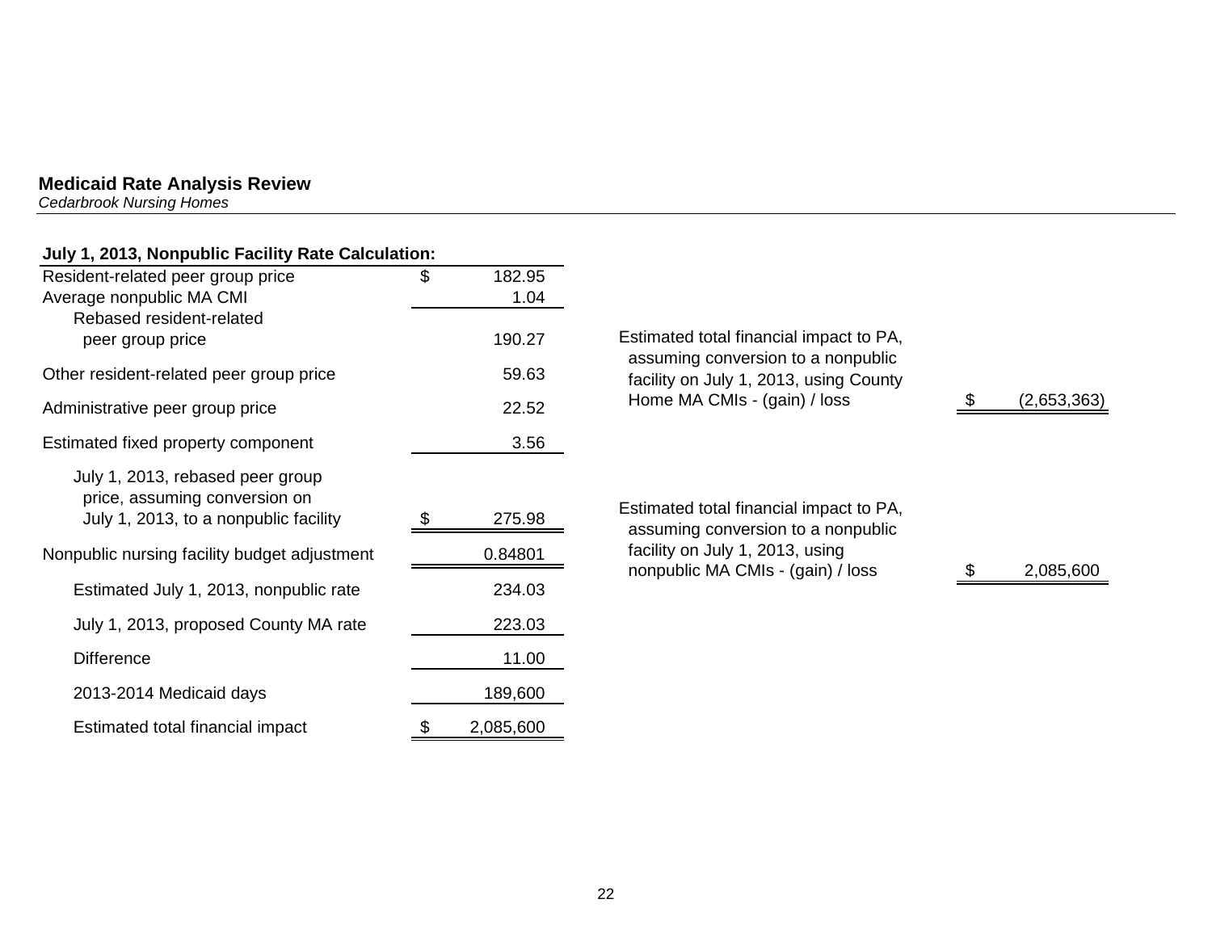**Medicaid Rate Analysis Review**
*Cedarbrook Nursing Homes*

| **July 1, 2013, Nonpublic Facility Rate Calculation:** | |
|---|---|
| Resident-related peer group price | $ 182.95 |
| Average nonpublic MA CMI | 1.04 |
| Rebased resident-related peer group price | 190.27 |
| Other resident-related peer group price | 59.63 |
| Administrative peer group price | 22.52 |
| Estimated fixed property component | 3.56 |
| July 1, 2013, rebased peer group price, assuming conversion on July 1, 2013, to a nonpublic facility | $ 275.98 |
| Nonpublic nursing facility budget adjustment | 0.84801 |
| Estimated July 1, 2013, nonpublic rate | 234.03 |
| July 1, 2013, proposed County MA rate | 223.03 |
| Difference | 11.00 |
| 2013-2014 Medicaid days | 189,600 |
| Estimated total financial impact | $ 2,085,600 |

| | |
|---|---|
| Estimated total financial impact to PA, assuming conversion to a nonpublic facility on July 1, 2013, using County Home MA CMIs - (gain) / loss | $ (2,653,363) |
| Estimated total financial impact to PA, assuming conversion to a nonpublic facility on July 1, 2013, using nonpublic MA CMIs - (gain) / loss | $ 2,085,600 |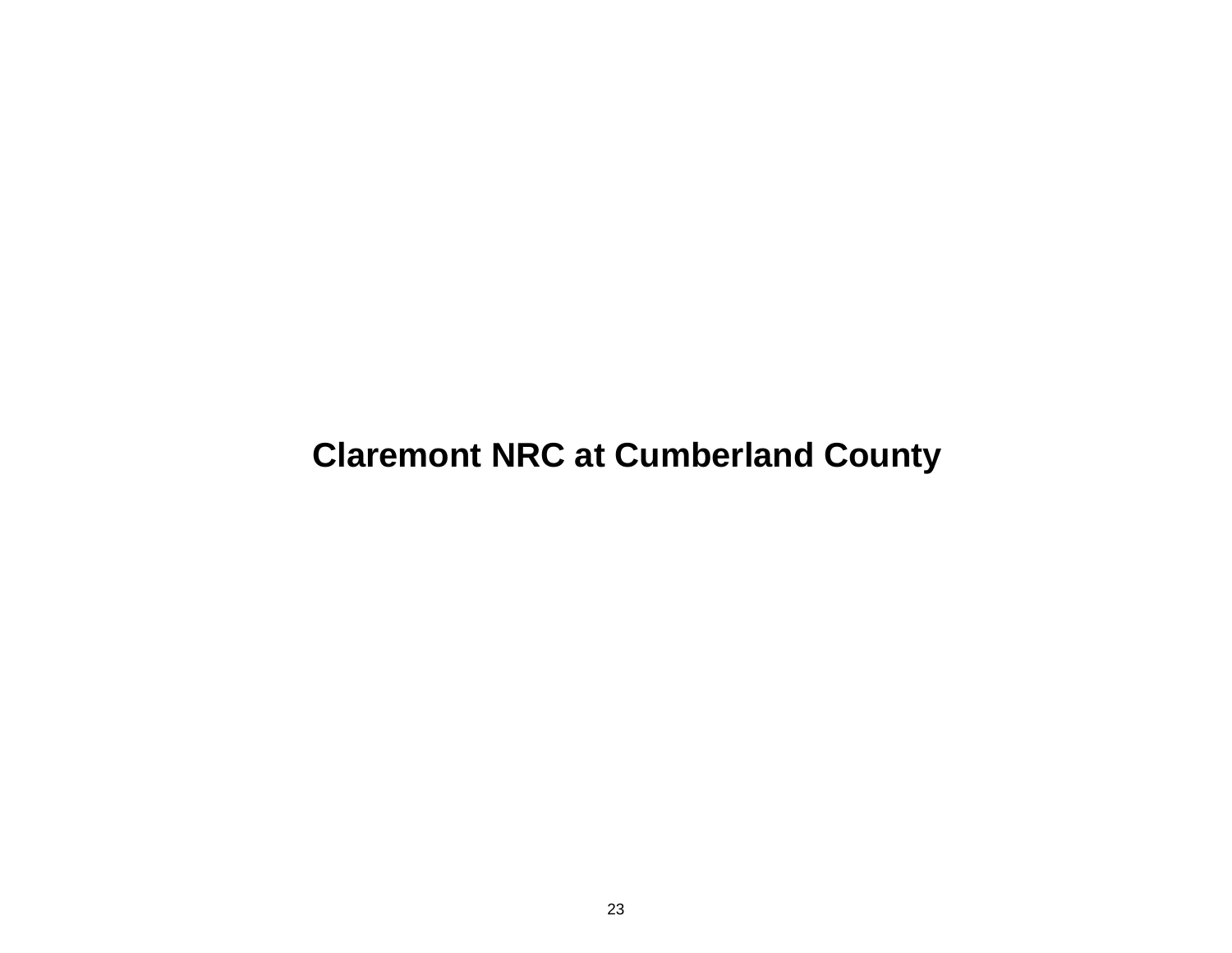# Claremont NRC at Cumberland County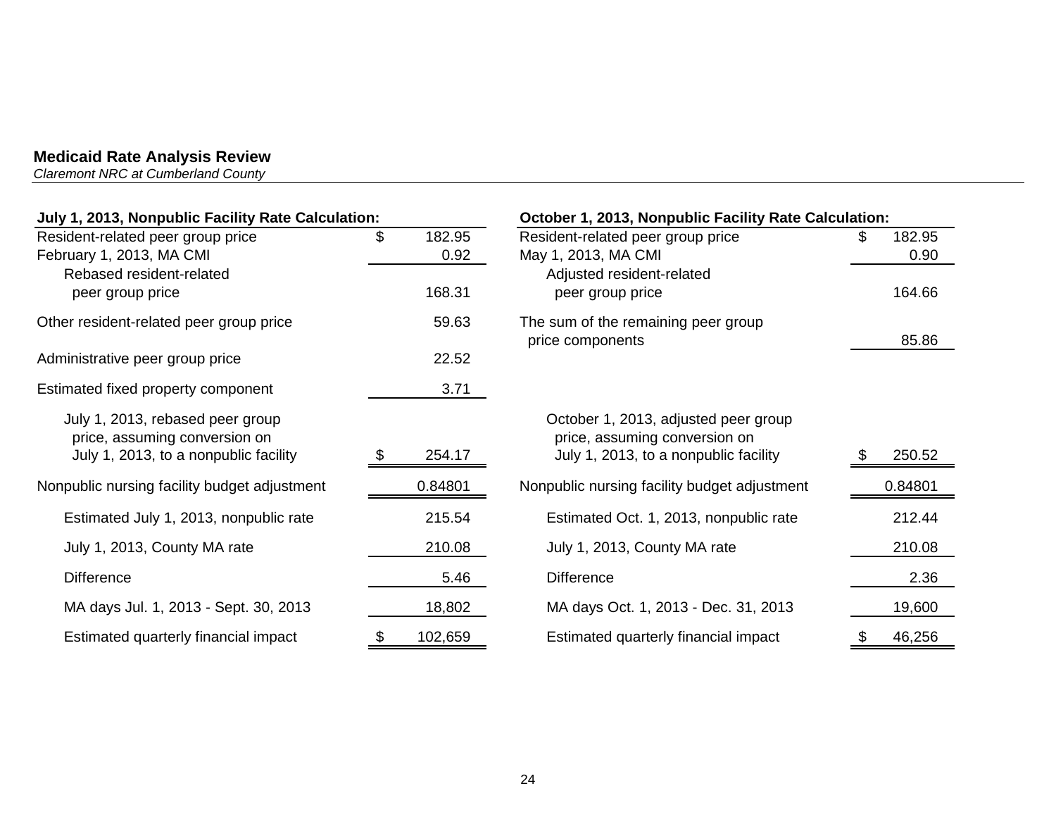**Medicaid Rate Analysis Review**
*Claremont NRC at Cumberland County*

| July 1, 2013, Nonpublic Facility Rate Calculation: | |
|---|---|
| Resident-related peer group price | $ 182.95 |
| February 1, 2013, MA CMI | 0.92 |
| Rebased resident-related peer group price | 168.31 |
| Other resident-related peer group price | 59.63 |
| Administrative peer group price | 22.52 |
| Estimated fixed property component | 3.71 |
| July 1, 2013, rebased peer group price, assuming conversion on July 1, 2013, to a nonpublic facility | $ 254.17 |
| Nonpublic nursing facility budget adjustment | 0.84801 |
| Estimated July 1, 2013, nonpublic rate | 215.54 |
| July 1, 2013, County MA rate | 210.08 |
| Difference | 5.46 |
| MA days Jul. 1, 2013 - Sept. 30, 2013 | 18,802 |
| Estimated quarterly financial impact | $ 102,659 |

| October 1, 2013, Nonpublic Facility Rate Calculation: | |
|---|---|
| Resident-related peer group price | $ 182.95 |
| May 1, 2013, MA CMI | 0.90 |
| Adjusted resident-related peer group price | 164.66 |
| The sum of the remaining peer group price components | 85.86 |
| October 1, 2013, adjusted peer group price, assuming conversion on July 1, 2013, to a nonpublic facility | $ 250.52 |
| Nonpublic nursing facility budget adjustment | 0.84801 |
| Estimated Oct. 1, 2013, nonpublic rate | 212.44 |
| July 1, 2013, County MA rate | 210.08 |
| Difference | 2.36 |
| MA days Oct. 1, 2013 - Dec. 31, 2013 | 19,600 |
| Estimated quarterly financial impact | $ 46,256 |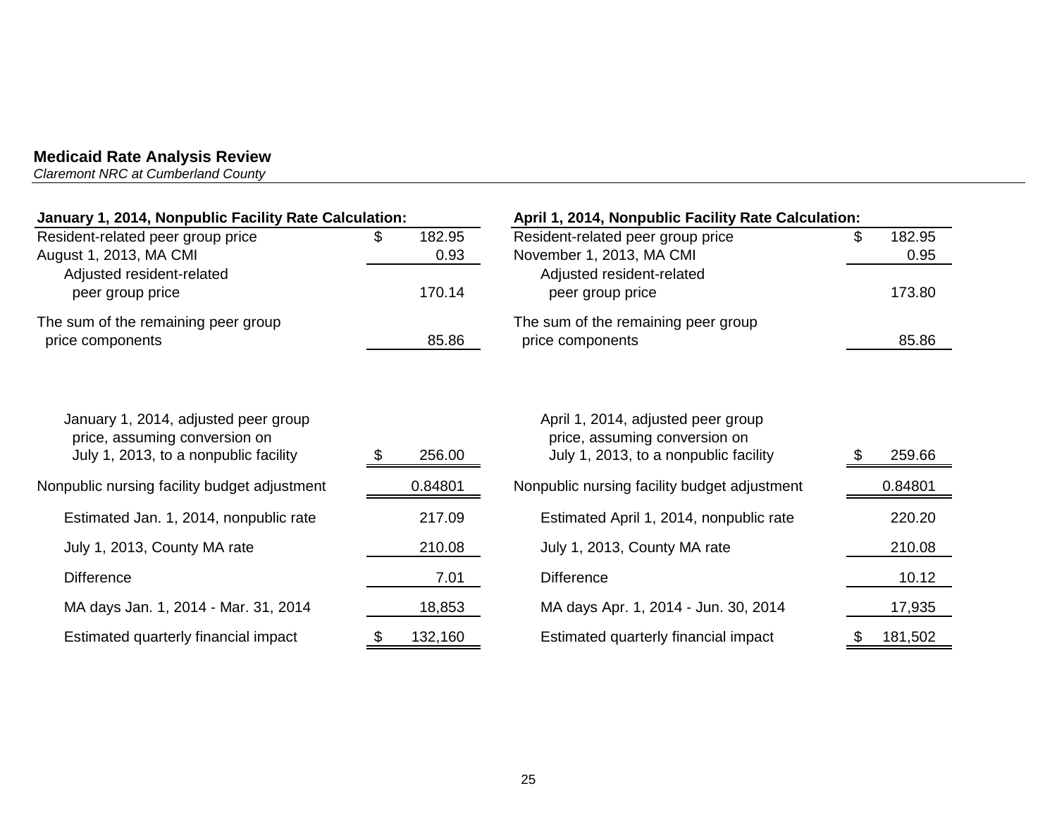**Medicaid Rate Analysis Review**
*Claremont NRC at Cumberland County*

| January 1, 2014, Nonpublic Facility Rate Calculation: | |
|---|---|
| Resident-related peer group price | $ 182.95 |
| August 1, 2013, MA CMI | 0.93 |
| Adjusted resident-related peer group price | 170.14 |
| The sum of the remaining peer group price components | 85.86 |
| January 1, 2014, adjusted peer group price, assuming conversion on July 1, 2013, to a nonpublic facility | $ 256.00 |
| Nonpublic nursing facility budget adjustment | 0.84801 |
| Estimated Jan. 1, 2014, nonpublic rate | 217.09 |
| July 1, 2013, County MA rate | 210.08 |
| Difference | 7.01 |
| MA days Jan. 1, 2014 - Mar. 31, 2014 | 18,853 |
| Estimated quarterly financial impact | $ 132,160 |

| April 1, 2014, Nonpublic Facility Rate Calculation: | |
|---|---|
| Resident-related peer group price | $ 182.95 |
| November 1, 2013, MA CMI | 0.95 |
| Adjusted resident-related peer group price | 173.80 |
| The sum of the remaining peer group price components | 85.86 |
| April 1, 2014, adjusted peer group price, assuming conversion on July 1, 2013, to a nonpublic facility | $ 259.66 |
| Nonpublic nursing facility budget adjustment | 0.84801 |
| Estimated April 1, 2014, nonpublic rate | 220.20 |
| July 1, 2013, County MA rate | 210.08 |
| Difference | 10.12 |
| MA days Apr. 1, 2014 - Jun. 30, 2014 | 17,935 |
| Estimated quarterly financial impact | $ 181,502 |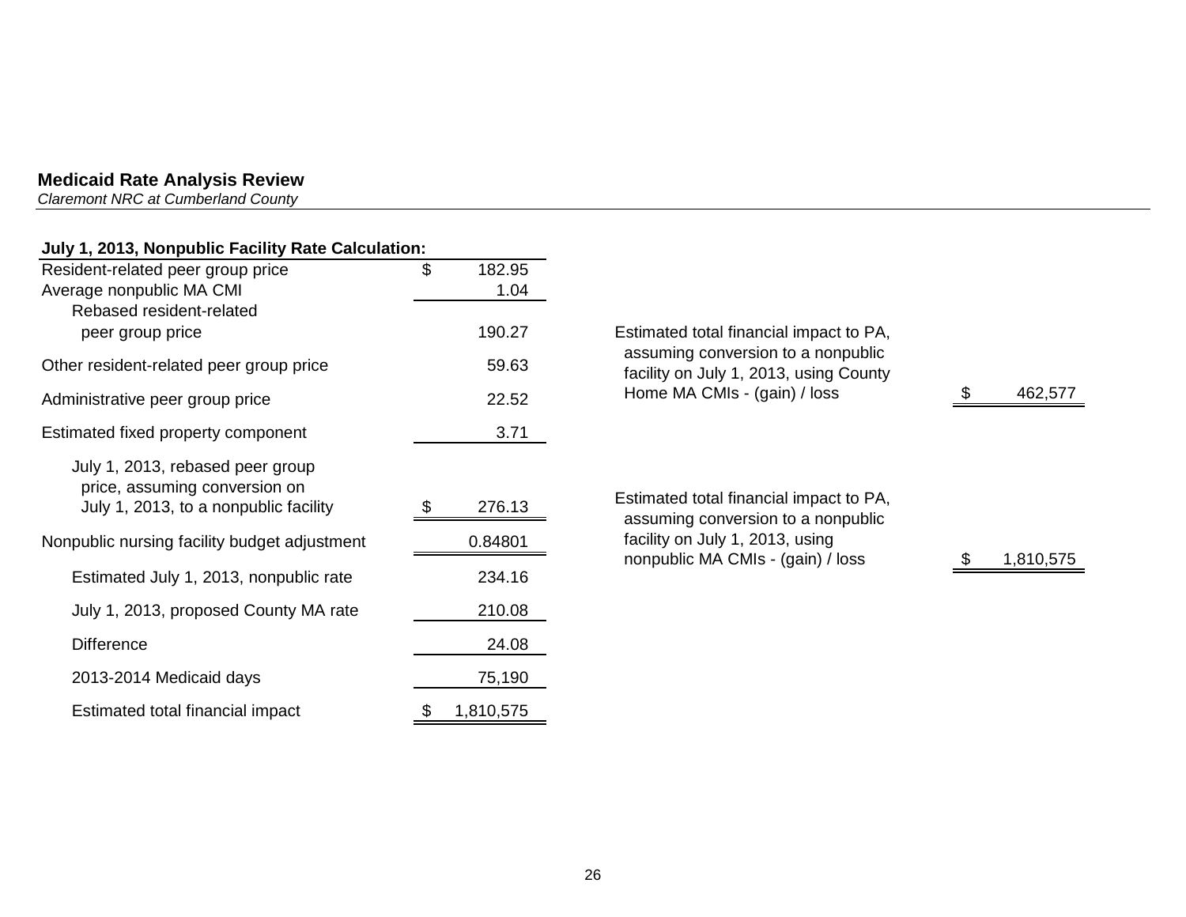**Medicaid Rate Analysis Review**
*Claremont NRC at Cumberland County*

**July 1, 2013, Nonpublic Facility Rate Calculation:**

| Item | Amount |
|---|---|
| Resident-related peer group price | $ 182.95 |
| Average nonpublic MA CMI | 1.04 |
| Rebased resident-related peer group price | 190.27 |
| Other resident-related peer group price | 59.63 |
| Administrative peer group price | 22.52 |
| Estimated fixed property component | 3.71 |
| July 1, 2013, rebased peer group price, assuming conversion on July 1, 2013, to a nonpublic facility | $ 276.13 |
| Nonpublic nursing facility budget adjustment | 0.84801 |
| Estimated July 1, 2013, nonpublic rate | 234.16 |
| July 1, 2013, proposed County MA rate | 210.08 |
| Difference | 24.08 |
| 2013-2014 Medicaid days | 75,190 |
| Estimated total financial impact | $ 1,810,575 |

| Item | Amount |
|---|---|
| Estimated total financial impact to PA, assuming conversion to a nonpublic facility on July 1, 2013, using County Home MA CMIs - (gain) / loss | $ 462,577 |
| Estimated total financial impact to PA, assuming conversion to a nonpublic facility on July 1, 2013, using nonpublic MA CMIs - (gain) / loss | $ 1,810,575 |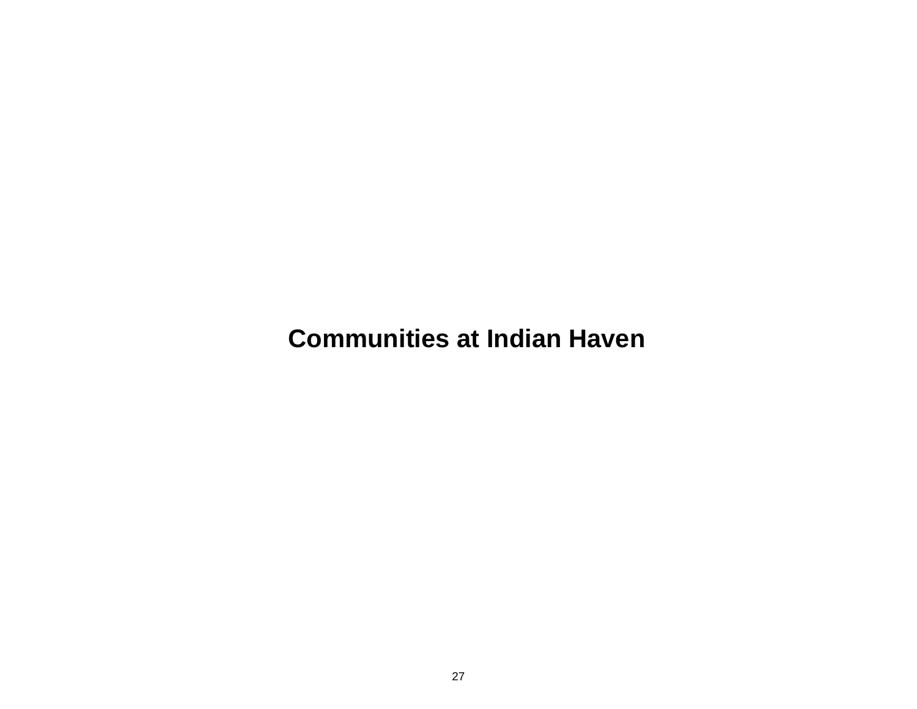# Communities at Indian Haven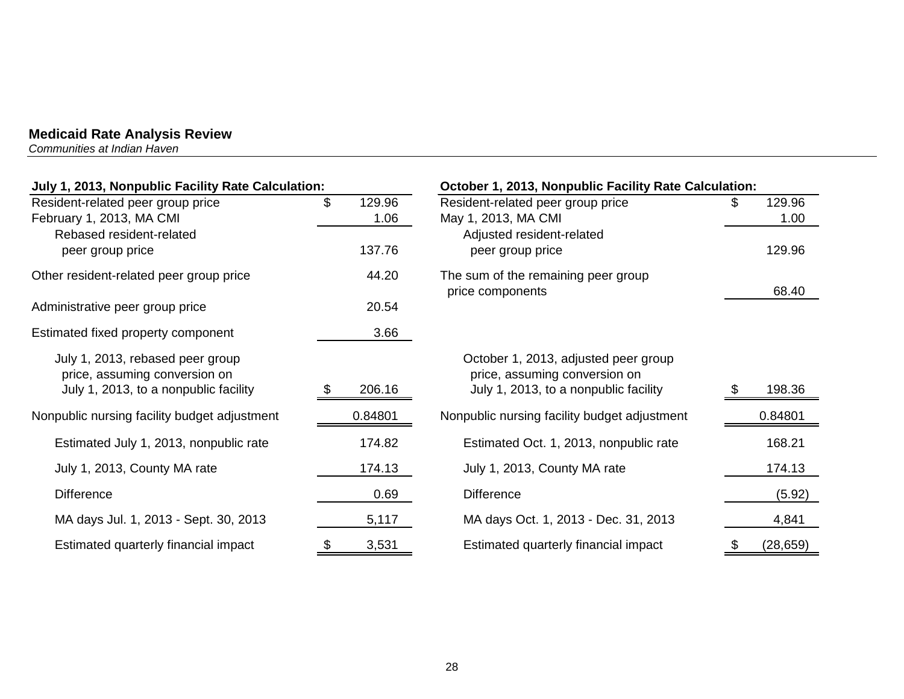**Medicaid Rate Analysis Review**
*Communities at Indian Haven*

| July 1, 2013, Nonpublic Facility Rate Calculation: | |
|---|---|
| Resident-related peer group price | $ 129.96 |
| February 1, 2013, MA CMI | 1.06 |
| Rebased resident-related peer group price | 137.76 |
| Other resident-related peer group price | 44.20 |
| Administrative peer group price | 20.54 |
| Estimated fixed property component | 3.66 |
| July 1, 2013, rebased peer group price, assuming conversion on July 1, 2013, to a nonpublic facility | $ 206.16 |
| Nonpublic nursing facility budget adjustment | 0.84801 |
| Estimated July 1, 2013, nonpublic rate | 174.82 |
| July 1, 2013, County MA rate | 174.13 |
| Difference | 0.69 |
| MA days Jul. 1, 2013 - Sept. 30, 2013 | 5,117 |
| Estimated quarterly financial impact | $ 3,531 |

| October 1, 2013, Nonpublic Facility Rate Calculation: | |
|---|---|
| Resident-related peer group price | $ 129.96 |
| May 1, 2013, MA CMI | 1.00 |
| Adjusted resident-related peer group price | 129.96 |
| The sum of the remaining peer group price components | 68.40 |
| October 1, 2013, adjusted peer group price, assuming conversion on July 1, 2013, to a nonpublic facility | $ 198.36 |
| Nonpublic nursing facility budget adjustment | 0.84801 |
| Estimated Oct. 1, 2013, nonpublic rate | 168.21 |
| July 1, 2013, County MA rate | 174.13 |
| Difference | (5.92) |
| MA days Oct. 1, 2013 - Dec. 31, 2013 | 4,841 |
| Estimated quarterly financial impact | $ (28,659) |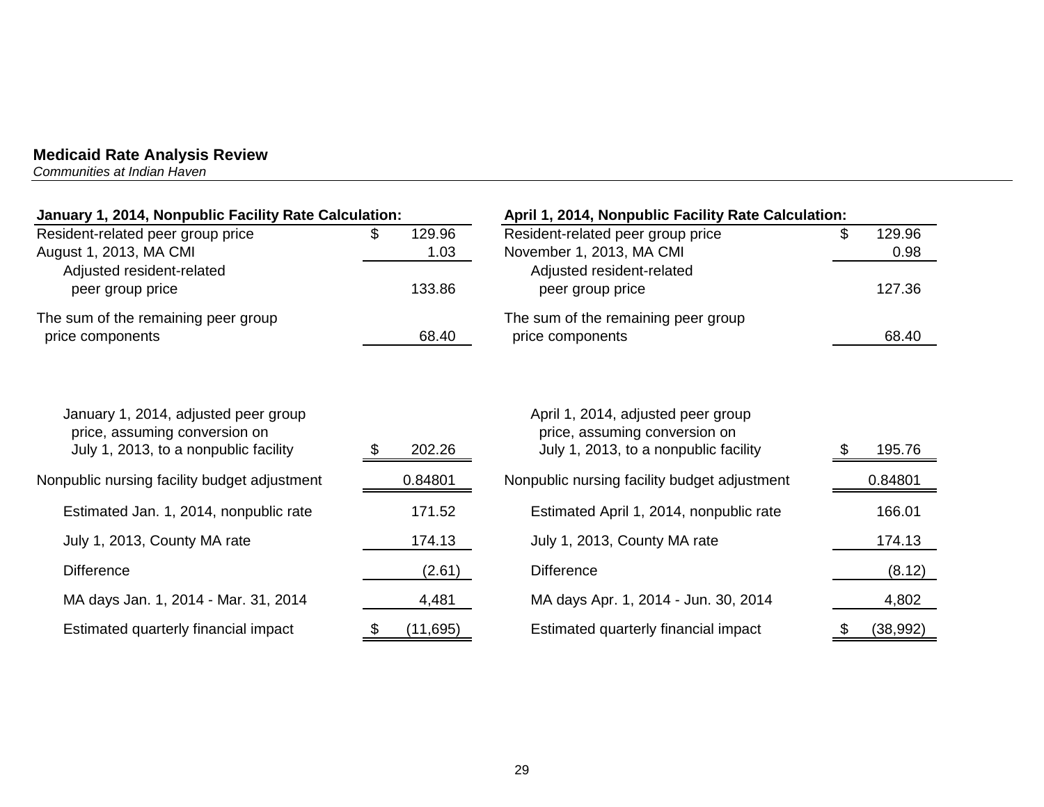**Medicaid Rate Analysis Review**
*Communities at Indian Haven*

| January 1, 2014, Nonpublic Facility Rate Calculation: | |
|---|---|
| Resident-related peer group price | $ 129.96 |
| August 1, 2013, MA CMI | 1.03 |
| Adjusted resident-related peer group price | 133.86 |
| The sum of the remaining peer group price components | 68.40 |
| January 1, 2014, adjusted peer group price, assuming conversion on July 1, 2013, to a nonpublic facility | $ 202.26 |
| Nonpublic nursing facility budget adjustment | 0.84801 |
| Estimated Jan. 1, 2014, nonpublic rate | 171.52 |
| July 1, 2013, County MA rate | 174.13 |
| Difference | (2.61) |
| MA days Jan. 1, 2014 - Mar. 31, 2014 | 4,481 |
| Estimated quarterly financial impact | $ (11,695) |

| April 1, 2014, Nonpublic Facility Rate Calculation: | |
|---|---|
| Resident-related peer group price | $ 129.96 |
| November 1, 2013, MA CMI | 0.98 |
| Adjusted resident-related peer group price | 127.36 |
| The sum of the remaining peer group price components | 68.40 |
| April 1, 2014, adjusted peer group price, assuming conversion on July 1, 2013, to a nonpublic facility | $ 195.76 |
| Nonpublic nursing facility budget adjustment | 0.84801 |
| Estimated April 1, 2014, nonpublic rate | 166.01 |
| July 1, 2013, County MA rate | 174.13 |
| Difference | (8.12) |
| MA days Apr. 1, 2014 - Jun. 30, 2014 | 4,802 |
| Estimated quarterly financial impact | $ (38,992) |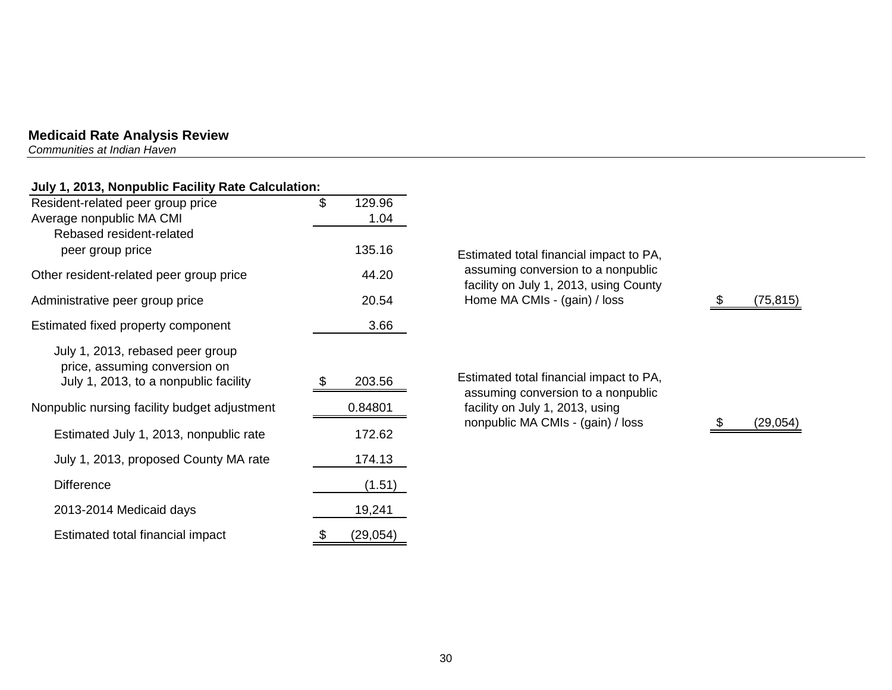**Medicaid Rate Analysis Review**
*Communities at Indian Haven*

| **July 1, 2013, Nonpublic Facility Rate Calculation:** | |
|---|---|
| Resident-related peer group price | $ 129.96 |
| Average nonpublic MA CMI | 1.04 |
| Rebased resident-related peer group price | 135.16 |
| Other resident-related peer group price | 44.20 |
| Administrative peer group price | 20.54 |
| Estimated fixed property component | 3.66 |
| July 1, 2013, rebased peer group price, assuming conversion on July 1, 2013, to a nonpublic facility | $ 203.56 |
| Nonpublic nursing facility budget adjustment | 0.84801 |
| Estimated July 1, 2013, nonpublic rate | 172.62 |
| July 1, 2013, proposed County MA rate | 174.13 |
| Difference | (1.51) |
| 2013-2014 Medicaid days | 19,241 |
| Estimated total financial impact | $ (29,054) |

| | |
|---|---|
| Estimated total financial impact to PA, assuming conversion to a nonpublic facility on July 1, 2013, using County Home MA CMIs - (gain) / loss | $ (75,815) |
| Estimated total financial impact to PA, assuming conversion to a nonpublic facility on July 1, 2013, using nonpublic MA CMIs - (gain) / loss | $ (29,054) |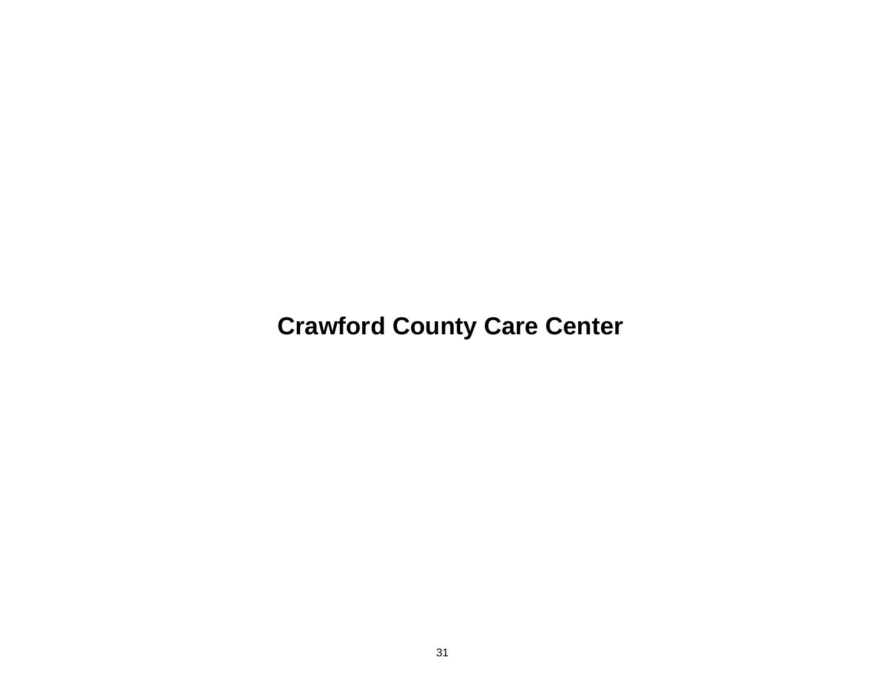# Crawford County Care Center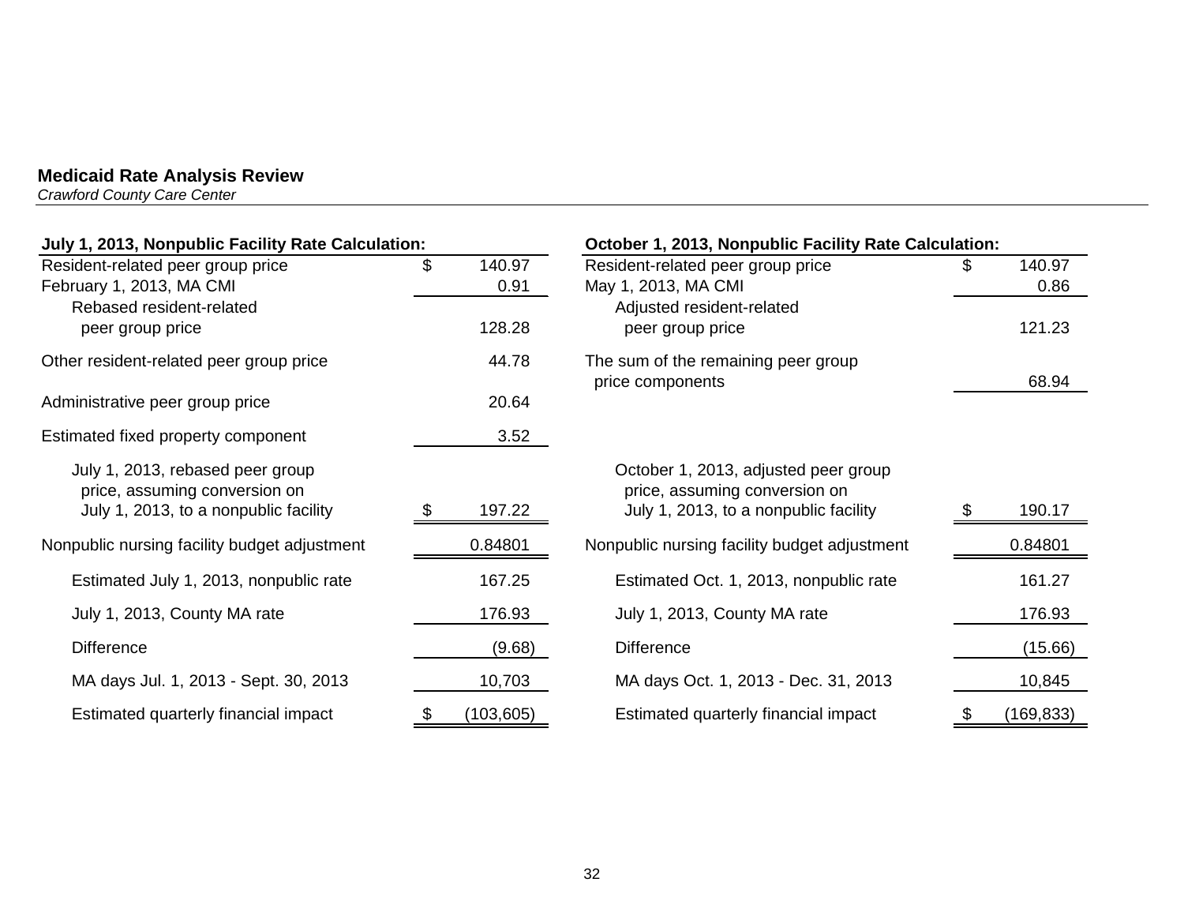**Medicaid Rate Analysis Review**
*Crawford County Care Center*

| July 1, 2013, Nonpublic Facility Rate Calculation: | |
|---|---|
| Resident-related peer group price | $ 140.97 |
| February 1, 2013, MA CMI | 0.91 |
| Rebased resident-related peer group price | 128.28 |
| Other resident-related peer group price | 44.78 |
| Administrative peer group price | 20.64 |
| Estimated fixed property component | 3.52 |
| July 1, 2013, rebased peer group price, assuming conversion on July 1, 2013, to a nonpublic facility | $ 197.22 |
| Nonpublic nursing facility budget adjustment | 0.84801 |
| Estimated July 1, 2013, nonpublic rate | 167.25 |
| July 1, 2013, County MA rate | 176.93 |
| Difference | (9.68) |
| MA days Jul. 1, 2013 - Sept. 30, 2013 | 10,703 |
| Estimated quarterly financial impact | $ (103,605) |

| October 1, 2013, Nonpublic Facility Rate Calculation: | |
|---|---|
| Resident-related peer group price | $ 140.97 |
| May 1, 2013, MA CMI | 0.86 |
| Adjusted resident-related peer group price | 121.23 |
| The sum of the remaining peer group price components | 68.94 |
| October 1, 2013, adjusted peer group price, assuming conversion on July 1, 2013, to a nonpublic facility | $ 190.17 |
| Nonpublic nursing facility budget adjustment | 0.84801 |
| Estimated Oct. 1, 2013, nonpublic rate | 161.27 |
| July 1, 2013, County MA rate | 176.93 |
| Difference | (15.66) |
| MA days Oct. 1, 2013 - Dec. 31, 2013 | 10,845 |
| Estimated quarterly financial impact | $ (169,833) |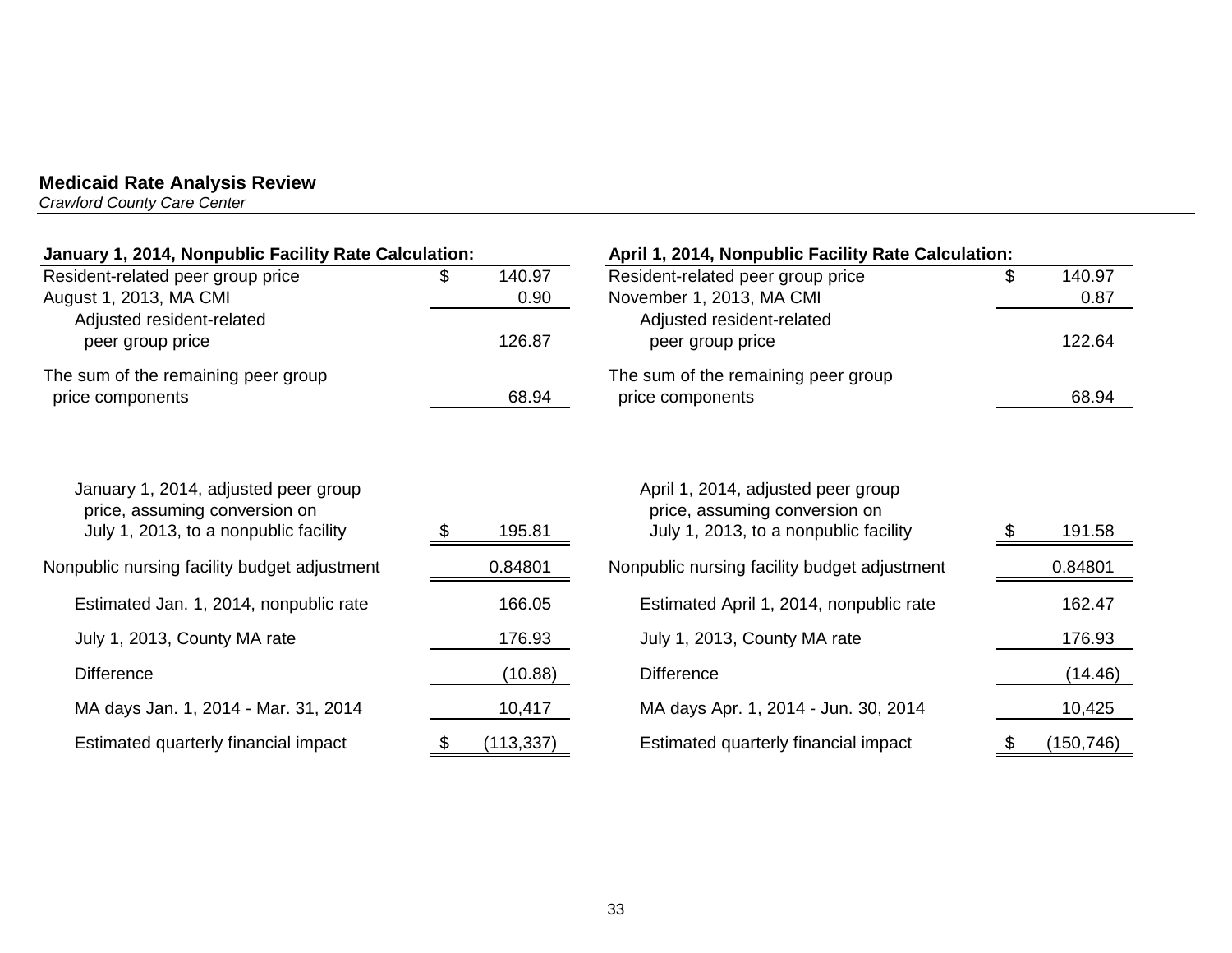**Medicaid Rate Analysis Review**
*Crawford County Care Center*

| January 1, 2014, Nonpublic Facility Rate Calculation: | |
|---|---|
| Resident-related peer group price | $ 140.97 |
| August 1, 2013, MA CMI | 0.90 |
| Adjusted resident-related peer group price | 126.87 |
| The sum of the remaining peer group price components | 68.94 |
| January 1, 2014, adjusted peer group price, assuming conversion on July 1, 2013, to a nonpublic facility | $ 195.81 |
| Nonpublic nursing facility budget adjustment | 0.84801 |
| Estimated Jan. 1, 2014, nonpublic rate | 166.05 |
| July 1, 2013, County MA rate | 176.93 |
| Difference | (10.88) |
| MA days Jan. 1, 2014 - Mar. 31, 2014 | 10,417 |
| Estimated quarterly financial impact | $ (113,337) |

| April 1, 2014, Nonpublic Facility Rate Calculation: | |
|---|---|
| Resident-related peer group price | $ 140.97 |
| November 1, 2013, MA CMI | 0.87 |
| Adjusted resident-related peer group price | 122.64 |
| The sum of the remaining peer group price components | 68.94 |
| April 1, 2014, adjusted peer group price, assuming conversion on July 1, 2013, to a nonpublic facility | $ 191.58 |
| Nonpublic nursing facility budget adjustment | 0.84801 |
| Estimated April 1, 2014, nonpublic rate | 162.47 |
| July 1, 2013, County MA rate | 176.93 |
| Difference | (14.46) |
| MA days Apr. 1, 2014 - Jun. 30, 2014 | 10,425 |
| Estimated quarterly financial impact | $ (150,746) |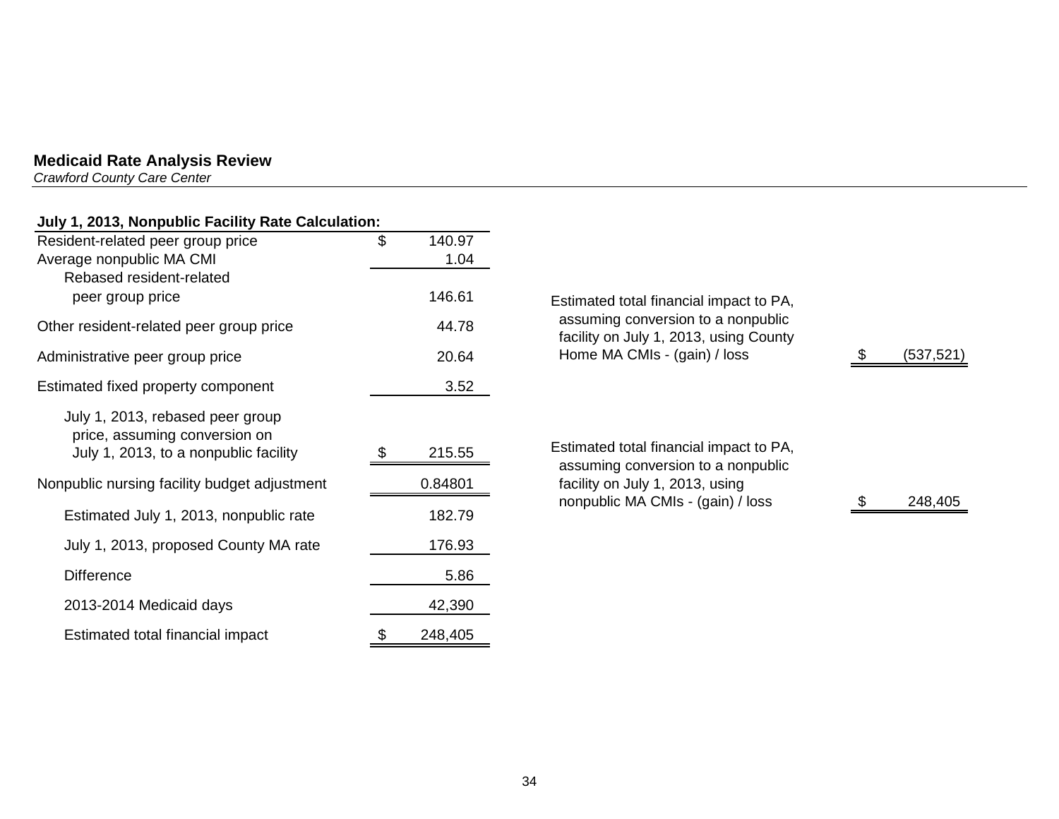## Medicaid Rate Analysis Review

*Crawford County Care Center*

| July 1, 2013, Nonpublic Facility Rate Calculation: | |
|---|---|
| Resident-related peer group price | $ 140.97 |
| Average nonpublic MA CMI | 1.04 |
| Rebased resident-related peer group price | 146.61 |
| Other resident-related peer group price | 44.78 |
| Administrative peer group price | 20.64 |
| Estimated fixed property component | 3.52 |
| July 1, 2013, rebased peer group price, assuming conversion on July 1, 2013, to a nonpublic facility | $ 215.55 |
| Nonpublic nursing facility budget adjustment | 0.84801 |
| Estimated July 1, 2013, nonpublic rate | 182.79 |
| July 1, 2013, proposed County MA rate | 176.93 |
| Difference | 5.86 |
| 2013-2014 Medicaid days | 42,390 |
| Estimated total financial impact | $ 248,405 |

| | |
|---|---|
| Estimated total financial impact to PA, assuming conversion to a nonpublic facility on July 1, 2013, using County Home MA CMIs - (gain) / loss | $ (537,521) |
| Estimated total financial impact to PA, assuming conversion to a nonpublic facility on July 1, 2013, using nonpublic MA CMIs - (gain) / loss | $ 248,405 |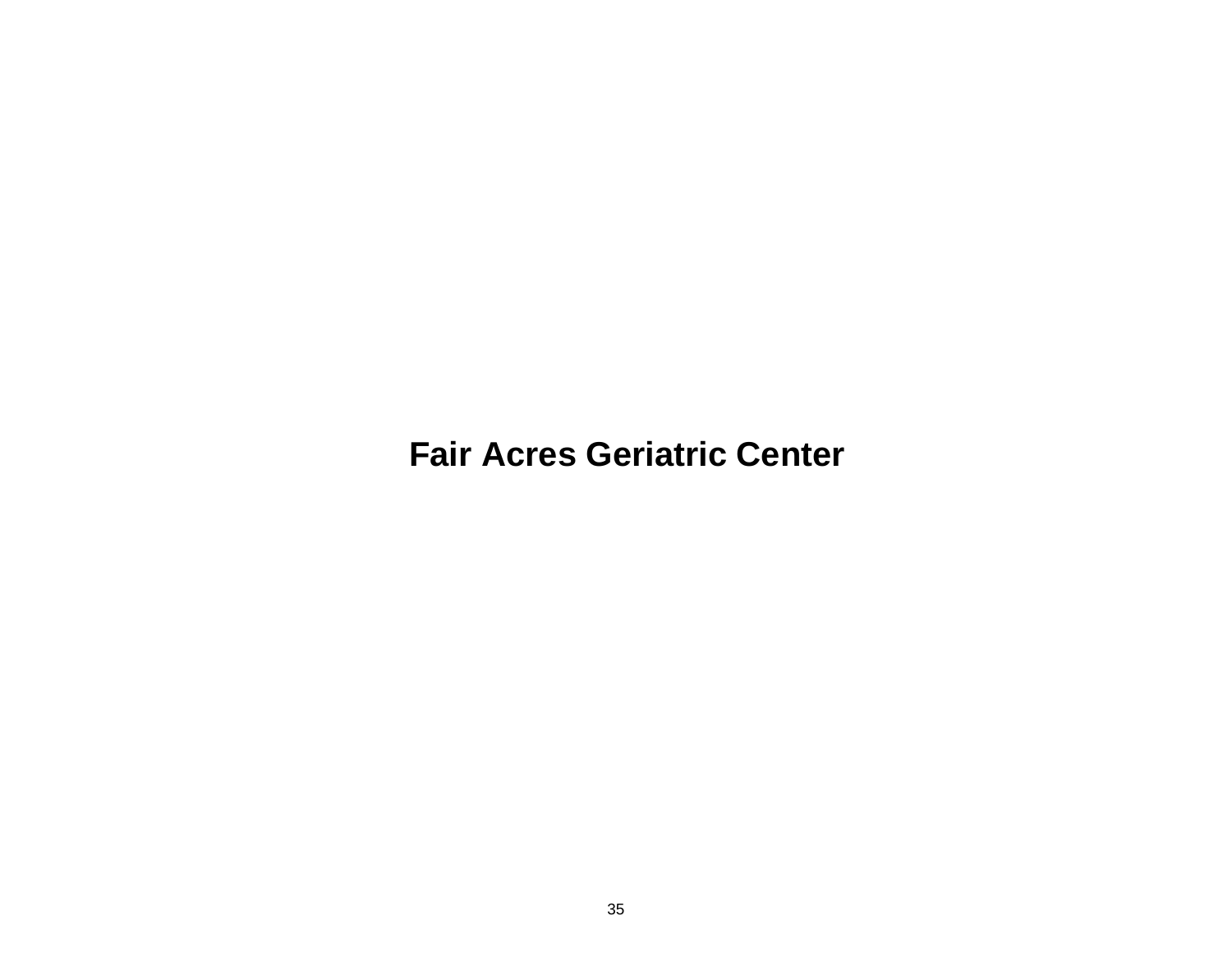# Fair Acres Geriatric Center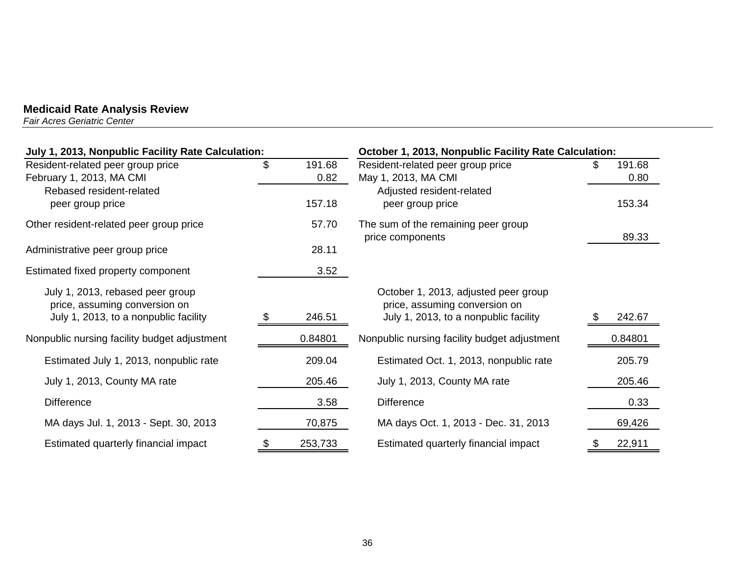**Medicaid Rate Analysis Review**

*Fair Acres Geriatric Center*

| July 1, 2013, Nonpublic Facility Rate Calculation: | | October 1, 2013, Nonpublic Facility Rate Calculation: | |
|---|---|---|---|
| Resident-related peer group price | $ 191.68 | Resident-related peer group price | $ 191.68 |
| February 1, 2013, MA CMI | 0.82 | May 1, 2013, MA CMI | 0.80 |
| Rebased resident-related peer group price | 157.18 | Adjusted resident-related peer group price | 153.34 |
| Other resident-related peer group price | 57.70 | The sum of the remaining peer group price components | 89.33 |
| Administrative peer group price | 28.11 | | |
| Estimated fixed property component | 3.52 | | |
| July 1, 2013, rebased peer group price, assuming conversion on July 1, 2013, to a nonpublic facility | $ 246.51 | October 1, 2013, adjusted peer group price, assuming conversion on July 1, 2013, to a nonpublic facility | $ 242.67 |
| Nonpublic nursing facility budget adjustment | 0.84801 | Nonpublic nursing facility budget adjustment | 0.84801 |
| Estimated July 1, 2013, nonpublic rate | 209.04 | Estimated Oct. 1, 2013, nonpublic rate | 205.79 |
| July 1, 2013, County MA rate | 205.46 | July 1, 2013, County MA rate | 205.46 |
| Difference | 3.58 | Difference | 0.33 |
| MA days Jul. 1, 2013 - Sept. 30, 2013 | 70,875 | MA days Oct. 1, 2013 - Dec. 31, 2013 | 69,426 |
| Estimated quarterly financial impact | $ 253,733 | Estimated quarterly financial impact | $ 22,911 |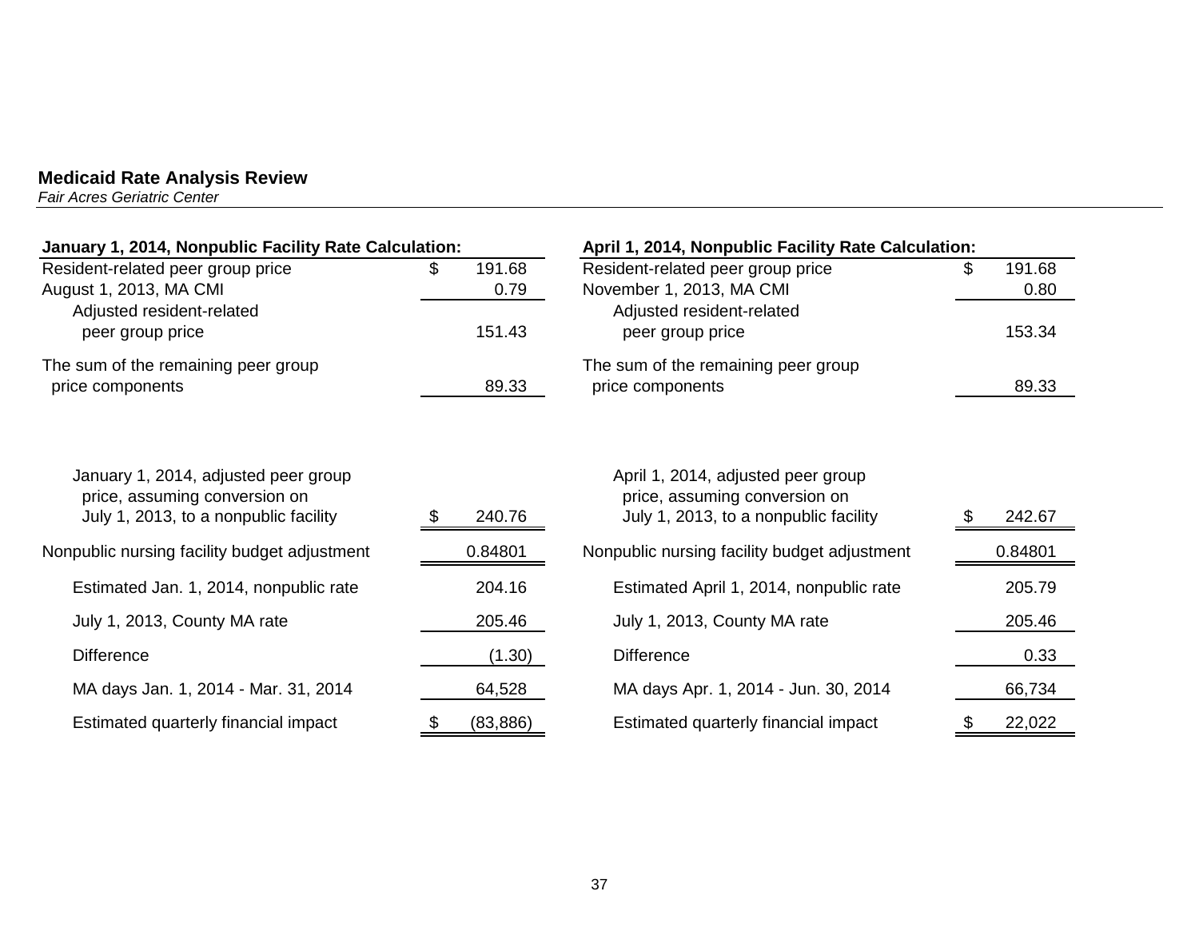**Medicaid Rate Analysis Review**
*Fair Acres Geriatric Center*

| **January 1, 2014, Nonpublic Facility Rate Calculation:** | |
|---|---|
| Resident-related peer group price | $ 191.68 |
| August 1, 2013, MA CMI | 0.79 |
| Adjusted resident-related peer group price | 151.43 |
| The sum of the remaining peer group price components | 89.33 |
| January 1, 2014, adjusted peer group price, assuming conversion on July 1, 2013, to a nonpublic facility | $ 240.76 |
| Nonpublic nursing facility budget adjustment | 0.84801 |
| Estimated Jan. 1, 2014, nonpublic rate | 204.16 |
| July 1, 2013, County MA rate | 205.46 |
| Difference | (1.30) |
| MA days Jan. 1, 2014 - Mar. 31, 2014 | 64,528 |
| Estimated quarterly financial impact | $ (83,886) |

| **April 1, 2014, Nonpublic Facility Rate Calculation:** | |
|---|---|
| Resident-related peer group price | $ 191.68 |
| November 1, 2013, MA CMI | 0.80 |
| Adjusted resident-related peer group price | 153.34 |
| The sum of the remaining peer group price components | 89.33 |
| April 1, 2014, adjusted peer group price, assuming conversion on July 1, 2013, to a nonpublic facility | $ 242.67 |
| Nonpublic nursing facility budget adjustment | 0.84801 |
| Estimated April 1, 2014, nonpublic rate | 205.79 |
| July 1, 2013, County MA rate | 205.46 |
| Difference | 0.33 |
| MA days Apr. 1, 2014 - Jun. 30, 2014 | 66,734 |
| Estimated quarterly financial impact | $ 22,022 |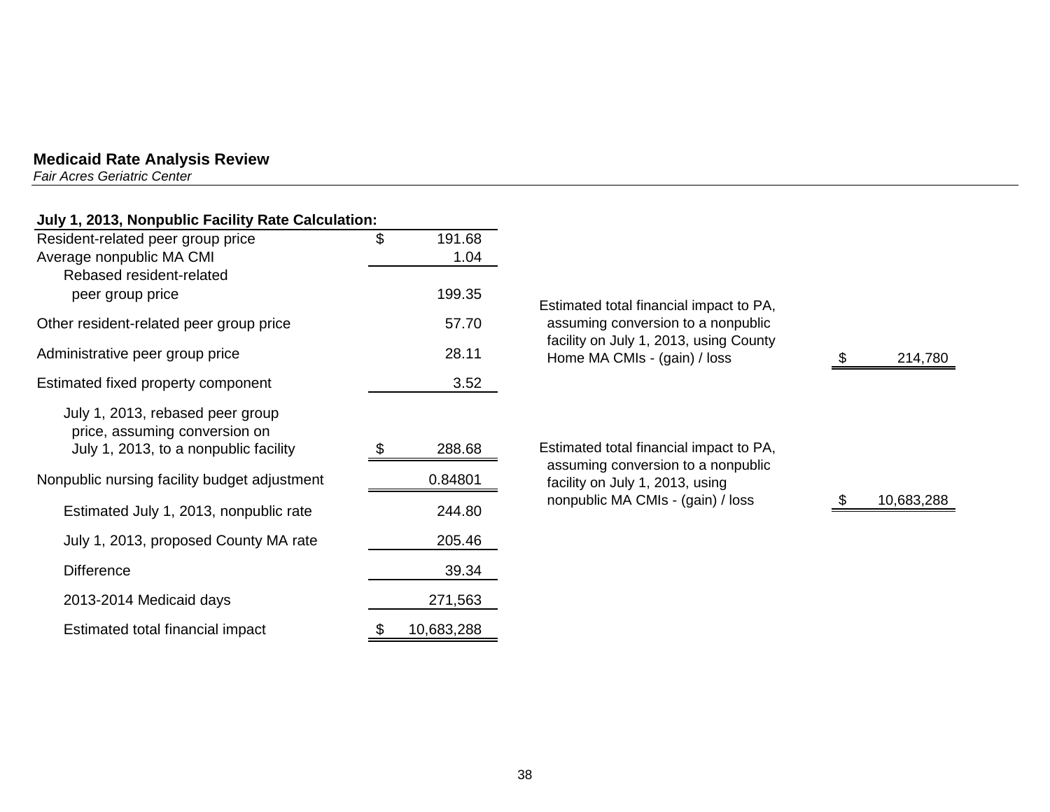**Medicaid Rate Analysis Review**
*Fair Acres Geriatric Center*

| **July 1, 2013, Nonpublic Facility Rate Calculation:** | |
|---|---|
| Resident-related peer group price | $ 191.68 |
| Average nonpublic MA CMI | 1.04 |
| Rebased resident-related peer group price | 199.35 |
| Other resident-related peer group price | 57.70 |
| Administrative peer group price | 28.11 |
| Estimated fixed property component | 3.52 |
| July 1, 2013, rebased peer group price, assuming conversion on July 1, 2013, to a nonpublic facility | $ 288.68 |
| Nonpublic nursing facility budget adjustment | 0.84801 |
| Estimated July 1, 2013, nonpublic rate | 244.80 |
| July 1, 2013, proposed County MA rate | 205.46 |
| Difference | 39.34 |
| 2013-2014 Medicaid days | 271,563 |
| Estimated total financial impact | $ 10,683,288 |

| | |
|---|---|
| Estimated total financial impact to PA, assuming conversion to a nonpublic facility on July 1, 2013, using County Home MA CMIs - (gain) / loss | $ 214,780 |
| Estimated total financial impact to PA, assuming conversion to a nonpublic facility on July 1, 2013, using nonpublic MA CMIs - (gain) / loss | $ 10,683,288 |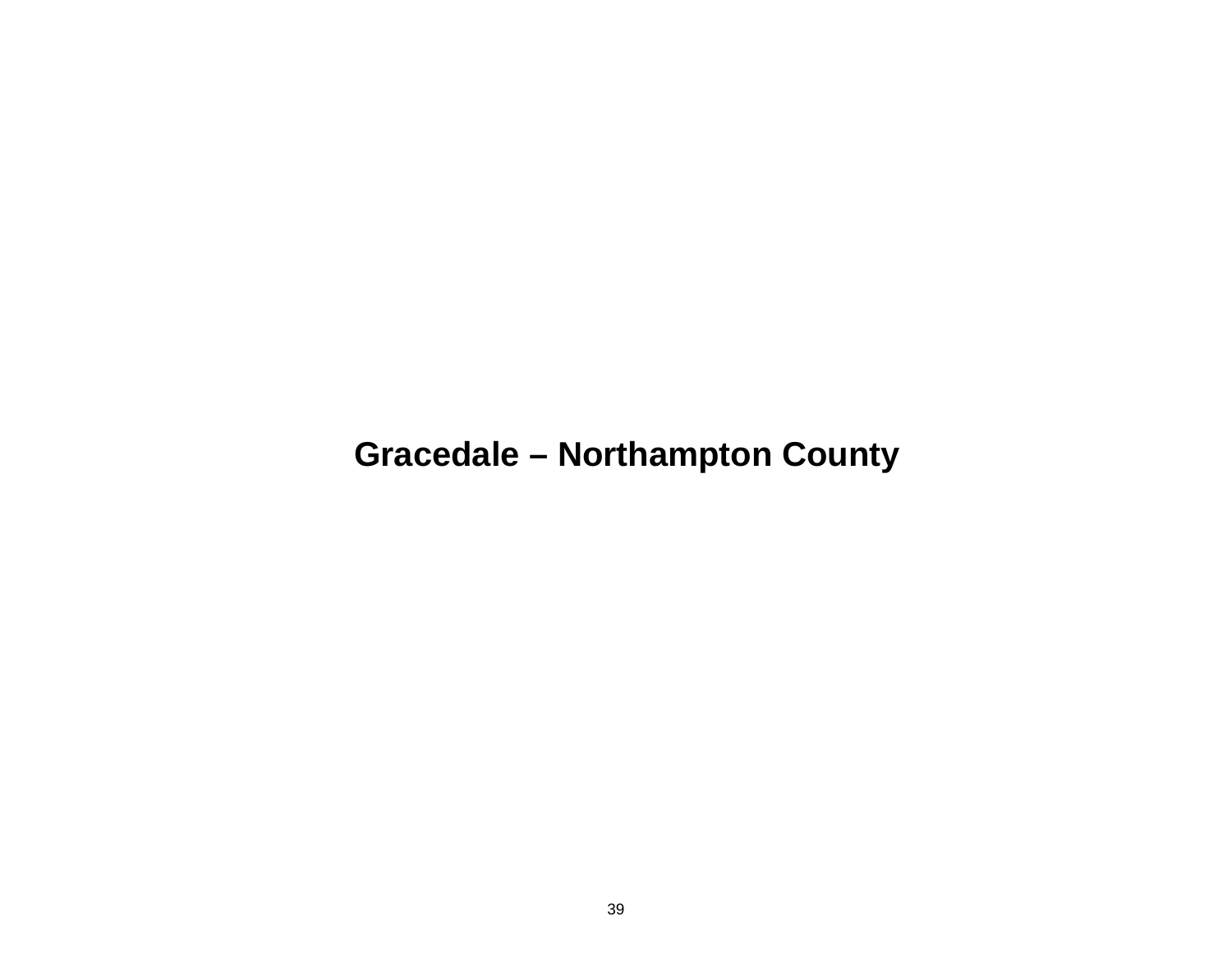# Gracedale – Northampton County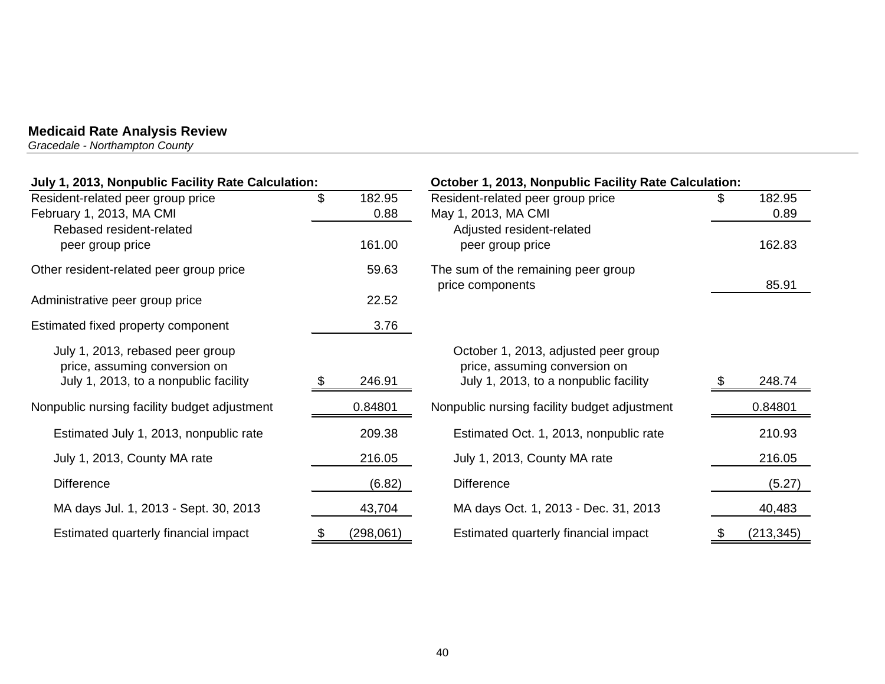**Medicaid Rate Analysis Review**
*Gracedale - Northampton County*

| July 1, 2013, Nonpublic Facility Rate Calculation: | |
|---|---|
| Resident-related peer group price | $ 182.95 |
| February 1, 2013, MA CMI | 0.88 |
| Rebased resident-related peer group price | 161.00 |
| Other resident-related peer group price | 59.63 |
| Administrative peer group price | 22.52 |
| Estimated fixed property component | 3.76 |
| July 1, 2013, rebased peer group price, assuming conversion on July 1, 2013, to a nonpublic facility | $ 246.91 |
| Nonpublic nursing facility budget adjustment | 0.84801 |
| Estimated July 1, 2013, nonpublic rate | 209.38 |
| July 1, 2013, County MA rate | 216.05 |
| Difference | (6.82) |
| MA days Jul. 1, 2013 - Sept. 30, 2013 | 43,704 |
| Estimated quarterly financial impact | $ (298,061) |

| October 1, 2013, Nonpublic Facility Rate Calculation: | |
|---|---|
| Resident-related peer group price | $ 182.95 |
| May 1, 2013, MA CMI | 0.89 |
| Adjusted resident-related peer group price | 162.83 |
| The sum of the remaining peer group price components | 85.91 |
| October 1, 2013, adjusted peer group price, assuming conversion on July 1, 2013, to a nonpublic facility | $ 248.74 |
| Nonpublic nursing facility budget adjustment | 0.84801 |
| Estimated Oct. 1, 2013, nonpublic rate | 210.93 |
| July 1, 2013, County MA rate | 216.05 |
| Difference | (5.27) |
| MA days Oct. 1, 2013 - Dec. 31, 2013 | 40,483 |
| Estimated quarterly financial impact | $ (213,345) |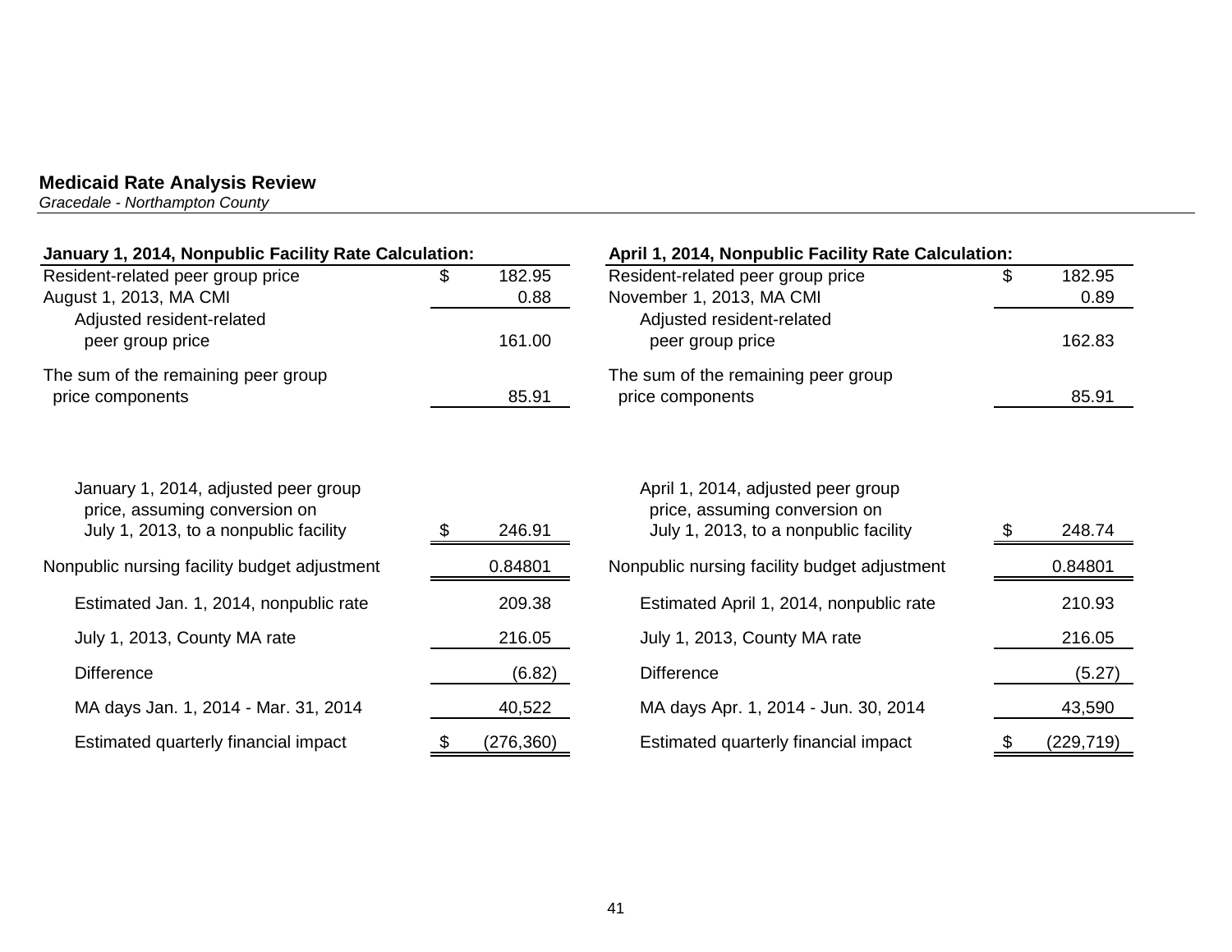**Medicaid Rate Analysis Review**
*Gracedale - Northampton County*

| **January 1, 2014, Nonpublic Facility Rate Calculation:** | |
|---|---|
| Resident-related peer group price | $ 182.95 |
| August 1, 2013, MA CMI | 0.88 |
| Adjusted resident-related peer group price | 161.00 |
| The sum of the remaining peer group price components | 85.91 |
| January 1, 2014, adjusted peer group price, assuming conversion on July 1, 2013, to a nonpublic facility | $ 246.91 |
| Nonpublic nursing facility budget adjustment | 0.84801 |
| Estimated Jan. 1, 2014, nonpublic rate | 209.38 |
| July 1, 2013, County MA rate | 216.05 |
| Difference | (6.82) |
| MA days Jan. 1, 2014 - Mar. 31, 2014 | 40,522 |
| Estimated quarterly financial impact | $ (276,360) |

| **April 1, 2014, Nonpublic Facility Rate Calculation:** | |
|---|---|
| Resident-related peer group price | $ 182.95 |
| November 1, 2013, MA CMI | 0.89 |
| Adjusted resident-related peer group price | 162.83 |
| The sum of the remaining peer group price components | 85.91 |
| April 1, 2014, adjusted peer group price, assuming conversion on July 1, 2013, to a nonpublic facility | $ 248.74 |
| Nonpublic nursing facility budget adjustment | 0.84801 |
| Estimated April 1, 2014, nonpublic rate | 210.93 |
| July 1, 2013, County MA rate | 216.05 |
| Difference | (5.27) |
| MA days Apr. 1, 2014 - Jun. 30, 2014 | 43,590 |
| Estimated quarterly financial impact | $ (229,719) |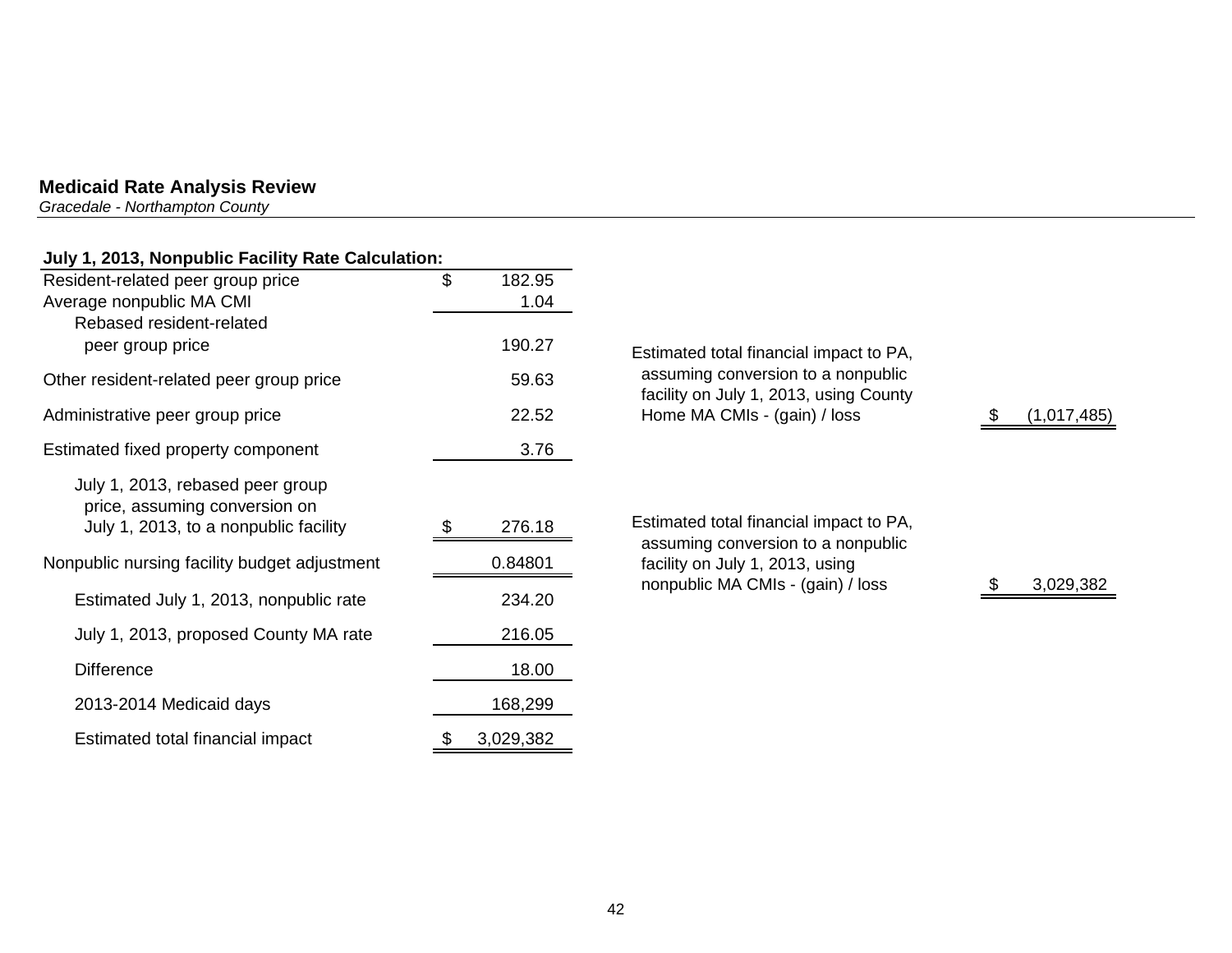## Medicaid Rate Analysis Review

*Gracedale - Northampton County*

| July 1, 2013, Nonpublic Facility Rate Calculation: | |
|---|---|
| Resident-related peer group price | $ 182.95 |
| Average nonpublic MA CMI | 1.04 |
| Rebased resident-related peer group price | 190.27 |
| Other resident-related peer group price | 59.63 |
| Administrative peer group price | 22.52 |
| Estimated fixed property component | 3.76 |
| July 1, 2013, rebased peer group price, assuming conversion on July 1, 2013, to a nonpublic facility | $ 276.18 |
| Nonpublic nursing facility budget adjustment | 0.84801 |
| Estimated July 1, 2013, nonpublic rate | 234.20 |
| July 1, 2013, proposed County MA rate | 216.05 |
| Difference | 18.00 |
| 2013-2014 Medicaid days | 168,299 |
| Estimated total financial impact | $ 3,029,382 |

| | |
|---|---|
| Estimated total financial impact to PA, assuming conversion to a nonpublic facility on July 1, 2013, using County Home MA CMIs - (gain) / loss | $ (1,017,485) |
| Estimated total financial impact to PA, assuming conversion to a nonpublic facility on July 1, 2013, using nonpublic MA CMIs - (gain) / loss | $ 3,029,382 |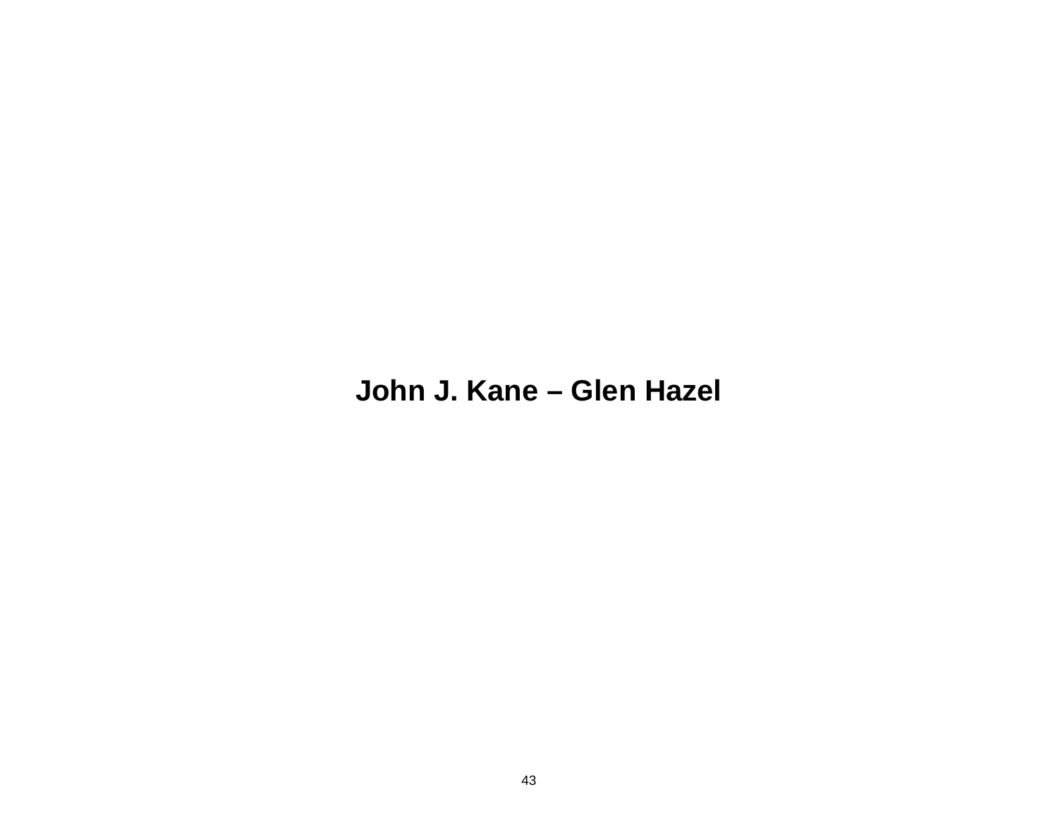# John J. Kane – Glen Hazel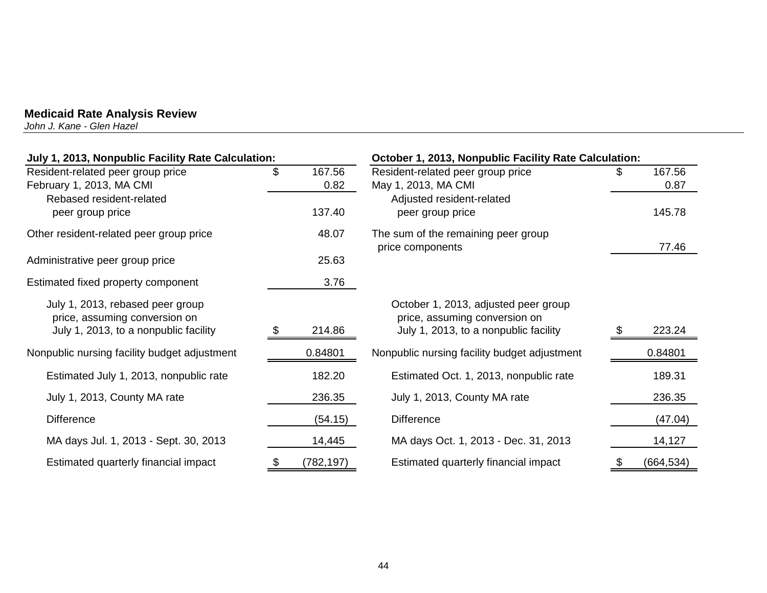**Medicaid Rate Analysis Review**
*John J. Kane - Glen Hazel*

| July 1, 2013, Nonpublic Facility Rate Calculation: | |
|---|---|
| Resident-related peer group price | $ 167.56 |
| February 1, 2013, MA CMI | 0.82 |
| Rebased resident-related peer group price | 137.40 |
| Other resident-related peer group price | 48.07 |
| Administrative peer group price | 25.63 |
| Estimated fixed property component | 3.76 |
| July 1, 2013, rebased peer group price, assuming conversion on July 1, 2013, to a nonpublic facility | $ 214.86 |
| Nonpublic nursing facility budget adjustment | 0.84801 |
| Estimated July 1, 2013, nonpublic rate | 182.20 |
| July 1, 2013, County MA rate | 236.35 |
| Difference | (54.15) |
| MA days Jul. 1, 2013 - Sept. 30, 2013 | 14,445 |
| Estimated quarterly financial impact | $ (782,197) |

| October 1, 2013, Nonpublic Facility Rate Calculation: | |
|---|---|
| Resident-related peer group price | $ 167.56 |
| May 1, 2013, MA CMI | 0.87 |
| Adjusted resident-related peer group price | 145.78 |
| The sum of the remaining peer group price components | 77.46 |
| October 1, 2013, adjusted peer group price, assuming conversion on July 1, 2013, to a nonpublic facility | $ 223.24 |
| Nonpublic nursing facility budget adjustment | 0.84801 |
| Estimated Oct. 1, 2013, nonpublic rate | 189.31 |
| July 1, 2013, County MA rate | 236.35 |
| Difference | (47.04) |
| MA days Oct. 1, 2013 - Dec. 31, 2013 | 14,127 |
| Estimated quarterly financial impact | $ (664,534) |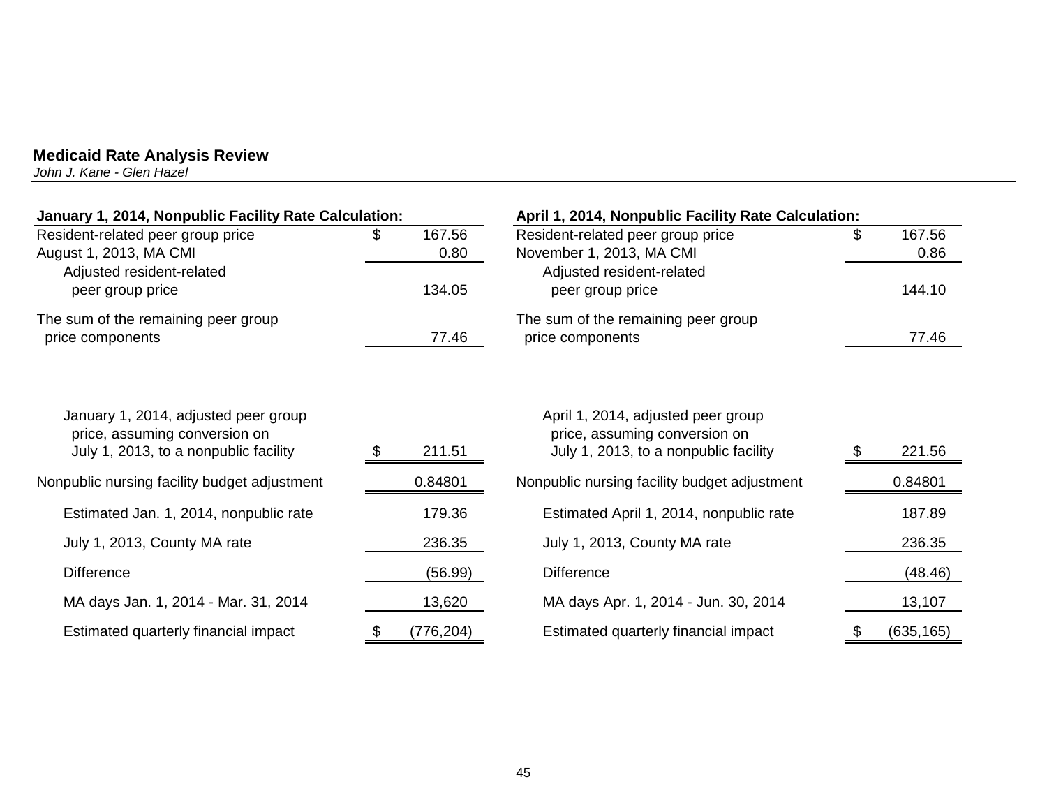**Medicaid Rate Analysis Review**
*John J. Kane - Glen Hazel*

| **January 1, 2014, Nonpublic Facility Rate Calculation:** | | |
|---|---|---|
| Resident-related peer group price | $ | 167.56 |
| August 1, 2013, MA CMI | | 0.80 |
| Adjusted resident-related peer group price | | 134.05 |
| The sum of the remaining peer group price components | | 77.46 |
| January 1, 2014, adjusted peer group price, assuming conversion on July 1, 2013, to a nonpublic facility | $ | 211.51 |
| Nonpublic nursing facility budget adjustment | | 0.84801 |
| Estimated Jan. 1, 2014, nonpublic rate | | 179.36 |
| July 1, 2013, County MA rate | | 236.35 |
| Difference | | (56.99) |
| MA days Jan. 1, 2014 - Mar. 31, 2014 | | 13,620 |
| Estimated quarterly financial impact | $ | (776,204) |

| **April 1, 2014, Nonpublic Facility Rate Calculation:** | | |
|---|---|---|
| Resident-related peer group price | $ | 167.56 |
| November 1, 2013, MA CMI | | 0.86 |
| Adjusted resident-related peer group price | | 144.10 |
| The sum of the remaining peer group price components | | 77.46 |
| April 1, 2014, adjusted peer group price, assuming conversion on July 1, 2013, to a nonpublic facility | $ | 221.56 |
| Nonpublic nursing facility budget adjustment | | 0.84801 |
| Estimated April 1, 2014, nonpublic rate | | 187.89 |
| July 1, 2013, County MA rate | | 236.35 |
| Difference | | (48.46) |
| MA days Apr. 1, 2014 - Jun. 30, 2014 | | 13,107 |
| Estimated quarterly financial impact | $ | (635,165) |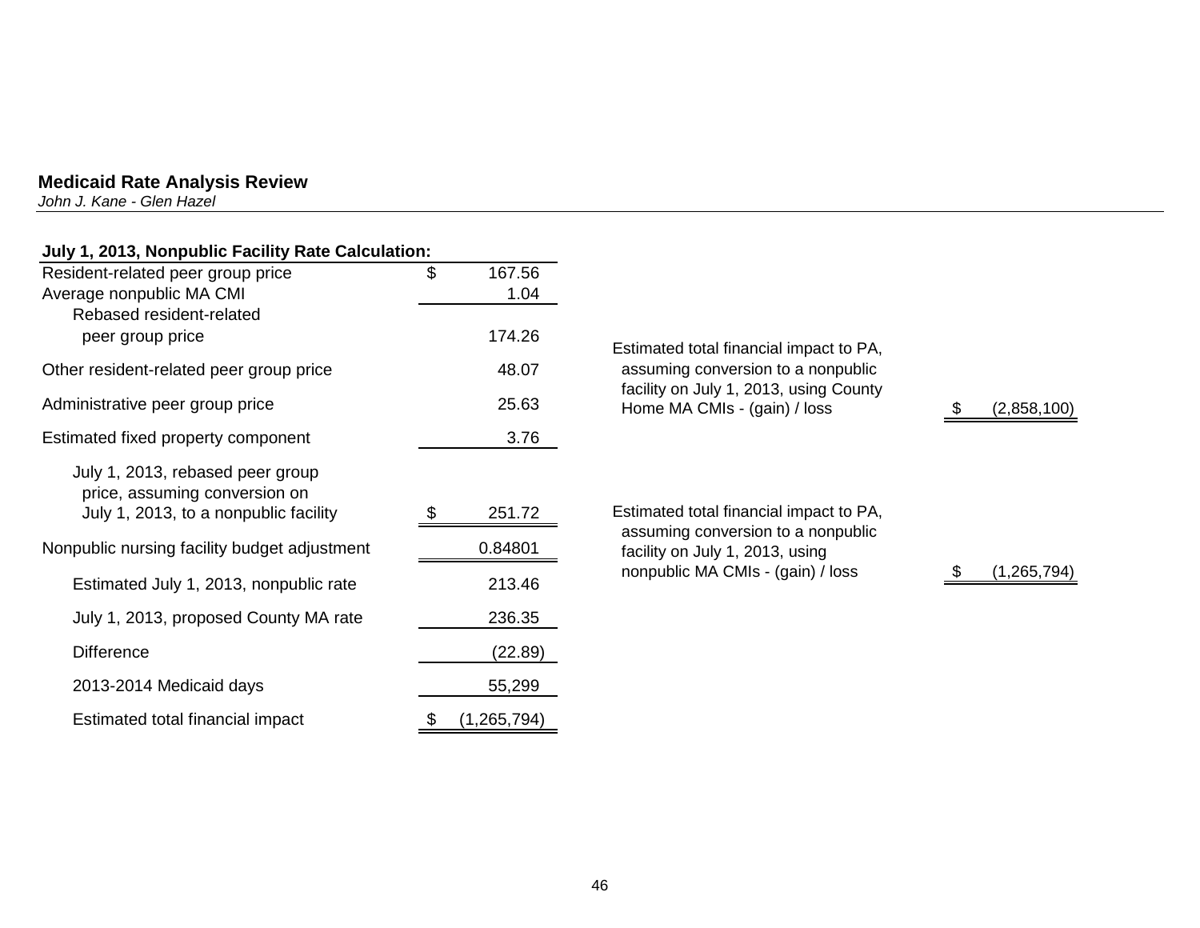**Medicaid Rate Analysis Review**
*John J. Kane - Glen Hazel*

| July 1, 2013, Nonpublic Facility Rate Calculation: | |
|---|---|
| Resident-related peer group price | $ 167.56 |
| Average nonpublic MA CMI | 1.04 |
| Rebased resident-related peer group price | 174.26 |
| Other resident-related peer group price | 48.07 |
| Administrative peer group price | 25.63 |
| Estimated fixed property component | 3.76 |
| July 1, 2013, rebased peer group price, assuming conversion on July 1, 2013, to a nonpublic facility | $ 251.72 |
| Nonpublic nursing facility budget adjustment | 0.84801 |
| Estimated July 1, 2013, nonpublic rate | 213.46 |
| July 1, 2013, proposed County MA rate | 236.35 |
| Difference | (22.89) |
| 2013-2014 Medicaid days | 55,299 |
| Estimated total financial impact | $ (1,265,794) |

| | |
|---|---|
| Estimated total financial impact to PA, assuming conversion to a nonpublic facility on July 1, 2013, using County Home MA CMIs - (gain) / loss | $ (2,858,100) |
| Estimated total financial impact to PA, assuming conversion to a nonpublic facility on July 1, 2013, using nonpublic MA CMIs - (gain) / loss | $ (1,265,794) |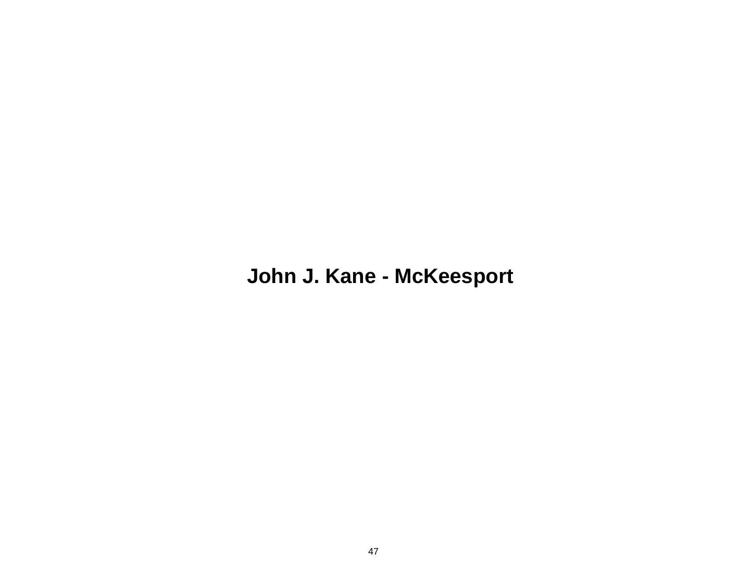# John J. Kane - McKeesport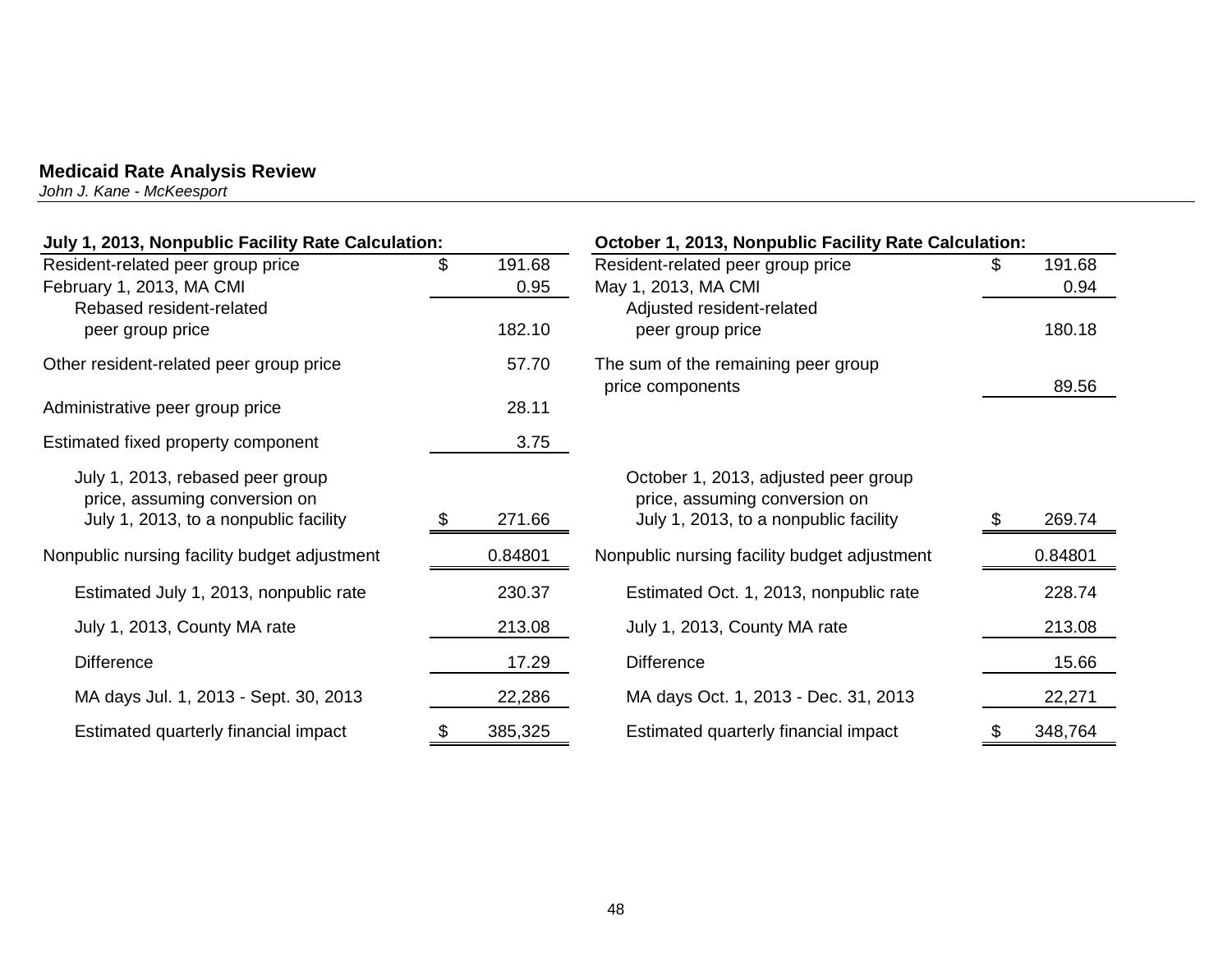**Medicaid Rate Analysis Review**
*John J. Kane - McKeesport*

**July 1, 2013, Nonpublic Facility Rate Calculation:**

| | |
|---|---|
| Resident-related peer group price | $ 191.68 |
| February 1, 2013, MA CMI | 0.95 |
| Rebased resident-related peer group price | 182.10 |
| Other resident-related peer group price | 57.70 |
| Administrative peer group price | 28.11 |
| Estimated fixed property component | 3.75 |
| July 1, 2013, rebased peer group price, assuming conversion on July 1, 2013, to a nonpublic facility | $ 271.66 |
| Nonpublic nursing facility budget adjustment | 0.84801 |
| Estimated July 1, 2013, nonpublic rate | 230.37 |
| July 1, 2013, County MA rate | 213.08 |
| Difference | 17.29 |
| MA days Jul. 1, 2013 - Sept. 30, 2013 | 22,286 |
| Estimated quarterly financial impact | $ 385,325 |

**October 1, 2013, Nonpublic Facility Rate Calculation:**

| | |
|---|---|
| Resident-related peer group price | $ 191.68 |
| May 1, 2013, MA CMI | 0.94 |
| Adjusted resident-related peer group price | 180.18 |
| The sum of the remaining peer group price components | 89.56 |
| October 1, 2013, adjusted peer group price, assuming conversion on July 1, 2013, to a nonpublic facility | $ 269.74 |
| Nonpublic nursing facility budget adjustment | 0.84801 |
| Estimated Oct. 1, 2013, nonpublic rate | 228.74 |
| July 1, 2013, County MA rate | 213.08 |
| Difference | 15.66 |
| MA days Oct. 1, 2013 - Dec. 31, 2013 | 22,271 |
| Estimated quarterly financial impact | $ 348,764 |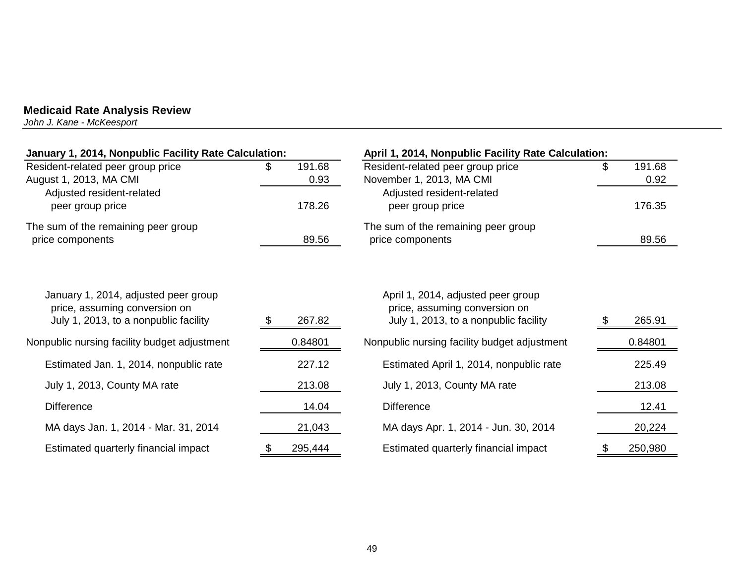**Medicaid Rate Analysis Review**
*John J. Kane - McKeesport*

| **January 1, 2014, Nonpublic Facility Rate Calculation:** | |
|---|---|
| Resident-related peer group price | $ 191.68 |
| August 1, 2013, MA CMI | 0.93 |
| Adjusted resident-related peer group price | 178.26 |
| The sum of the remaining peer group price components | 89.56 |
| January 1, 2014, adjusted peer group price, assuming conversion on July 1, 2013, to a nonpublic facility | $ 267.82 |
| Nonpublic nursing facility budget adjustment | 0.84801 |
| Estimated Jan. 1, 2014, nonpublic rate | 227.12 |
| July 1, 2013, County MA rate | 213.08 |
| Difference | 14.04 |
| MA days Jan. 1, 2014 - Mar. 31, 2014 | 21,043 |
| Estimated quarterly financial impact | $ 295,444 |

| **April 1, 2014, Nonpublic Facility Rate Calculation:** | |
|---|---|
| Resident-related peer group price | $ 191.68 |
| November 1, 2013, MA CMI | 0.92 |
| Adjusted resident-related peer group price | 176.35 |
| The sum of the remaining peer group price components | 89.56 |
| April 1, 2014, adjusted peer group price, assuming conversion on July 1, 2013, to a nonpublic facility | $ 265.91 |
| Nonpublic nursing facility budget adjustment | 0.84801 |
| Estimated April 1, 2014, nonpublic rate | 225.49 |
| July 1, 2013, County MA rate | 213.08 |
| Difference | 12.41 |
| MA days Apr. 1, 2014 - Jun. 30, 2014 | 20,224 |
| Estimated quarterly financial impact | $ 250,980 |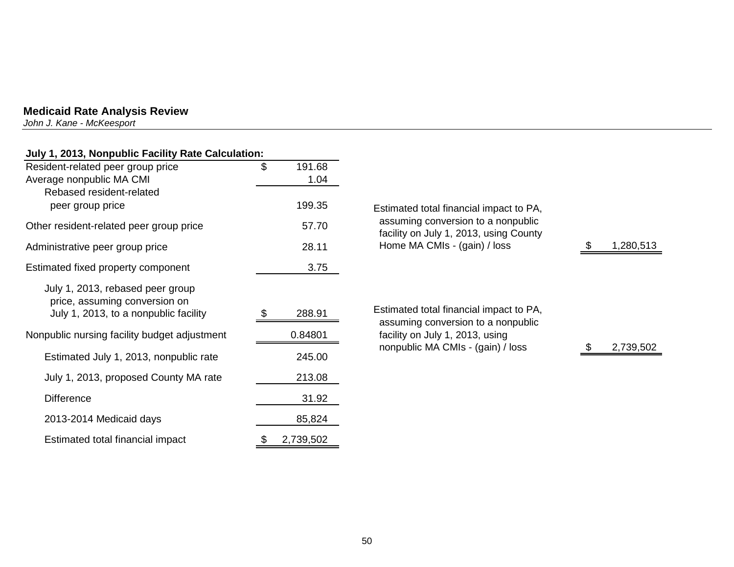**Medicaid Rate Analysis Review**
*John J. Kane - McKeesport*

**July 1, 2013, Nonpublic Facility Rate Calculation:**

| | |
|---|---|
| Resident-related peer group price | $ 191.68 |
| Average nonpublic MA CMI | 1.04 |
| Rebased resident-related peer group price | 199.35 |
| Other resident-related peer group price | 57.70 |
| Administrative peer group price | 28.11 |
| Estimated fixed property component | 3.75 |
| July 1, 2013, rebased peer group price, assuming conversion on July 1, 2013, to a nonpublic facility | $ 288.91 |
| Nonpublic nursing facility budget adjustment | 0.84801 |
| Estimated July 1, 2013, nonpublic rate | 245.00 |
| July 1, 2013, proposed County MA rate | 213.08 |
| Difference | 31.92 |
| 2013-2014 Medicaid days | 85,824 |
| Estimated total financial impact | $ 2,739,502 |

| | |
|---|---|
| Estimated total financial impact to PA, assuming conversion to a nonpublic facility on July 1, 2013, using County Home MA CMIs - (gain) / loss | $ 1,280,513 |
| Estimated total financial impact to PA, assuming conversion to a nonpublic facility on July 1, 2013, using nonpublic MA CMIs - (gain) / loss | $ 2,739,502 |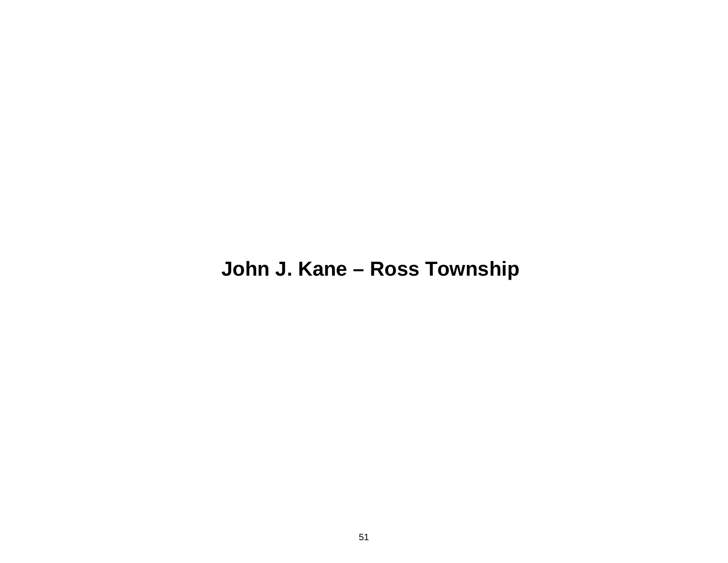# John J. Kane – Ross Township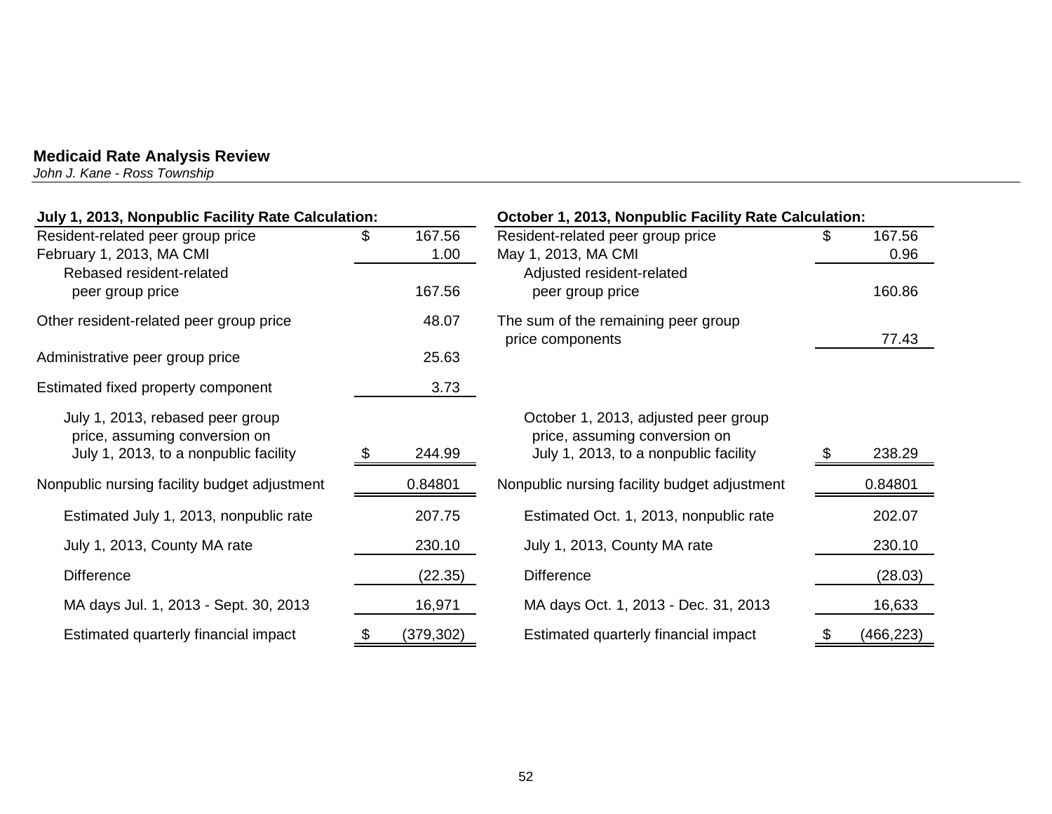**Medicaid Rate Analysis Review**

*John J. Kane - Ross Township*

| July 1, 2013, Nonpublic Facility Rate Calculation: | |
|---|---|
| Resident-related peer group price | $ 167.56 |
| February 1, 2013, MA CMI | 1.00 |
| Rebased resident-related peer group price | 167.56 |
| Other resident-related peer group price | 48.07 |
| Administrative peer group price | 25.63 |
| Estimated fixed property component | 3.73 |
| July 1, 2013, rebased peer group price, assuming conversion on July 1, 2013, to a nonpublic facility | $ 244.99 |
| Nonpublic nursing facility budget adjustment | 0.84801 |
| Estimated July 1, 2013, nonpublic rate | 207.75 |
| July 1, 2013, County MA rate | 230.10 |
| Difference | (22.35) |
| MA days Jul. 1, 2013 - Sept. 30, 2013 | 16,971 |
| Estimated quarterly financial impact | $ (379,302) |

| October 1, 2013, Nonpublic Facility Rate Calculation: | |
|---|---|
| Resident-related peer group price | $ 167.56 |
| May 1, 2013, MA CMI | 0.96 |
| Adjusted resident-related peer group price | 160.86 |
| The sum of the remaining peer group price components | 77.43 |
| October 1, 2013, adjusted peer group price, assuming conversion on July 1, 2013, to a nonpublic facility | $ 238.29 |
| Nonpublic nursing facility budget adjustment | 0.84801 |
| Estimated Oct. 1, 2013, nonpublic rate | 202.07 |
| July 1, 2013, County MA rate | 230.10 |
| Difference | (28.03) |
| MA days Oct. 1, 2013 - Dec. 31, 2013 | 16,633 |
| Estimated quarterly financial impact | $ (466,223) |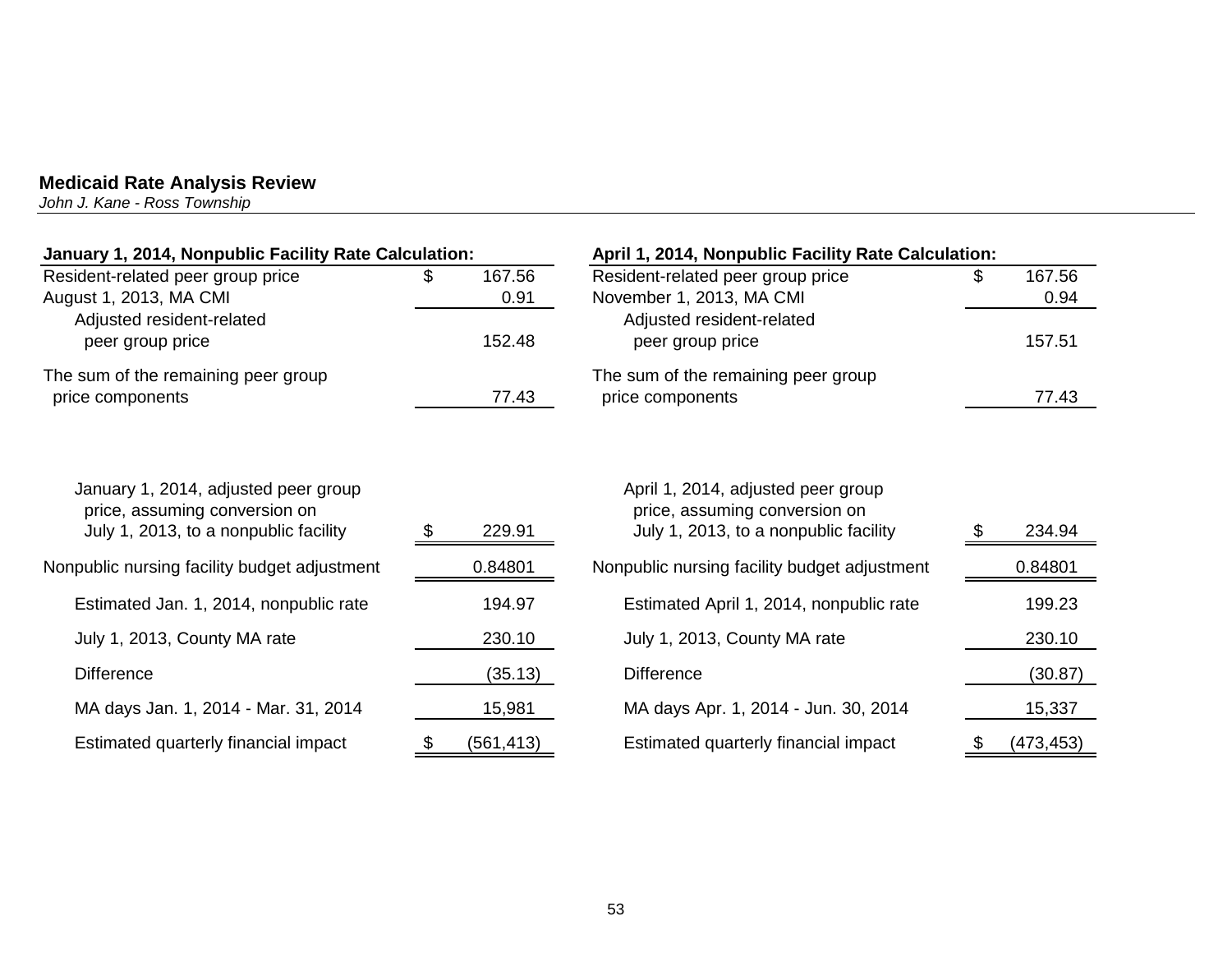**Medicaid Rate Analysis Review**
*John J. Kane - Ross Township*

| January 1, 2014, Nonpublic Facility Rate Calculation: | |
|---|---|
| Resident-related peer group price | $ 167.56 |
| August 1, 2013, MA CMI | 0.91 |
| Adjusted resident-related peer group price | 152.48 |
| The sum of the remaining peer group price components | 77.43 |
| January 1, 2014, adjusted peer group price, assuming conversion on July 1, 2013, to a nonpublic facility | $ 229.91 |
| Nonpublic nursing facility budget adjustment | 0.84801 |
| Estimated Jan. 1, 2014, nonpublic rate | 194.97 |
| July 1, 2013, County MA rate | 230.10 |
| Difference | (35.13) |
| MA days Jan. 1, 2014 - Mar. 31, 2014 | 15,981 |
| Estimated quarterly financial impact | $ (561,413) |

| April 1, 2014, Nonpublic Facility Rate Calculation: | |
|---|---|
| Resident-related peer group price | $ 167.56 |
| November 1, 2013, MA CMI | 0.94 |
| Adjusted resident-related peer group price | 157.51 |
| The sum of the remaining peer group price components | 77.43 |
| April 1, 2014, adjusted peer group price, assuming conversion on July 1, 2013, to a nonpublic facility | $ 234.94 |
| Nonpublic nursing facility budget adjustment | 0.84801 |
| Estimated April 1, 2014, nonpublic rate | 199.23 |
| July 1, 2013, County MA rate | 230.10 |
| Difference | (30.87) |
| MA days Apr. 1, 2014 - Jun. 30, 2014 | 15,337 |
| Estimated quarterly financial impact | $ (473,453) |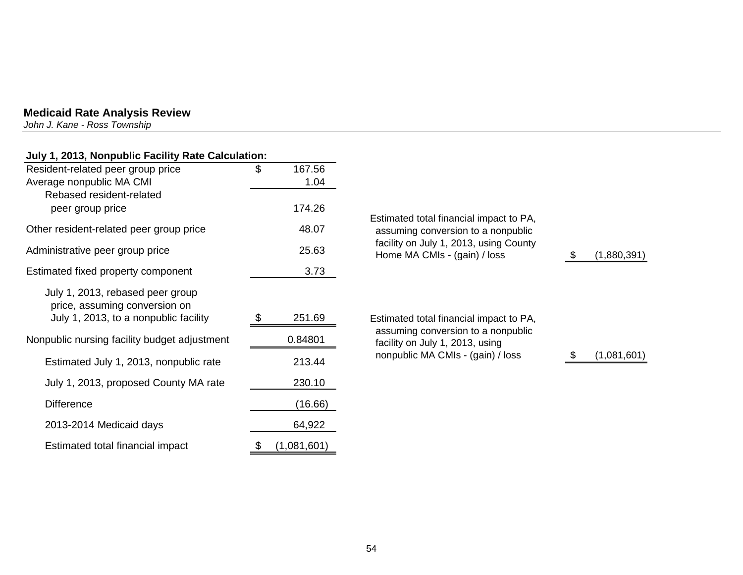## Medicaid Rate Analysis Review

*John J. Kane - Ross Township*

**July 1, 2013, Nonpublic Facility Rate Calculation:**

| | |
|---|---|
| Resident-related peer group price | $ 167.56 |
| Average nonpublic MA CMI | 1.04 |
| Rebased resident-related peer group price | 174.26 |
| Other resident-related peer group price | 48.07 |
| Administrative peer group price | 25.63 |
| Estimated fixed property component | 3.73 |
| July 1, 2013, rebased peer group price, assuming conversion on July 1, 2013, to a nonpublic facility | $ 251.69 |
| Nonpublic nursing facility budget adjustment | 0.84801 |
| Estimated July 1, 2013, nonpublic rate | 213.44 |
| July 1, 2013, proposed County MA rate | 230.10 |
| Difference | (16.66) |
| 2013-2014 Medicaid days | 64,922 |
| Estimated total financial impact | $ (1,081,601) |

| | |
|---|---|
| Estimated total financial impact to PA, assuming conversion to a nonpublic facility on July 1, 2013, using County Home MA CMIs - (gain) / loss | $ (1,880,391) |
| Estimated total financial impact to PA, assuming conversion to a nonpublic facility on July 1, 2013, using nonpublic MA CMIs - (gain) / loss | $ (1,081,601) |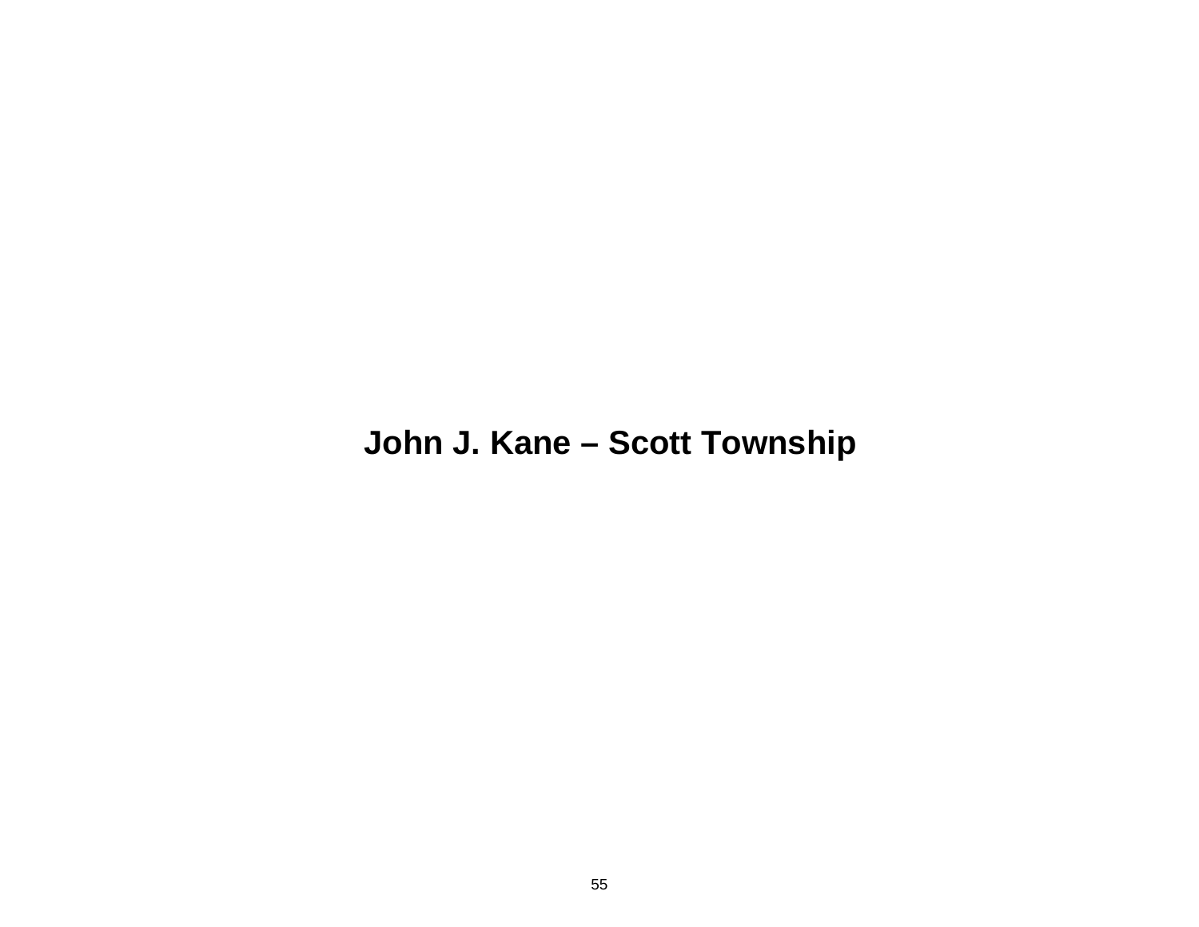# John J. Kane – Scott Township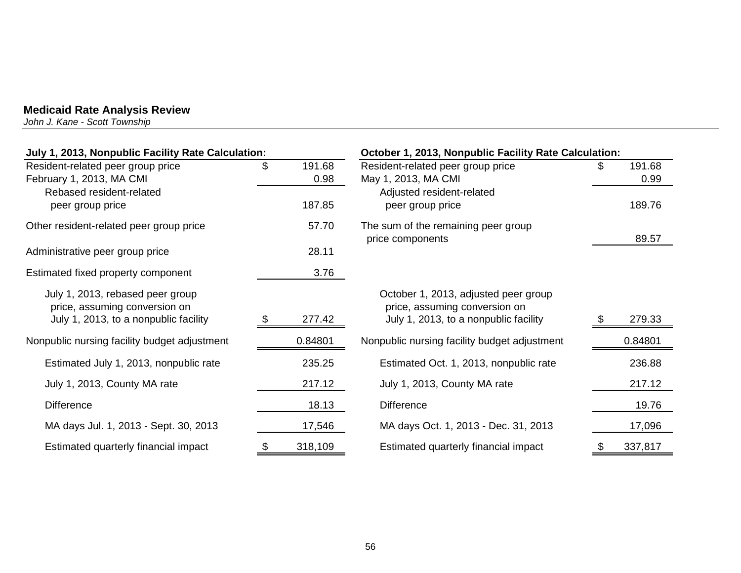**Medicaid Rate Analysis Review**
*John J. Kane - Scott Township*

| July 1, 2013, Nonpublic Facility Rate Calculation: | | |
|---|---|---|
| Resident-related peer group price | $ | 191.68 |
| February 1, 2013, MA CMI | | 0.98 |
| Rebased resident-related peer group price | | 187.85 |
| Other resident-related peer group price | | 57.70 |
| Administrative peer group price | | 28.11 |
| Estimated fixed property component | | 3.76 |
| July 1, 2013, rebased peer group price, assuming conversion on July 1, 2013, to a nonpublic facility | $ | 277.42 |
| Nonpublic nursing facility budget adjustment | | 0.84801 |
| Estimated July 1, 2013, nonpublic rate | | 235.25 |
| July 1, 2013, County MA rate | | 217.12 |
| Difference | | 18.13 |
| MA days Jul. 1, 2013 - Sept. 30, 2013 | | 17,546 |
| Estimated quarterly financial impact | $ | 318,109 |

| October 1, 2013, Nonpublic Facility Rate Calculation: | | |
|---|---|---|
| Resident-related peer group price | $ | 191.68 |
| May 1, 2013, MA CMI | | 0.99 |
| Adjusted resident-related peer group price | | 189.76 |
| The sum of the remaining peer group price components | | 89.57 |
| October 1, 2013, adjusted peer group price, assuming conversion on July 1, 2013, to a nonpublic facility | $ | 279.33 |
| Nonpublic nursing facility budget adjustment | | 0.84801 |
| Estimated Oct. 1, 2013, nonpublic rate | | 236.88 |
| July 1, 2013, County MA rate | | 217.12 |
| Difference | | 19.76 |
| MA days Oct. 1, 2013 - Dec. 31, 2013 | | 17,096 |
| Estimated quarterly financial impact | $ | 337,817 |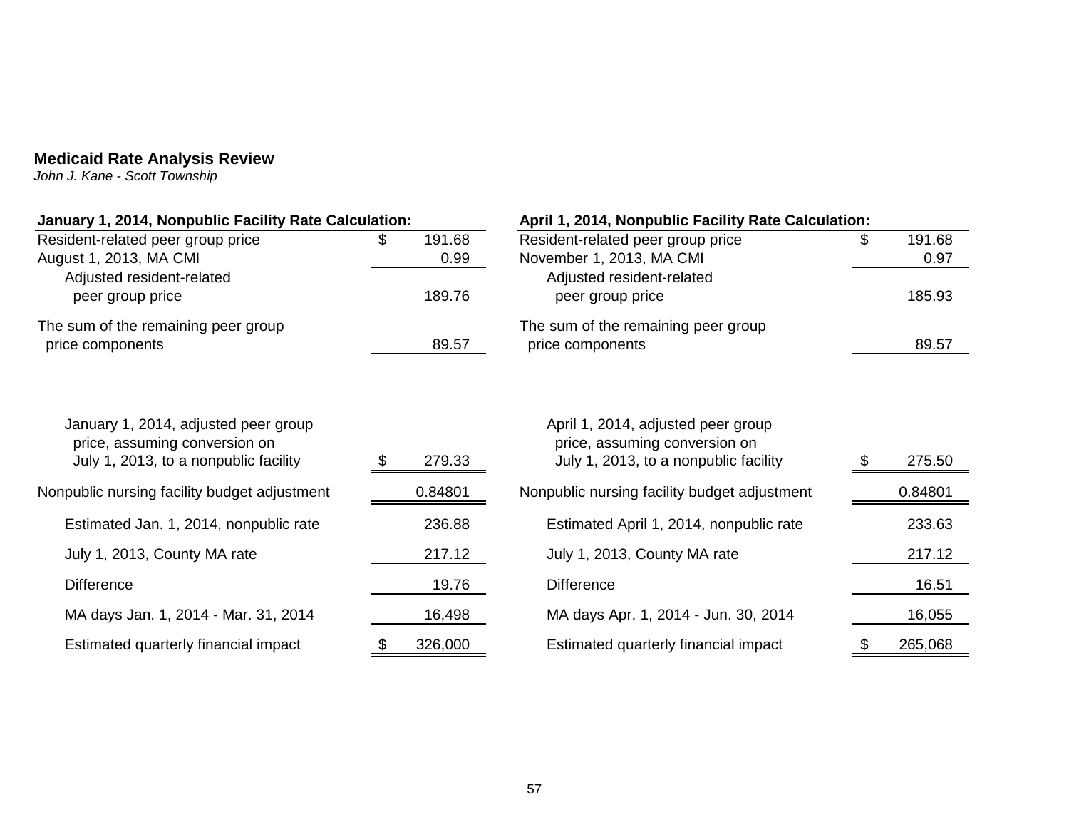**Medicaid Rate Analysis Review**
*John J. Kane - Scott Township*

**January 1, 2014, Nonpublic Facility Rate Calculation:**

| | | |
|---|---|---|
| Resident-related peer group price | $ | 191.68 |
| August 1, 2013, MA CMI | | 0.99 |
| Adjusted resident-related peer group price | | 189.76 |
| The sum of the remaining peer group price components | | 89.57 |
| January 1, 2014, adjusted peer group price, assuming conversion on July 1, 2013, to a nonpublic facility | $ | 279.33 |
| Nonpublic nursing facility budget adjustment | | 0.84801 |
| Estimated Jan. 1, 2014, nonpublic rate | | 236.88 |
| July 1, 2013, County MA rate | | 217.12 |
| Difference | | 19.76 |
| MA days Jan. 1, 2014 - Mar. 31, 2014 | | 16,498 |
| Estimated quarterly financial impact | $ | 326,000 |

**April 1, 2014, Nonpublic Facility Rate Calculation:**

| | | |
|---|---|---|
| Resident-related peer group price | $ | 191.68 |
| November 1, 2013, MA CMI | | 0.97 |
| Adjusted resident-related peer group price | | 185.93 |
| The sum of the remaining peer group price components | | 89.57 |
| April 1, 2014, adjusted peer group price, assuming conversion on July 1, 2013, to a nonpublic facility | $ | 275.50 |
| Nonpublic nursing facility budget adjustment | | 0.84801 |
| Estimated April 1, 2014, nonpublic rate | | 233.63 |
| July 1, 2013, County MA rate | | 217.12 |
| Difference | | 16.51 |
| MA days Apr. 1, 2014 - Jun. 30, 2014 | | 16,055 |
| Estimated quarterly financial impact | $ | 265,068 |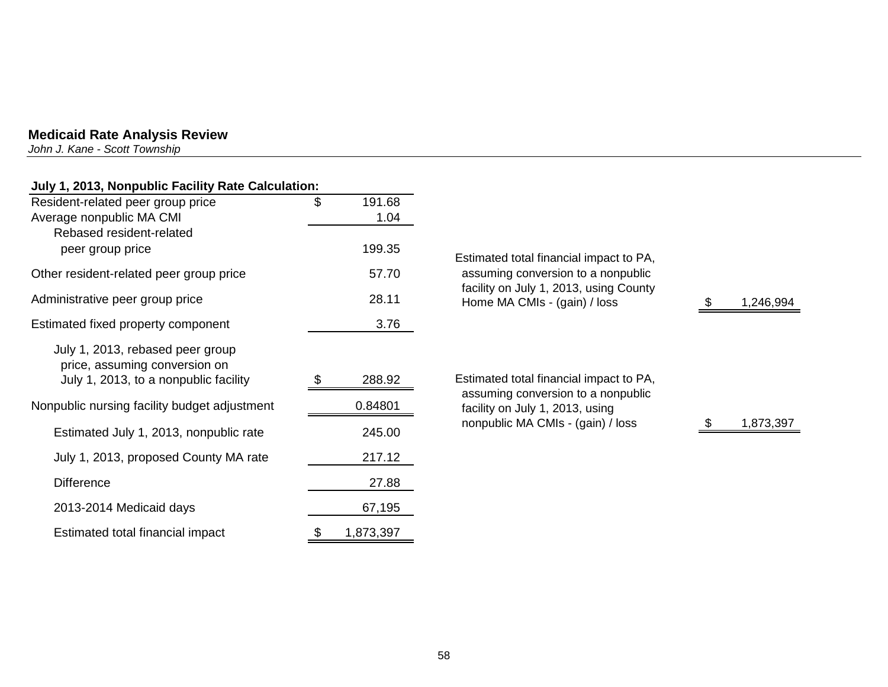## Medicaid Rate Analysis Review

*John J. Kane - Scott Township*

**July 1, 2013, Nonpublic Facility Rate Calculation:**

| | |
|---|---|
| Resident-related peer group price | $ 191.68 |
| Average nonpublic MA CMI | 1.04 |
| Rebased resident-related peer group price | 199.35 |
| Other resident-related peer group price | 57.70 |
| Administrative peer group price | 28.11 |
| Estimated fixed property component | 3.76 |
| July 1, 2013, rebased peer group price, assuming conversion on July 1, 2013, to a nonpublic facility | $ 288.92 |
| Nonpublic nursing facility budget adjustment | 0.84801 |
| Estimated July 1, 2013, nonpublic rate | 245.00 |
| July 1, 2013, proposed County MA rate | 217.12 |
| Difference | 27.88 |
| 2013-2014 Medicaid days | 67,195 |
| Estimated total financial impact | $ 1,873,397 |

| | |
|---|---|
| Estimated total financial impact to PA, assuming conversion to a nonpublic facility on July 1, 2013, using County Home MA CMIs - (gain) / loss | $ 1,246,994 |
| Estimated total financial impact to PA, assuming conversion to a nonpublic facility on July 1, 2013, using nonpublic MA CMIs - (gain) / loss | $ 1,873,397 |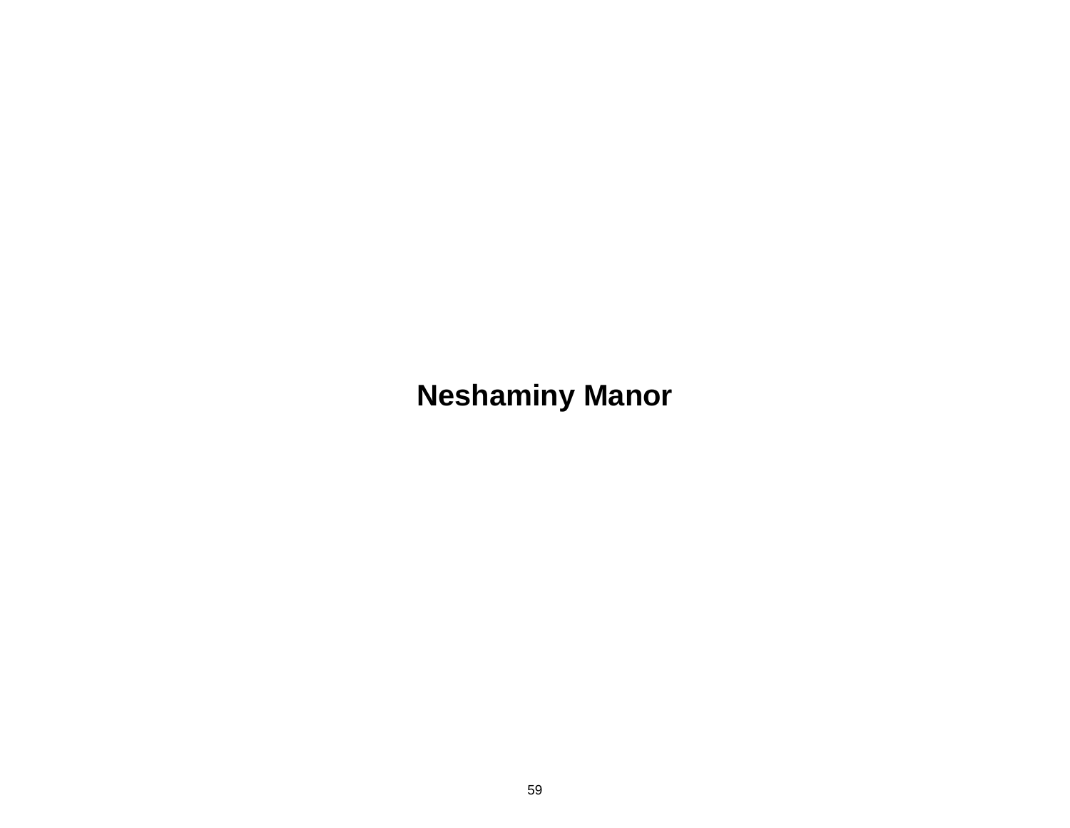# Neshaminy Manor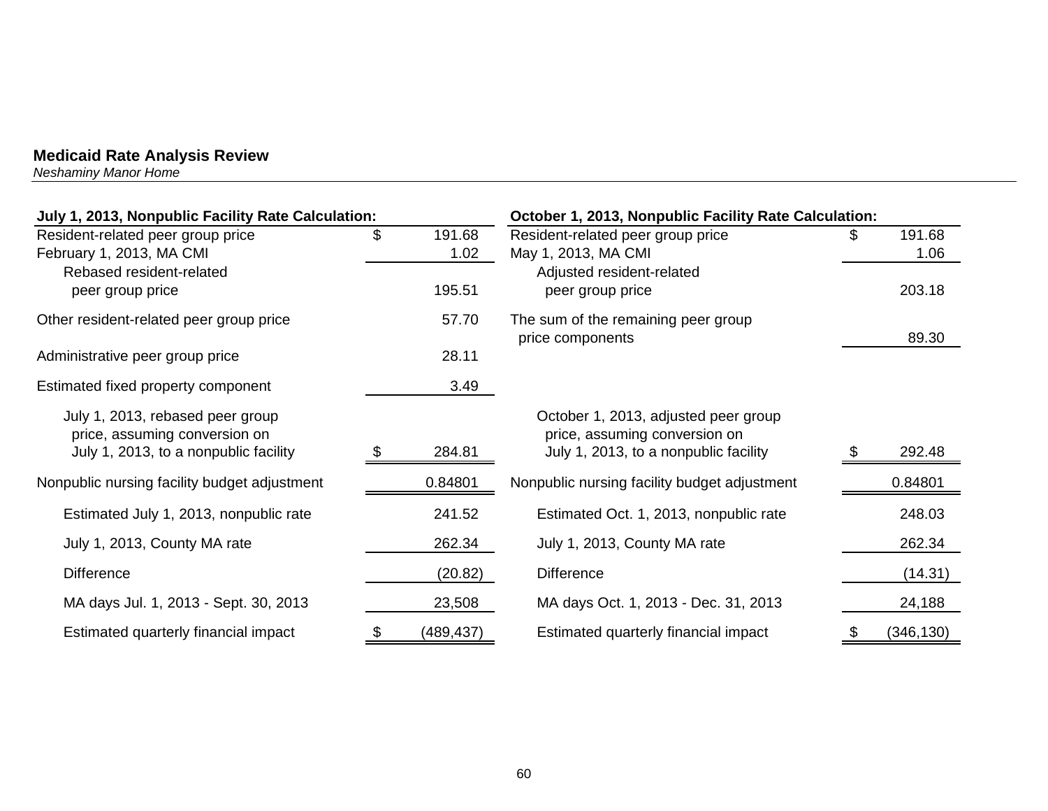**Medicaid Rate Analysis Review**

*Neshaminy Manor Home*

| July 1, 2013, Nonpublic Facility Rate Calculation: | |
|---|---|
| Resident-related peer group price | $ 191.68 |
| February 1, 2013, MA CMI | 1.02 |
| Rebased resident-related peer group price | 195.51 |
| Other resident-related peer group price | 57.70 |
| Administrative peer group price | 28.11 |
| Estimated fixed property component | 3.49 |
| July 1, 2013, rebased peer group price, assuming conversion on July 1, 2013, to a nonpublic facility | $ 284.81 |
| Nonpublic nursing facility budget adjustment | 0.84801 |
| Estimated July 1, 2013, nonpublic rate | 241.52 |
| July 1, 2013, County MA rate | 262.34 |
| Difference | (20.82) |
| MA days Jul. 1, 2013 - Sept. 30, 2013 | 23,508 |
| Estimated quarterly financial impact | $ (489,437) |

| October 1, 2013, Nonpublic Facility Rate Calculation: | |
|---|---|
| Resident-related peer group price | $ 191.68 |
| May 1, 2013, MA CMI | 1.06 |
| Adjusted resident-related peer group price | 203.18 |
| The sum of the remaining peer group price components | 89.30 |
| October 1, 2013, adjusted peer group price, assuming conversion on July 1, 2013, to a nonpublic facility | $ 292.48 |
| Nonpublic nursing facility budget adjustment | 0.84801 |
| Estimated Oct. 1, 2013, nonpublic rate | 248.03 |
| July 1, 2013, County MA rate | 262.34 |
| Difference | (14.31) |
| MA days Oct. 1, 2013 - Dec. 31, 2013 | 24,188 |
| Estimated quarterly financial impact | $ (346,130) |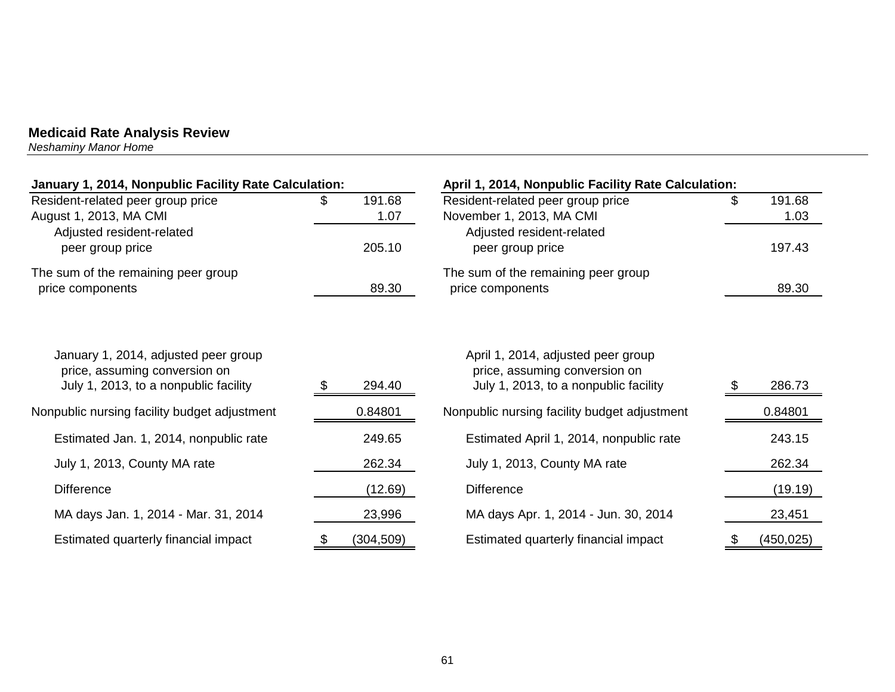**Medicaid Rate Analysis Review**
*Neshaminy Manor Home*

| **January 1, 2014, Nonpublic Facility Rate Calculation:** | |
|---|---|
| Resident-related peer group price | $ 191.68 |
| August 1, 2013, MA CMI | 1.07 |
| Adjusted resident-related peer group price | 205.10 |
| The sum of the remaining peer group price components | 89.30 |
| January 1, 2014, adjusted peer group price, assuming conversion on July 1, 2013, to a nonpublic facility | $ 294.40 |
| Nonpublic nursing facility budget adjustment | 0.84801 |
| Estimated Jan. 1, 2014, nonpublic rate | 249.65 |
| July 1, 2013, County MA rate | 262.34 |
| Difference | (12.69) |
| MA days Jan. 1, 2014 - Mar. 31, 2014 | 23,996 |
| Estimated quarterly financial impact | $ (304,509) |

| **April 1, 2014, Nonpublic Facility Rate Calculation:** | |
|---|---|
| Resident-related peer group price | $ 191.68 |
| November 1, 2013, MA CMI | 1.03 |
| Adjusted resident-related peer group price | 197.43 |
| The sum of the remaining peer group price components | 89.30 |
| April 1, 2014, adjusted peer group price, assuming conversion on July 1, 2013, to a nonpublic facility | $ 286.73 |
| Nonpublic nursing facility budget adjustment | 0.84801 |
| Estimated April 1, 2014, nonpublic rate | 243.15 |
| July 1, 2013, County MA rate | 262.34 |
| Difference | (19.19) |
| MA days Apr. 1, 2014 - Jun. 30, 2014 | 23,451 |
| Estimated quarterly financial impact | $ (450,025) |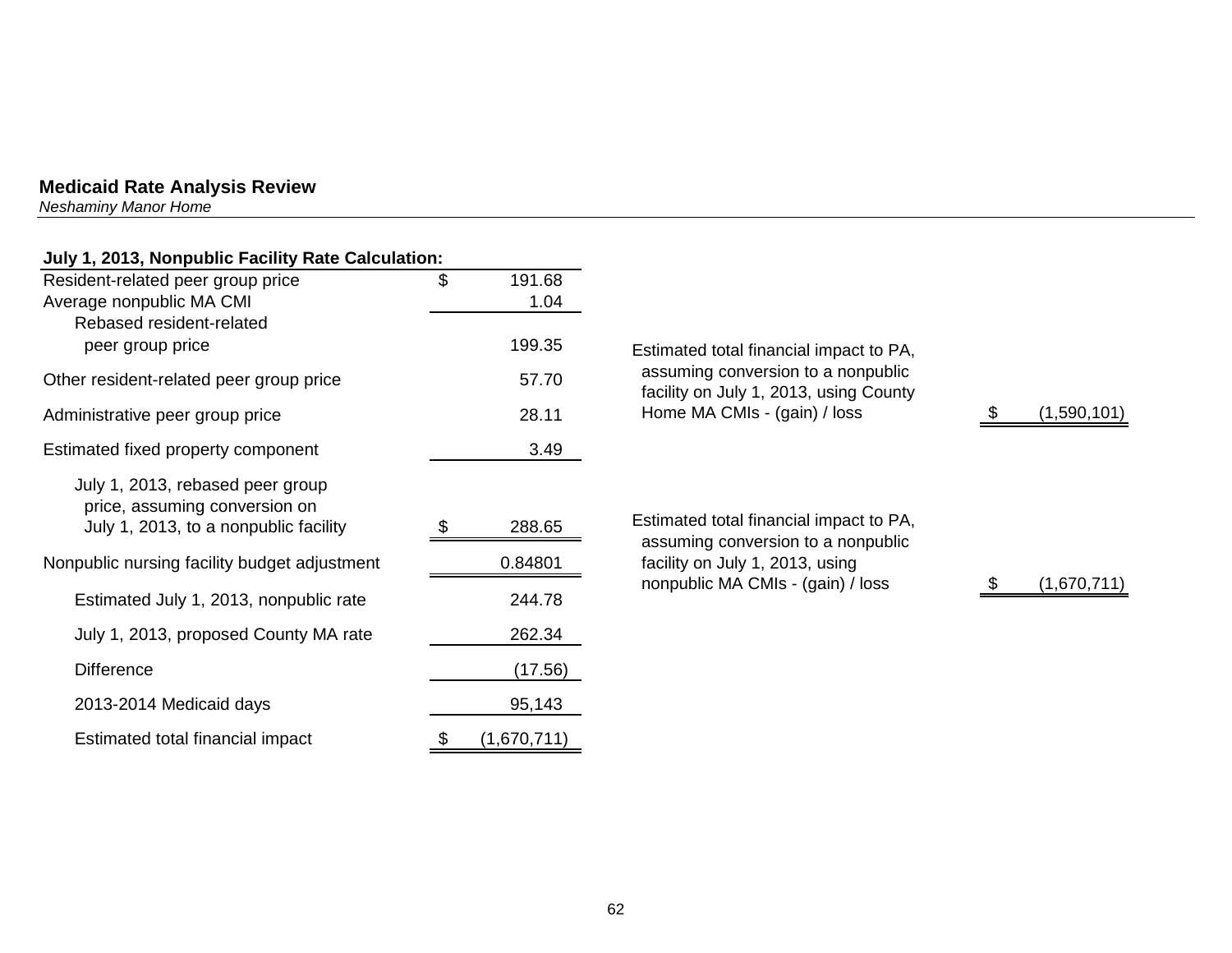## Medicaid Rate Analysis Review

*Neshaminy Manor Home*

| **July 1, 2013, Nonpublic Facility Rate Calculation:** | |
|---|---|
| Resident-related peer group price | $ 191.68 |
| Average nonpublic MA CMI | 1.04 |
| Rebased resident-related peer group price | 199.35 |
| Other resident-related peer group price | 57.70 |
| Administrative peer group price | 28.11 |
| Estimated fixed property component | 3.49 |
| July 1, 2013, rebased peer group price, assuming conversion on July 1, 2013, to a nonpublic facility | $ 288.65 |
| Nonpublic nursing facility budget adjustment | 0.84801 |
| Estimated July 1, 2013, nonpublic rate | 244.78 |
| July 1, 2013, proposed County MA rate | 262.34 |
| Difference | (17.56) |
| 2013-2014 Medicaid days | 95,143 |
| Estimated total financial impact | $ (1,670,711) |

| | |
|---|---|
| Estimated total financial impact to PA, assuming conversion to a nonpublic facility on July 1, 2013, using County Home MA CMIs - (gain) / loss | $ (1,590,101) |
| Estimated total financial impact to PA, assuming conversion to a nonpublic facility on July 1, 2013, using nonpublic MA CMIs - (gain) / loss | $ (1,670,711) |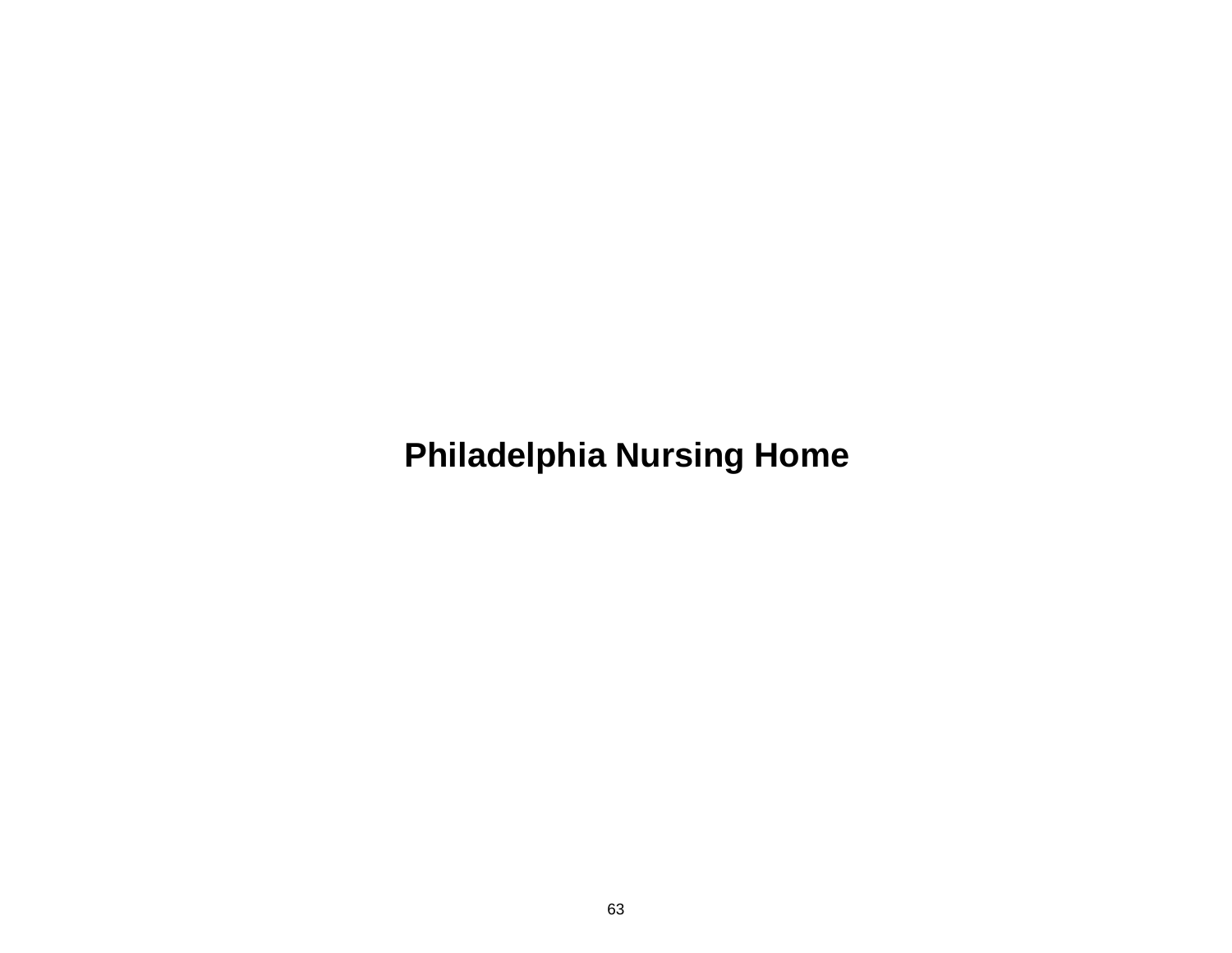# Philadelphia Nursing Home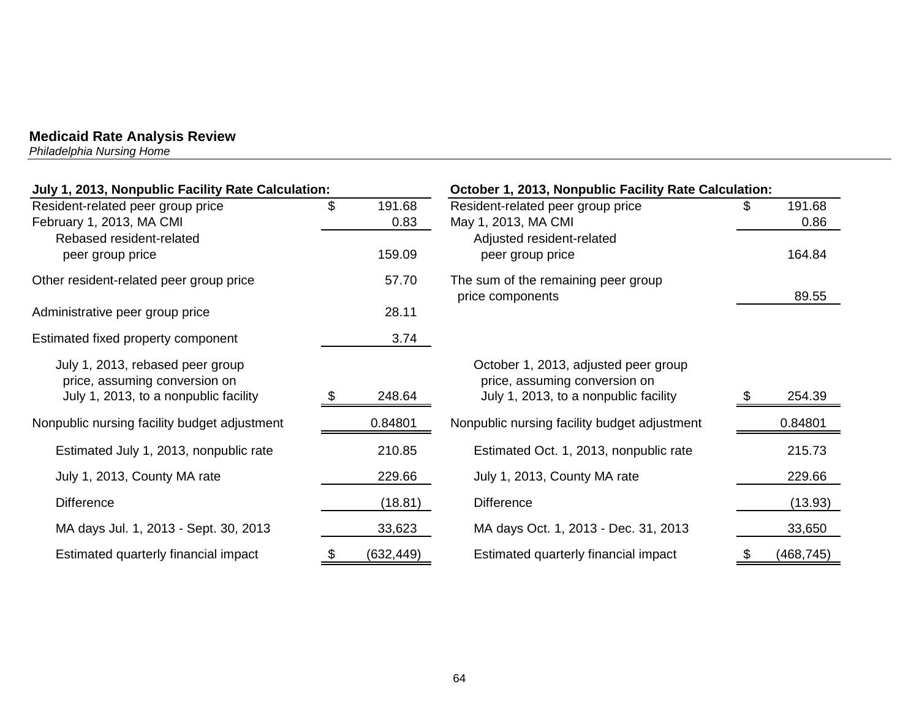**Medicaid Rate Analysis Review**
*Philadelphia Nursing Home*

| July 1, 2013, Nonpublic Facility Rate Calculation: | |
|---|---|
| Resident-related peer group price | $ 191.68 |
| February 1, 2013, MA CMI | 0.83 |
| Rebased resident-related peer group price | 159.09 |
| Other resident-related peer group price | 57.70 |
| Administrative peer group price | 28.11 |
| Estimated fixed property component | 3.74 |
| July 1, 2013, rebased peer group price, assuming conversion on July 1, 2013, to a nonpublic facility | $ 248.64 |
| Nonpublic nursing facility budget adjustment | 0.84801 |
| Estimated July 1, 2013, nonpublic rate | 210.85 |
| July 1, 2013, County MA rate | 229.66 |
| Difference | (18.81) |
| MA days Jul. 1, 2013 - Sept. 30, 2013 | 33,623 |
| Estimated quarterly financial impact | $ (632,449) |

| October 1, 2013, Nonpublic Facility Rate Calculation: | |
|---|---|
| Resident-related peer group price | $ 191.68 |
| May 1, 2013, MA CMI | 0.86 |
| Adjusted resident-related peer group price | 164.84 |
| The sum of the remaining peer group price components | 89.55 |
| October 1, 2013, adjusted peer group price, assuming conversion on July 1, 2013, to a nonpublic facility | $ 254.39 |
| Nonpublic nursing facility budget adjustment | 0.84801 |
| Estimated Oct. 1, 2013, nonpublic rate | 215.73 |
| July 1, 2013, County MA rate | 229.66 |
| Difference | (13.93) |
| MA days Oct. 1, 2013 - Dec. 31, 2013 | 33,650 |
| Estimated quarterly financial impact | $ (468,745) |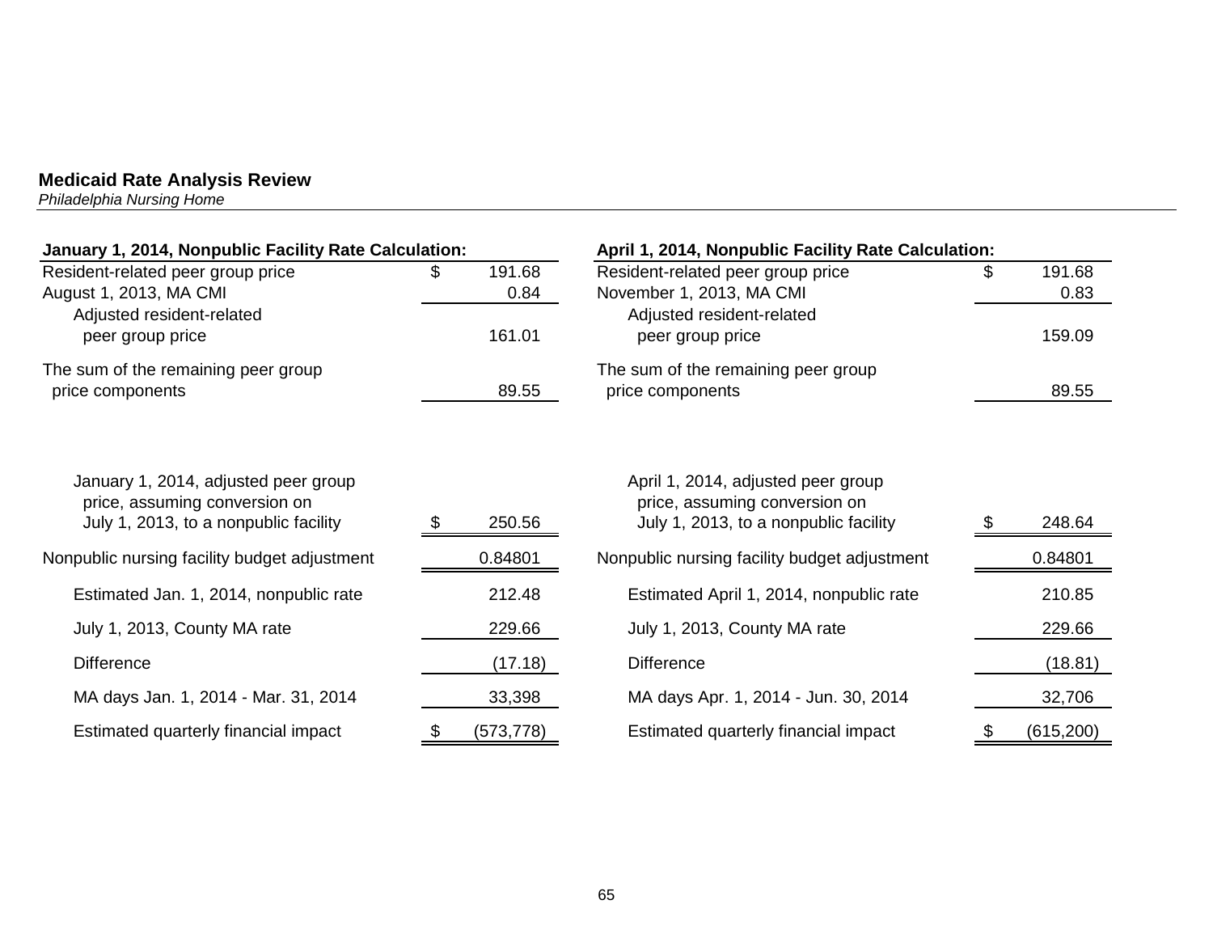**Medicaid Rate Analysis Review**

*Philadelphia Nursing Home*

| January 1, 2014, Nonpublic Facility Rate Calculation: | |
|---|---|
| Resident-related peer group price | $ 191.68 |
| August 1, 2013, MA CMI | 0.84 |
| Adjusted resident-related peer group price | 161.01 |
| The sum of the remaining peer group price components | 89.55 |
| January 1, 2014, adjusted peer group price, assuming conversion on July 1, 2013, to a nonpublic facility | $ 250.56 |
| Nonpublic nursing facility budget adjustment | 0.84801 |
| Estimated Jan. 1, 2014, nonpublic rate | 212.48 |
| July 1, 2013, County MA rate | 229.66 |
| Difference | (17.18) |
| MA days Jan. 1, 2014 - Mar. 31, 2014 | 33,398 |
| Estimated quarterly financial impact | $ (573,778) |

| April 1, 2014, Nonpublic Facility Rate Calculation: | |
|---|---|
| Resident-related peer group price | $ 191.68 |
| November 1, 2013, MA CMI | 0.83 |
| Adjusted resident-related peer group price | 159.09 |
| The sum of the remaining peer group price components | 89.55 |
| April 1, 2014, adjusted peer group price, assuming conversion on July 1, 2013, to a nonpublic facility | $ 248.64 |
| Nonpublic nursing facility budget adjustment | 0.84801 |
| Estimated April 1, 2014, nonpublic rate | 210.85 |
| July 1, 2013, County MA rate | 229.66 |
| Difference | (18.81) |
| MA days Apr. 1, 2014 - Jun. 30, 2014 | 32,706 |
| Estimated quarterly financial impact | $ (615,200) |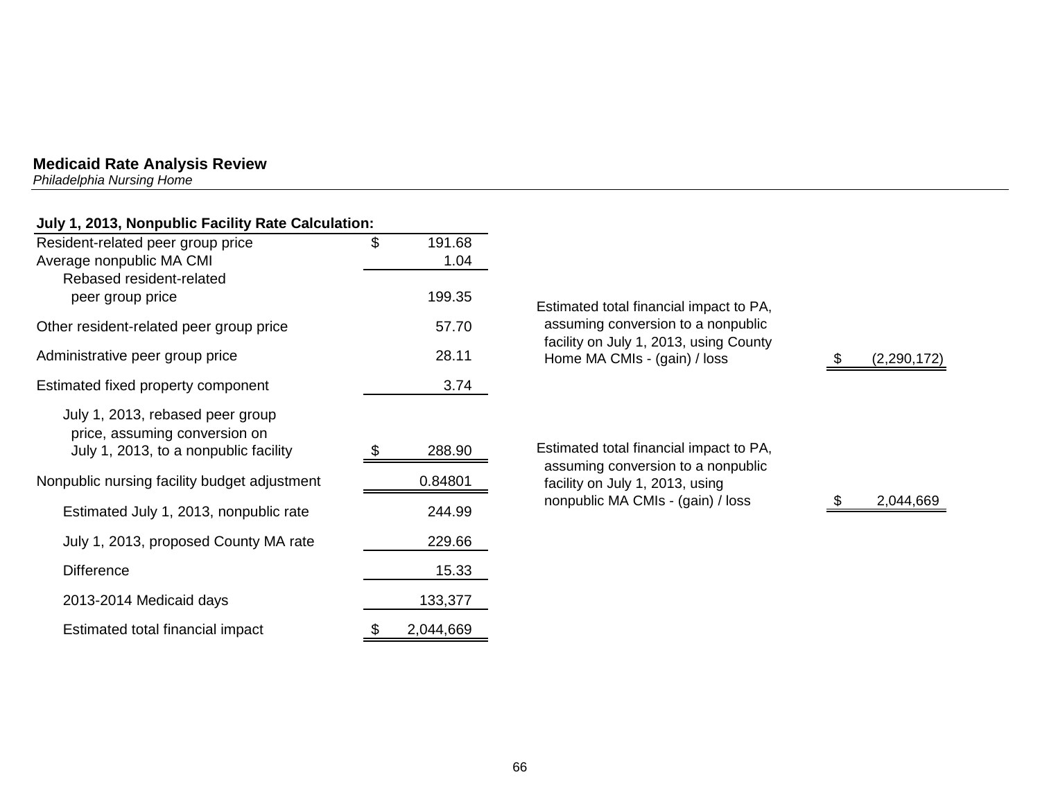**Medicaid Rate Analysis Review**
*Philadelphia Nursing Home*

**July 1, 2013, Nonpublic Facility Rate Calculation:**

| | |
|---|---|
| Resident-related peer group price | $ 191.68 |
| Average nonpublic MA CMI | 1.04 |
| Rebased resident-related peer group price | 199.35 |
| Other resident-related peer group price | 57.70 |
| Administrative peer group price | 28.11 |
| Estimated fixed property component | 3.74 |
| July 1, 2013, rebased peer group price, assuming conversion on July 1, 2013, to a nonpublic facility | $ 288.90 |
| Nonpublic nursing facility budget adjustment | 0.84801 |
| Estimated July 1, 2013, nonpublic rate | 244.99 |
| July 1, 2013, proposed County MA rate | 229.66 |
| Difference | 15.33 |
| 2013-2014 Medicaid days | 133,377 |
| Estimated total financial impact | $ 2,044,669 |

| | |
|---|---|
| Estimated total financial impact to PA, assuming conversion to a nonpublic facility on July 1, 2013, using County Home MA CMIs - (gain) / loss | $ (2,290,172) |
| Estimated total financial impact to PA, assuming conversion to a nonpublic facility on July 1, 2013, using nonpublic MA CMIs - (gain) / loss | $ 2,044,669 |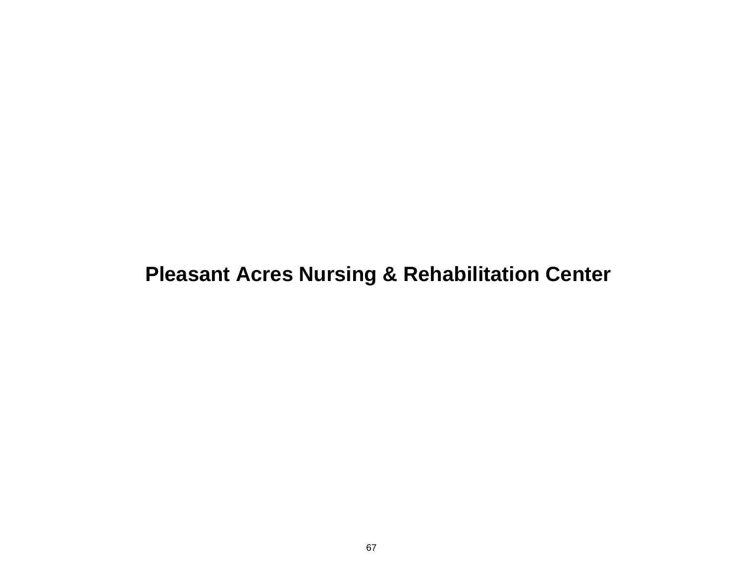# Pleasant Acres Nursing & Rehabilitation Center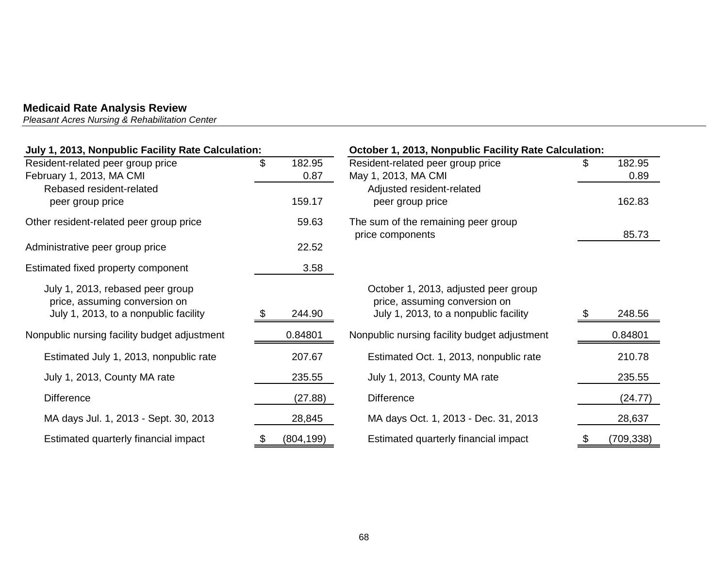**Medicaid Rate Analysis Review**
*Pleasant Acres Nursing & Rehabilitation Center*

| July 1, 2013, Nonpublic Facility Rate Calculation: | |
|---|---|
| Resident-related peer group price | $ 182.95 |
| February 1, 2013, MA CMI | 0.87 |
| Rebased resident-related peer group price | 159.17 |
| Other resident-related peer group price | 59.63 |
| Administrative peer group price | 22.52 |
| Estimated fixed property component | 3.58 |
| July 1, 2013, rebased peer group price, assuming conversion on July 1, 2013, to a nonpublic facility | $ 244.90 |
| Nonpublic nursing facility budget adjustment | 0.84801 |
| Estimated July 1, 2013, nonpublic rate | 207.67 |
| July 1, 2013, County MA rate | 235.55 |
| Difference | (27.88) |
| MA days Jul. 1, 2013 - Sept. 30, 2013 | 28,845 |
| Estimated quarterly financial impact | $ (804,199) |

| October 1, 2013, Nonpublic Facility Rate Calculation: | |
|---|---|
| Resident-related peer group price | $ 182.95 |
| May 1, 2013, MA CMI | 0.89 |
| Adjusted resident-related peer group price | 162.83 |
| The sum of the remaining peer group price components | 85.73 |
| October 1, 2013, adjusted peer group price, assuming conversion on July 1, 2013, to a nonpublic facility | $ 248.56 |
| Nonpublic nursing facility budget adjustment | 0.84801 |
| Estimated Oct. 1, 2013, nonpublic rate | 210.78 |
| July 1, 2013, County MA rate | 235.55 |
| Difference | (24.77) |
| MA days Oct. 1, 2013 - Dec. 31, 2013 | 28,637 |
| Estimated quarterly financial impact | $ (709,338) |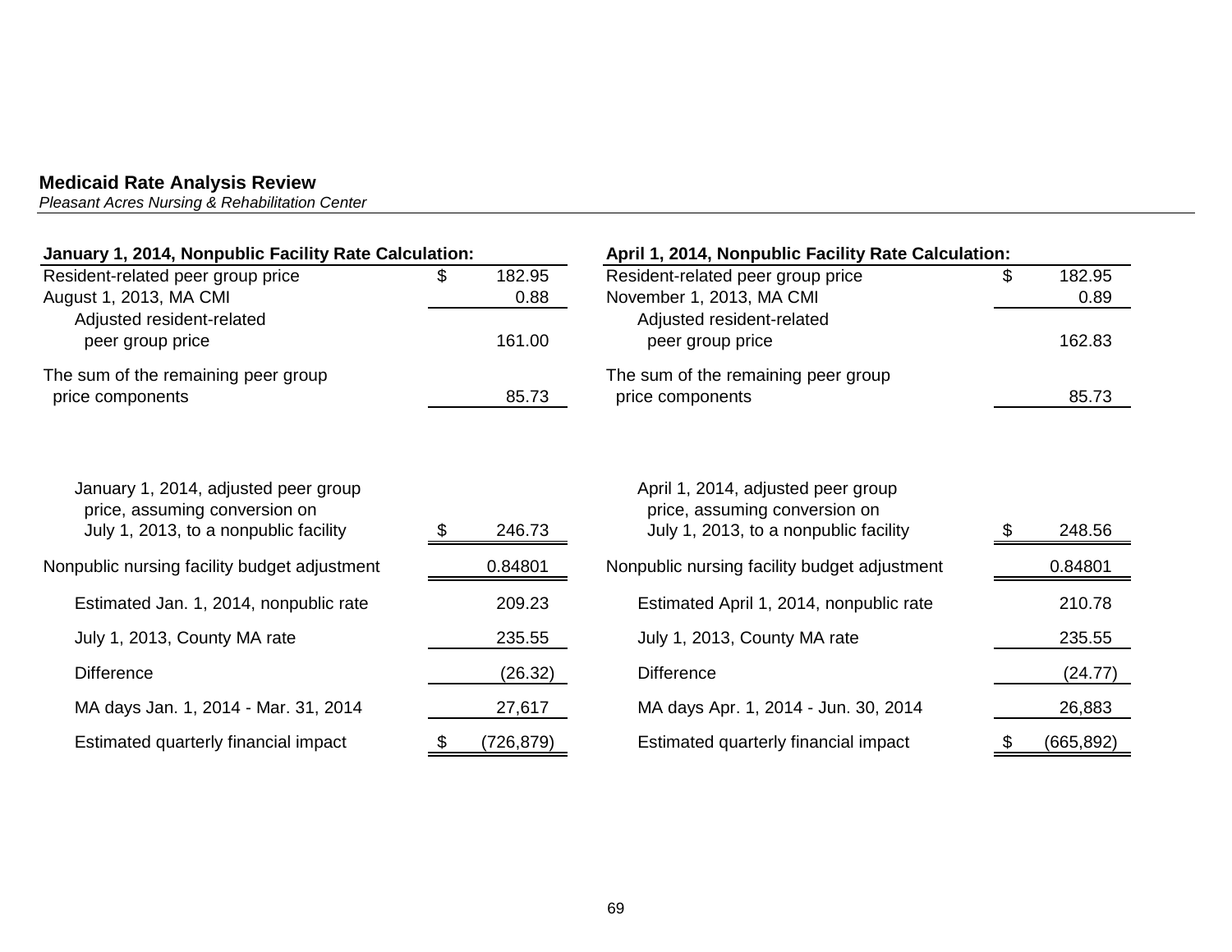**Medicaid Rate Analysis Review**
*Pleasant Acres Nursing & Rehabilitation Center*

| January 1, 2014, Nonpublic Facility Rate Calculation: | |
|---|---|
| Resident-related peer group price | $ 182.95 |
| August 1, 2013, MA CMI | 0.88 |
| Adjusted resident-related peer group price | 161.00 |
| The sum of the remaining peer group price components | 85.73 |
| January 1, 2014, adjusted peer group price, assuming conversion on July 1, 2013, to a nonpublic facility | $ 246.73 |
| Nonpublic nursing facility budget adjustment | 0.84801 |
| Estimated Jan. 1, 2014, nonpublic rate | 209.23 |
| July 1, 2013, County MA rate | 235.55 |
| Difference | (26.32) |
| MA days Jan. 1, 2014 - Mar. 31, 2014 | 27,617 |
| Estimated quarterly financial impact | $ (726,879) |

| April 1, 2014, Nonpublic Facility Rate Calculation: | |
|---|---|
| Resident-related peer group price | $ 182.95 |
| November 1, 2013, MA CMI | 0.89 |
| Adjusted resident-related peer group price | 162.83 |
| The sum of the remaining peer group price components | 85.73 |
| April 1, 2014, adjusted peer group price, assuming conversion on July 1, 2013, to a nonpublic facility | $ 248.56 |
| Nonpublic nursing facility budget adjustment | 0.84801 |
| Estimated April 1, 2014, nonpublic rate | 210.78 |
| July 1, 2013, County MA rate | 235.55 |
| Difference | (24.77) |
| MA days Apr. 1, 2014 - Jun. 30, 2014 | 26,883 |
| Estimated quarterly financial impact | $ (665,892) |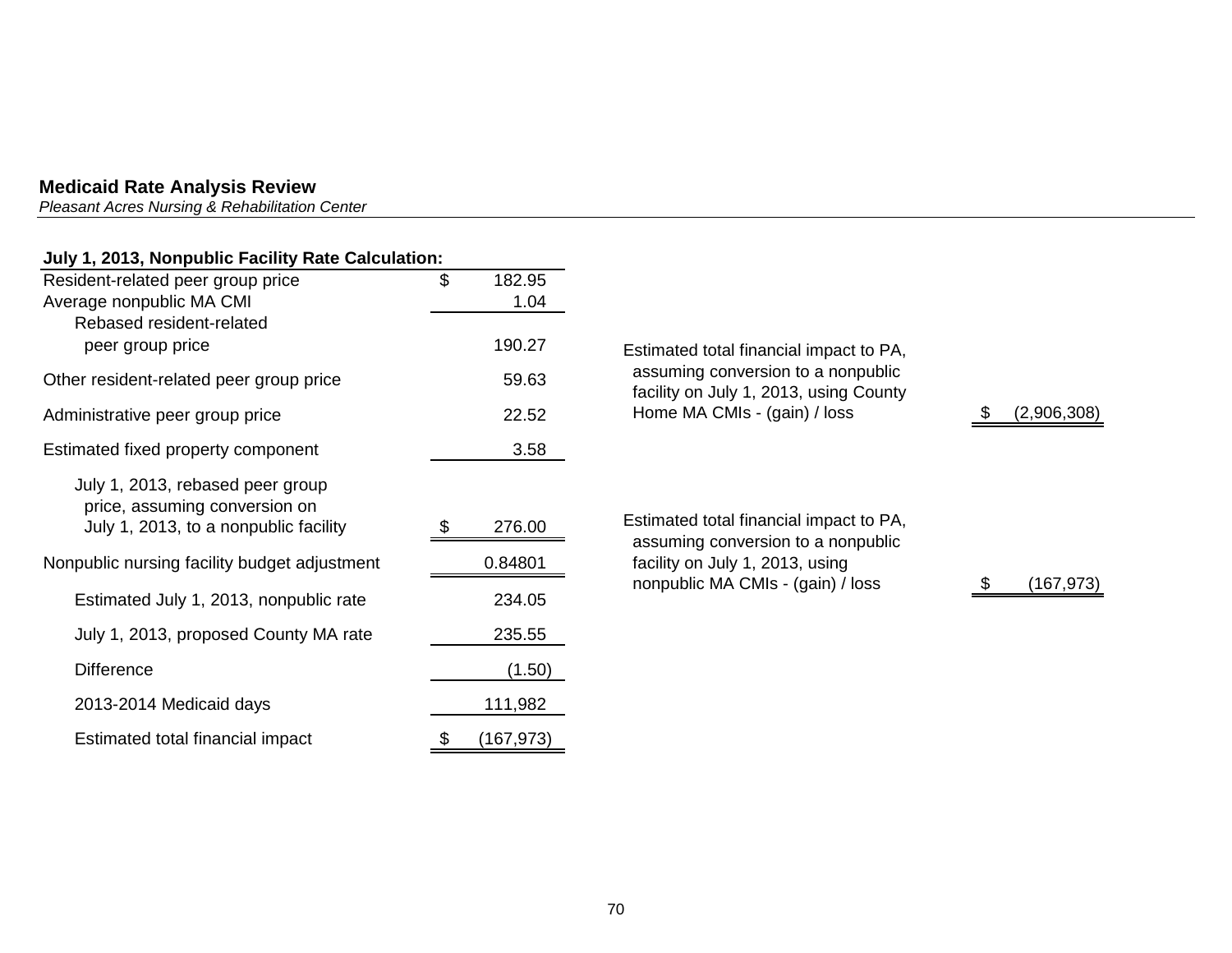## Medicaid Rate Analysis Review

*Pleasant Acres Nursing & Rehabilitation Center*

**July 1, 2013, Nonpublic Facility Rate Calculation:**

| | |
|---|---|
| Resident-related peer group price | $ 182.95 |
| Average nonpublic MA CMI | 1.04 |
| Rebased resident-related peer group price | 190.27 |
| Other resident-related peer group price | 59.63 |
| Administrative peer group price | 22.52 |
| Estimated fixed property component | 3.58 |
| July 1, 2013, rebased peer group price, assuming conversion on July 1, 2013, to a nonpublic facility | $ 276.00 |
| Nonpublic nursing facility budget adjustment | 0.84801 |
| Estimated July 1, 2013, nonpublic rate | 234.05 |
| July 1, 2013, proposed County MA rate | 235.55 |
| Difference | (1.50) |
| 2013-2014 Medicaid days | 111,982 |
| Estimated total financial impact | $ (167,973) |

| | |
|---|---|
| Estimated total financial impact to PA, assuming conversion to a nonpublic facility on July 1, 2013, using County Home MA CMIs - (gain) / loss | $ (2,906,308) |
| Estimated total financial impact to PA, assuming conversion to a nonpublic facility on July 1, 2013, using nonpublic MA CMIs - (gain) / loss | $ (167,973) |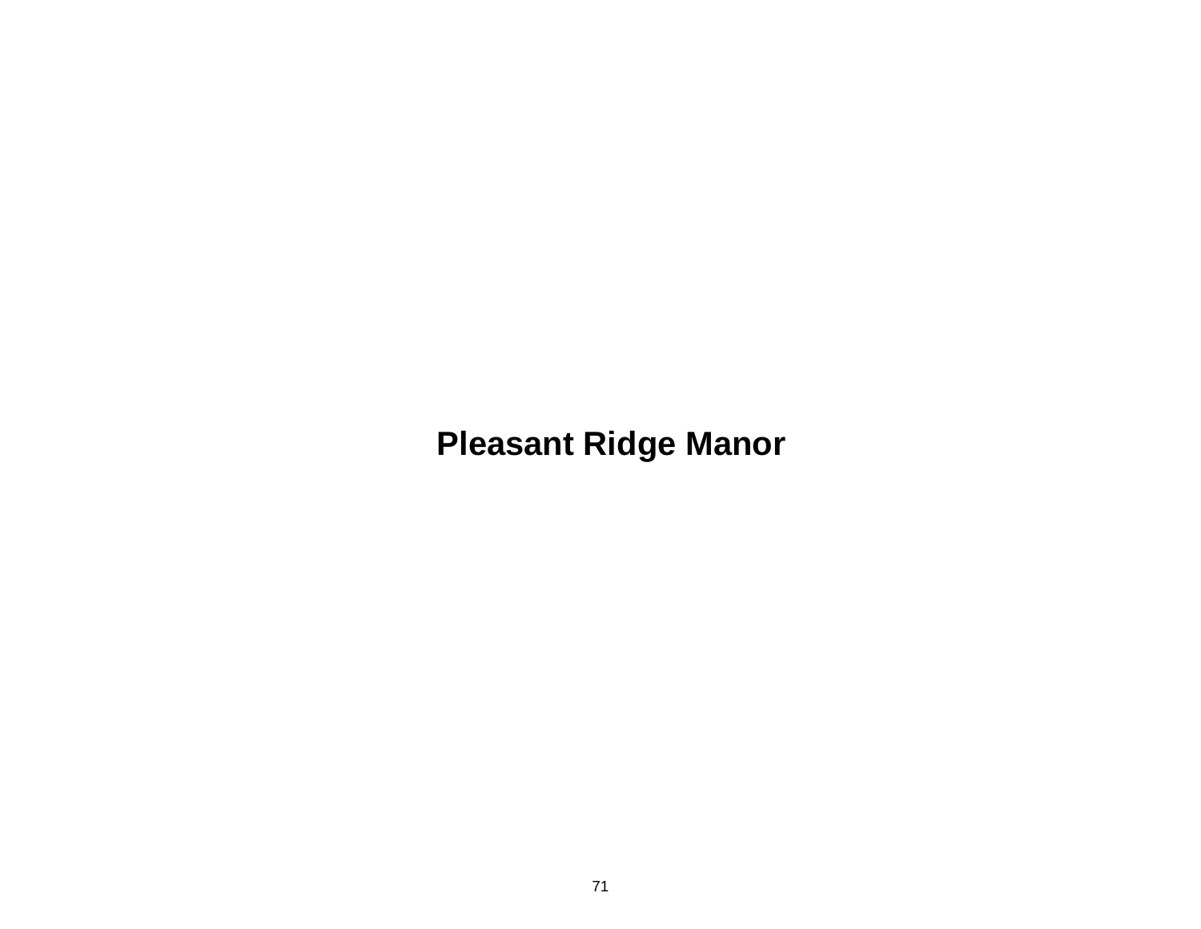# Pleasant Ridge Manor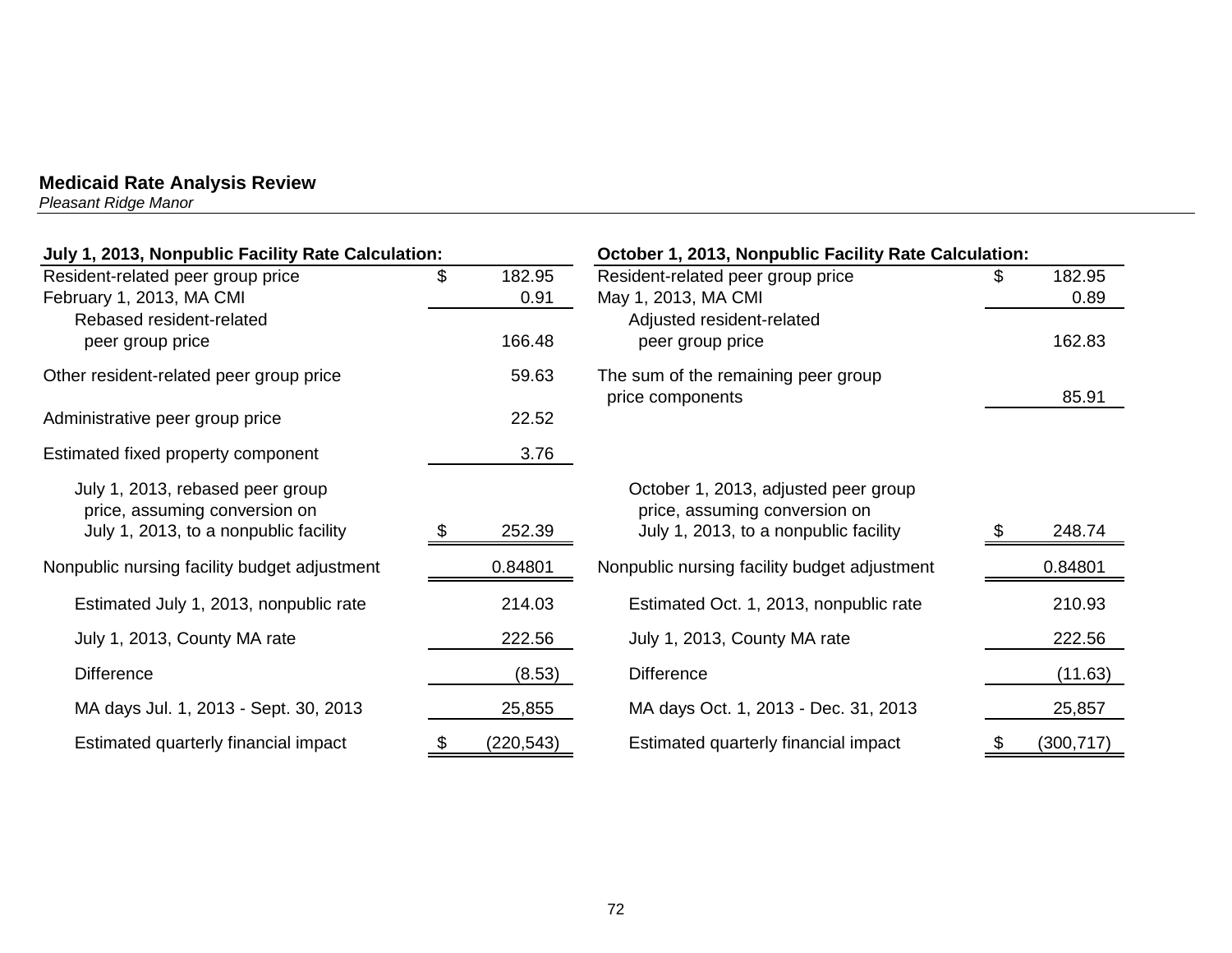**Medicaid Rate Analysis Review**
*Pleasant Ridge Manor*

| July 1, 2013, Nonpublic Facility Rate Calculation: | |
|---|---|
| Resident-related peer group price | $ 182.95 |
| February 1, 2013, MA CMI | 0.91 |
| Rebased resident-related peer group price | 166.48 |
| Other resident-related peer group price | 59.63 |
| Administrative peer group price | 22.52 |
| Estimated fixed property component | 3.76 |
| July 1, 2013, rebased peer group price, assuming conversion on July 1, 2013, to a nonpublic facility | $ 252.39 |
| Nonpublic nursing facility budget adjustment | 0.84801 |
| Estimated July 1, 2013, nonpublic rate | 214.03 |
| July 1, 2013, County MA rate | 222.56 |
| Difference | (8.53) |
| MA days Jul. 1, 2013 - Sept. 30, 2013 | 25,855 |
| Estimated quarterly financial impact | $ (220,543) |

| October 1, 2013, Nonpublic Facility Rate Calculation: | |
|---|---|
| Resident-related peer group price | $ 182.95 |
| May 1, 2013, MA CMI | 0.89 |
| Adjusted resident-related peer group price | 162.83 |
| The sum of the remaining peer group price components | 85.91 |
| October 1, 2013, adjusted peer group price, assuming conversion on July 1, 2013, to a nonpublic facility | $ 248.74 |
| Nonpublic nursing facility budget adjustment | 0.84801 |
| Estimated Oct. 1, 2013, nonpublic rate | 210.93 |
| July 1, 2013, County MA rate | 222.56 |
| Difference | (11.63) |
| MA days Oct. 1, 2013 - Dec. 31, 2013 | 25,857 |
| Estimated quarterly financial impact | $ (300,717) |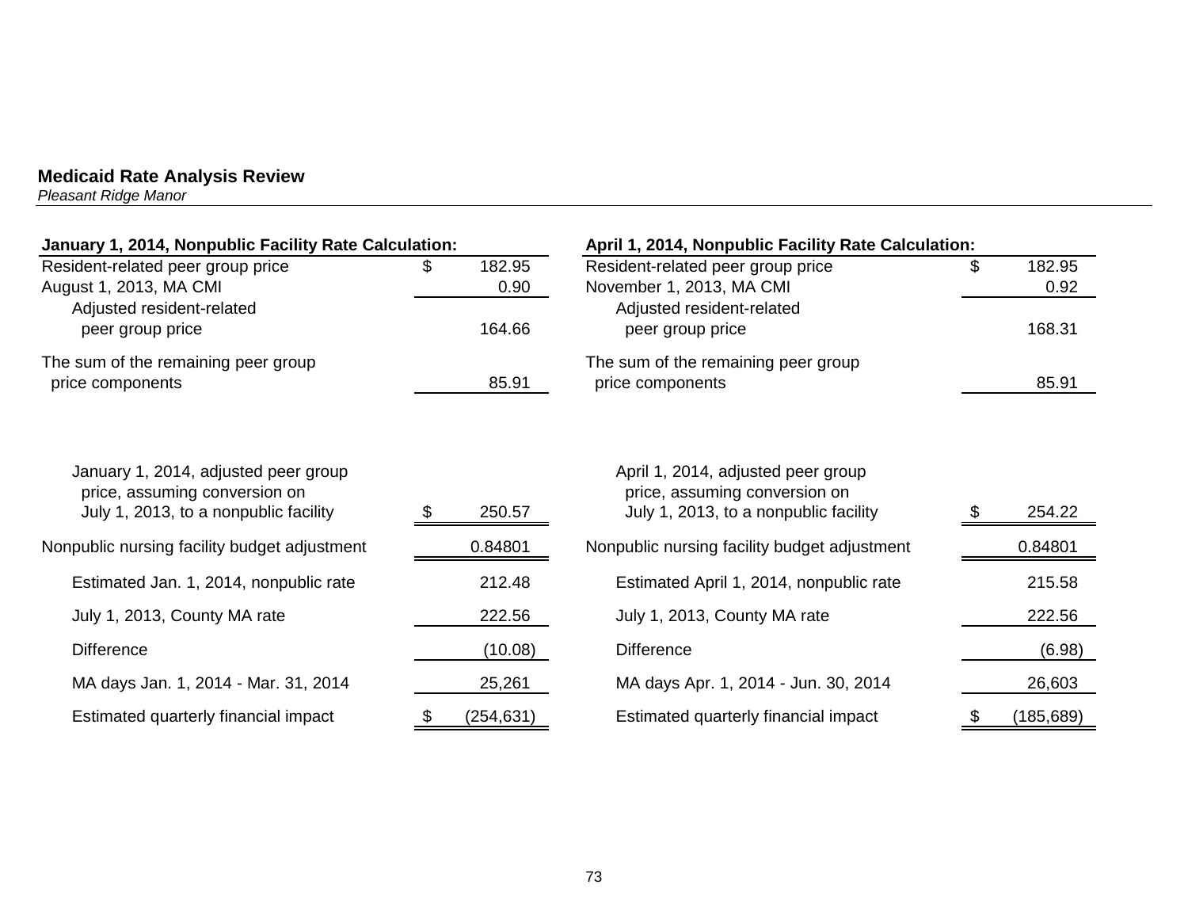**Medicaid Rate Analysis Review**
*Pleasant Ridge Manor*

| January 1, 2014, Nonpublic Facility Rate Calculation: | |
|---|---|
| Resident-related peer group price | $ 182.95 |
| August 1, 2013, MA CMI | 0.90 |
| Adjusted resident-related peer group price | 164.66 |
| The sum of the remaining peer group price components | 85.91 |
| January 1, 2014, adjusted peer group price, assuming conversion on July 1, 2013, to a nonpublic facility | $ 250.57 |
| Nonpublic nursing facility budget adjustment | 0.84801 |
| Estimated Jan. 1, 2014, nonpublic rate | 212.48 |
| July 1, 2013, County MA rate | 222.56 |
| Difference | (10.08) |
| MA days Jan. 1, 2014 - Mar. 31, 2014 | 25,261 |
| Estimated quarterly financial impact | $ (254,631) |

| April 1, 2014, Nonpublic Facility Rate Calculation: | |
|---|---|
| Resident-related peer group price | $ 182.95 |
| November 1, 2013, MA CMI | 0.92 |
| Adjusted resident-related peer group price | 168.31 |
| The sum of the remaining peer group price components | 85.91 |
| April 1, 2014, adjusted peer group price, assuming conversion on July 1, 2013, to a nonpublic facility | $ 254.22 |
| Nonpublic nursing facility budget adjustment | 0.84801 |
| Estimated April 1, 2014, nonpublic rate | 215.58 |
| July 1, 2013, County MA rate | 222.56 |
| Difference | (6.98) |
| MA days Apr. 1, 2014 - Jun. 30, 2014 | 26,603 |
| Estimated quarterly financial impact | $ (185,689) |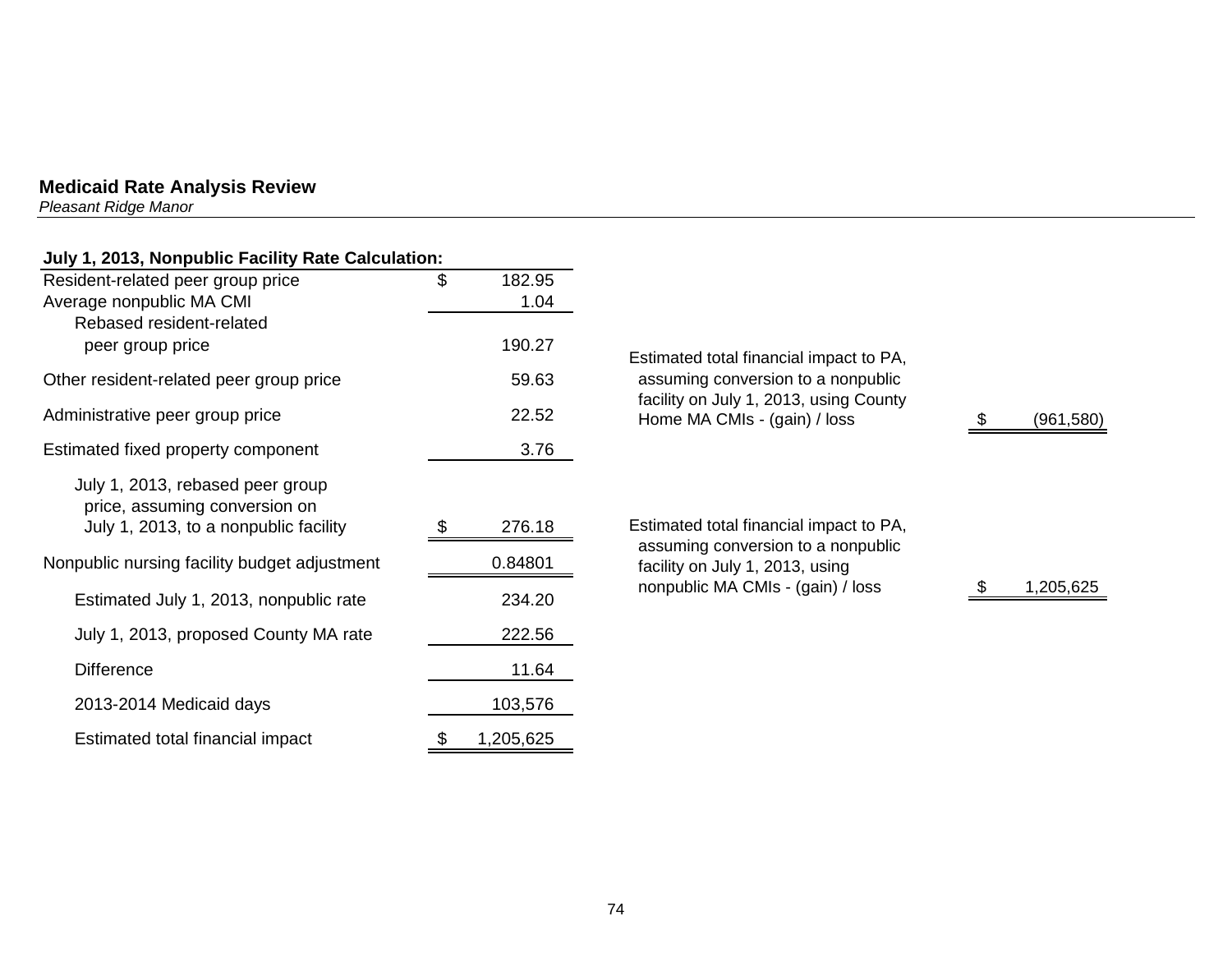**Medicaid Rate Analysis Review**
*Pleasant Ridge Manor*

| July 1, 2013, Nonpublic Facility Rate Calculation: | |
|---|---|
| Resident-related peer group price | $ 182.95 |
| Average nonpublic MA CMI | 1.04 |
| Rebased resident-related peer group price | 190.27 |
| Other resident-related peer group price | 59.63 |
| Administrative peer group price | 22.52 |
| Estimated fixed property component | 3.76 |
| July 1, 2013, rebased peer group price, assuming conversion on July 1, 2013, to a nonpublic facility | $ 276.18 |
| Nonpublic nursing facility budget adjustment | 0.84801 |
| Estimated July 1, 2013, nonpublic rate | 234.20 |
| July 1, 2013, proposed County MA rate | 222.56 |
| Difference | 11.64 |
| 2013-2014 Medicaid days | 103,576 |
| Estimated total financial impact | $ 1,205,625 |

| | |
|---|---|
| Estimated total financial impact to PA, assuming conversion to a nonpublic facility on July 1, 2013, using County Home MA CMIs - (gain) / loss | $ (961,580) |
| Estimated total financial impact to PA, assuming conversion to a nonpublic facility on July 1, 2013, using nonpublic MA CMIs - (gain) / loss | $ 1,205,625 |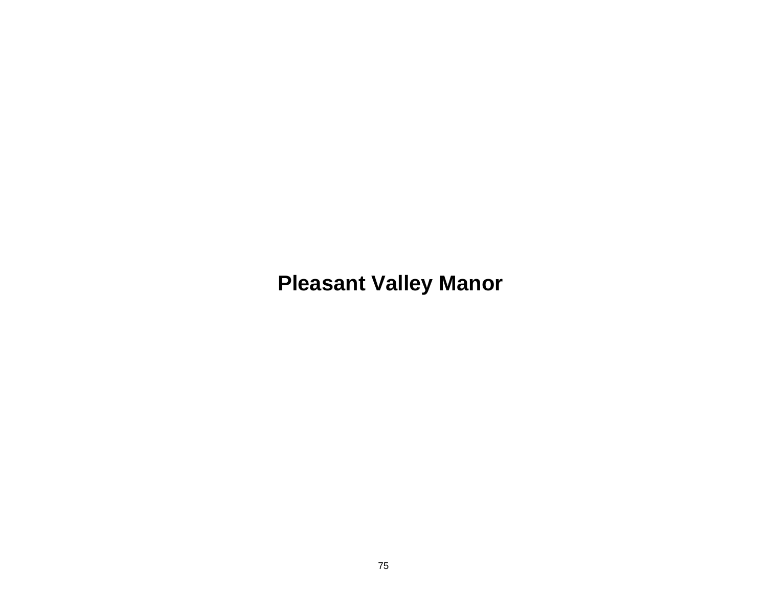# Pleasant Valley Manor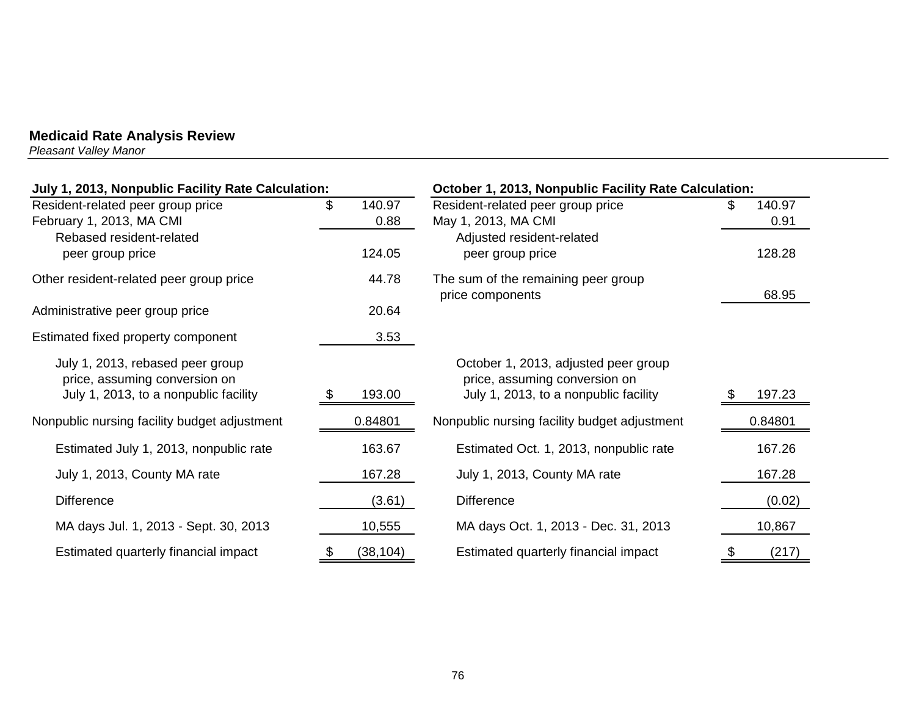**Medicaid Rate Analysis Review**
*Pleasant Valley Manor*

| July 1, 2013, Nonpublic Facility Rate Calculation: | |
|---|---|
| Resident-related peer group price | $ 140.97 |
| February 1, 2013, MA CMI | 0.88 |
| Rebased resident-related peer group price | 124.05 |
| Other resident-related peer group price | 44.78 |
| Administrative peer group price | 20.64 |
| Estimated fixed property component | 3.53 |
| July 1, 2013, rebased peer group price, assuming conversion on July 1, 2013, to a nonpublic facility | $ 193.00 |
| Nonpublic nursing facility budget adjustment | 0.84801 |
| Estimated July 1, 2013, nonpublic rate | 163.67 |
| July 1, 2013, County MA rate | 167.28 |
| Difference | (3.61) |
| MA days Jul. 1, 2013 - Sept. 30, 2013 | 10,555 |
| Estimated quarterly financial impact | $ (38,104) |

| October 1, 2013, Nonpublic Facility Rate Calculation: | |
|---|---|
| Resident-related peer group price | $ 140.97 |
| May 1, 2013, MA CMI | 0.91 |
| Adjusted resident-related peer group price | 128.28 |
| The sum of the remaining peer group price components | 68.95 |
| October 1, 2013, adjusted peer group price, assuming conversion on July 1, 2013, to a nonpublic facility | $ 197.23 |
| Nonpublic nursing facility budget adjustment | 0.84801 |
| Estimated Oct. 1, 2013, nonpublic rate | 167.26 |
| July 1, 2013, County MA rate | 167.28 |
| Difference | (0.02) |
| MA days Oct. 1, 2013 - Dec. 31, 2013 | 10,867 |
| Estimated quarterly financial impact | $ (217) |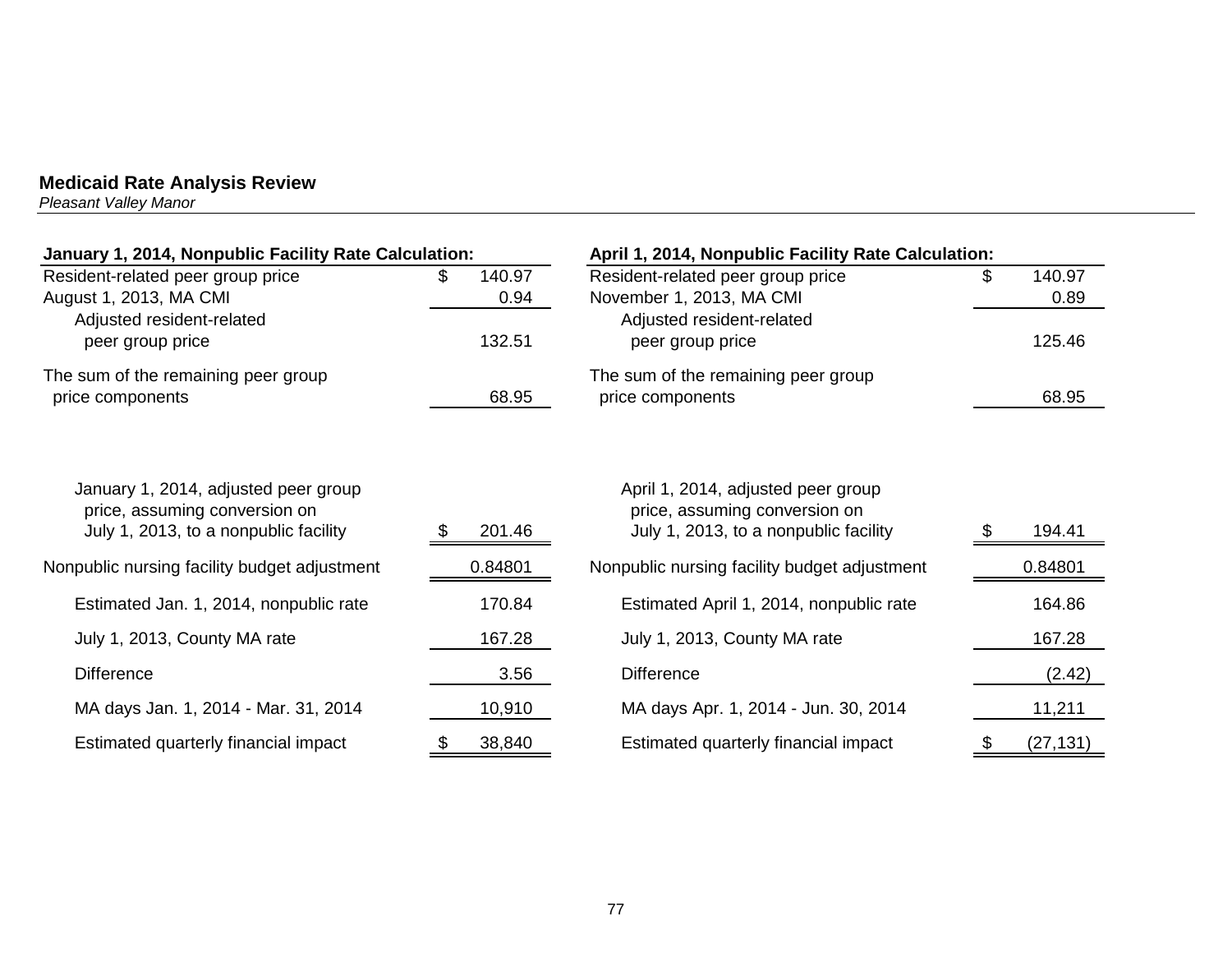**Medicaid Rate Analysis Review**

*Pleasant Valley Manor*

| **January 1, 2014, Nonpublic Facility Rate Calculation:** | | **April 1, 2014, Nonpublic Facility Rate Calculation:** | |
|---|---|---|---|
| Resident-related peer group price | $ 140.97 | Resident-related peer group price | $ 140.97 |
| August 1, 2013, MA CMI | 0.94 | November 1, 2013, MA CMI | 0.89 |
| Adjusted resident-related peer group price | 132.51 | Adjusted resident-related peer group price | 125.46 |
| The sum of the remaining peer group price components | 68.95 | The sum of the remaining peer group price components | 68.95 |
| January 1, 2014, adjusted peer group price, assuming conversion on July 1, 2013, to a nonpublic facility | $ 201.46 | April 1, 2014, adjusted peer group price, assuming conversion on July 1, 2013, to a nonpublic facility | $ 194.41 |
| Nonpublic nursing facility budget adjustment | 0.84801 | Nonpublic nursing facility budget adjustment | 0.84801 |
| Estimated Jan. 1, 2014, nonpublic rate | 170.84 | Estimated April 1, 2014, nonpublic rate | 164.86 |
| July 1, 2013, County MA rate | 167.28 | July 1, 2013, County MA rate | 167.28 |
| Difference | 3.56 | Difference | (2.42) |
| MA days Jan. 1, 2014 - Mar. 31, 2014 | 10,910 | MA days Apr. 1, 2014 - Jun. 30, 2014 | 11,211 |
| Estimated quarterly financial impact | $ 38,840 | Estimated quarterly financial impact | $ (27,131) |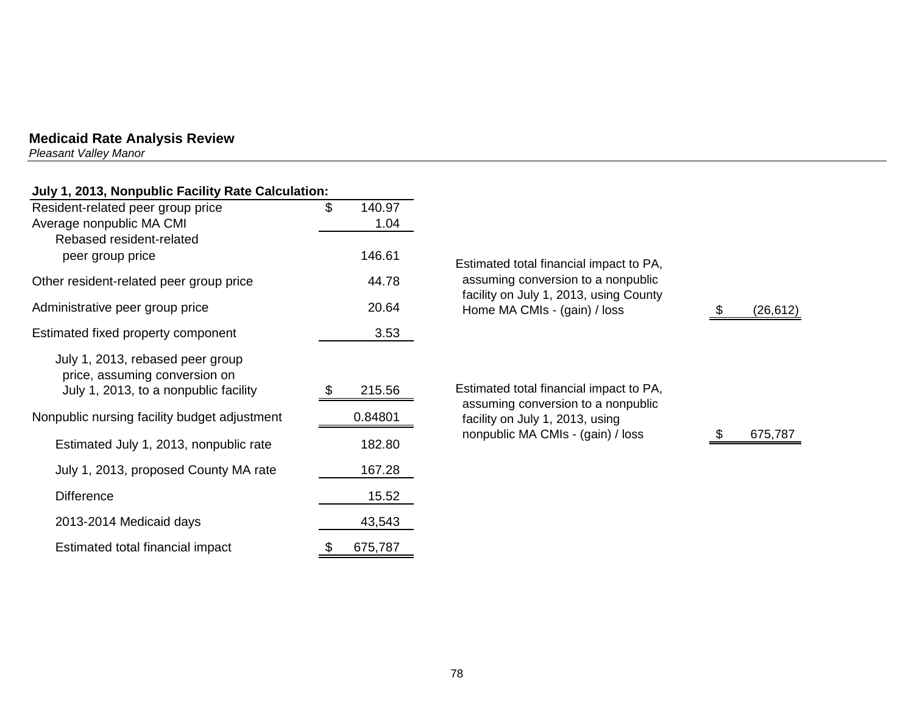## Medicaid Rate Analysis Review

*Pleasant Valley Manor*

| **July 1, 2013, Nonpublic Facility Rate Calculation:** | |
|---|---|
| Resident-related peer group price | $ 140.97 |
| Average nonpublic MA CMI | 1.04 |
| Rebased resident-related peer group price | 146.61 |
| Other resident-related peer group price | 44.78 |
| Administrative peer group price | 20.64 |
| Estimated fixed property component | 3.53 |
| July 1, 2013, rebased peer group price, assuming conversion on July 1, 2013, to a nonpublic facility | $ 215.56 |
| Nonpublic nursing facility budget adjustment | 0.84801 |
| Estimated July 1, 2013, nonpublic rate | 182.80 |
| July 1, 2013, proposed County MA rate | 167.28 |
| Difference | 15.52 |
| 2013-2014 Medicaid days | 43,543 |
| Estimated total financial impact | $ 675,787 |

| | |
|---|---|
| Estimated total financial impact to PA, assuming conversion to a nonpublic facility on July 1, 2013, using County Home MA CMIs - (gain) / loss | $ (26,612) |
| Estimated total financial impact to PA, assuming conversion to a nonpublic facility on July 1, 2013, using nonpublic MA CMIs - (gain) / loss | $ 675,787 |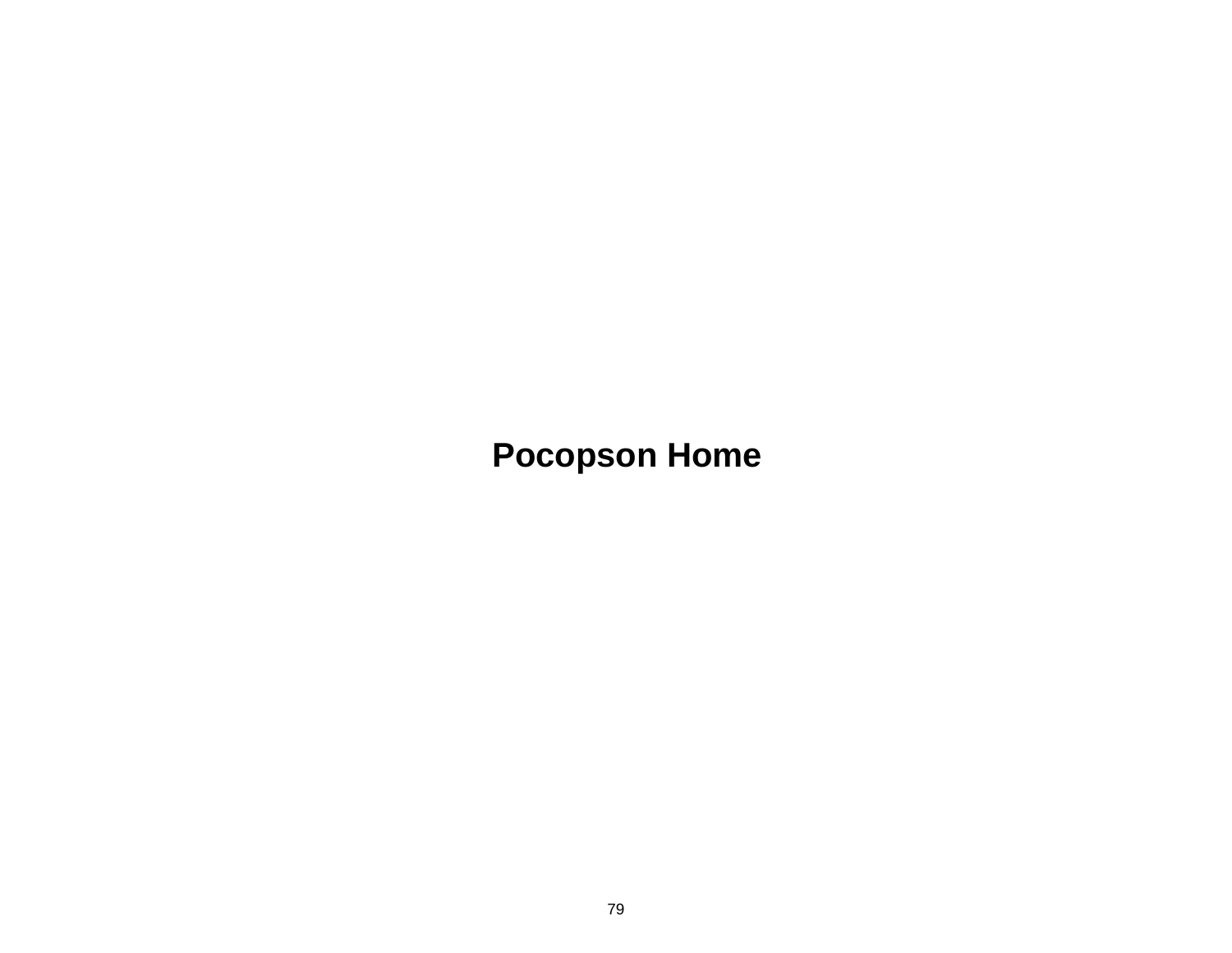# Pocopson Home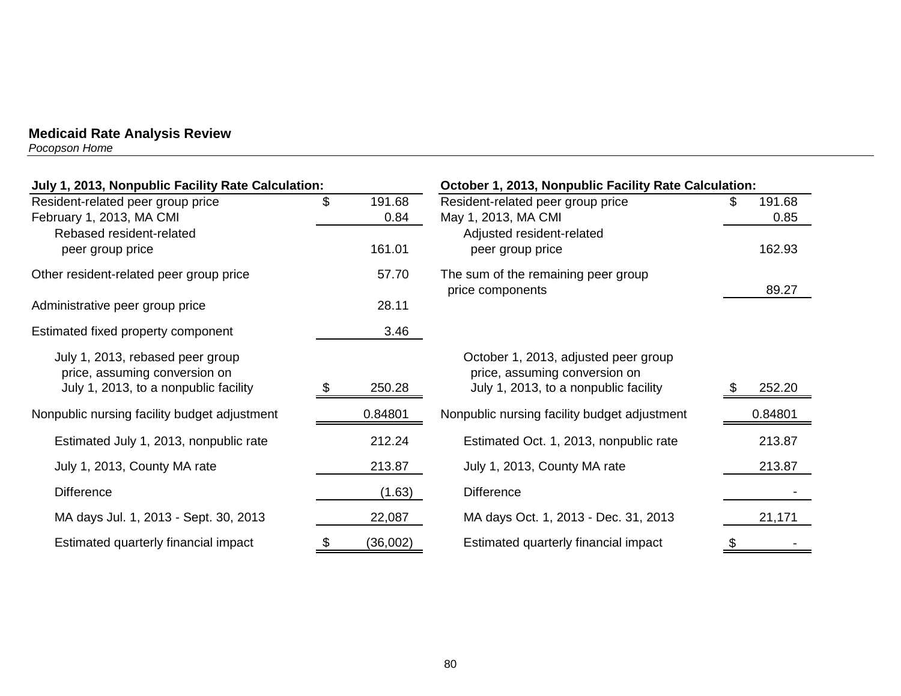**Medicaid Rate Analysis Review**
*Pocopson Home*

| July 1, 2013, Nonpublic Facility Rate Calculation: | |
|---|---|
| Resident-related peer group price | $ 191.68 |
| February 1, 2013, MA CMI | 0.84 |
| Rebased resident-related peer group price | 161.01 |
| Other resident-related peer group price | 57.70 |
| Administrative peer group price | 28.11 |
| Estimated fixed property component | 3.46 |
| July 1, 2013, rebased peer group price, assuming conversion on July 1, 2013, to a nonpublic facility | $ 250.28 |
| Nonpublic nursing facility budget adjustment | 0.84801 |
| Estimated July 1, 2013, nonpublic rate | 212.24 |
| July 1, 2013, County MA rate | 213.87 |
| Difference | (1.63) |
| MA days Jul. 1, 2013 - Sept. 30, 2013 | 22,087 |
| Estimated quarterly financial impact | $ (36,002) |

| October 1, 2013, Nonpublic Facility Rate Calculation: | |
|---|---|
| Resident-related peer group price | $ 191.68 |
| May 1, 2013, MA CMI | 0.85 |
| Adjusted resident-related peer group price | 162.93 |
| The sum of the remaining peer group price components | 89.27 |
| October 1, 2013, adjusted peer group price, assuming conversion on July 1, 2013, to a nonpublic facility | $ 252.20 |
| Nonpublic nursing facility budget adjustment | 0.84801 |
| Estimated Oct. 1, 2013, nonpublic rate | 213.87 |
| July 1, 2013, County MA rate | 213.87 |
| Difference | - |
| MA days Oct. 1, 2013 - Dec. 31, 2013 | 21,171 |
| Estimated quarterly financial impact | $ - |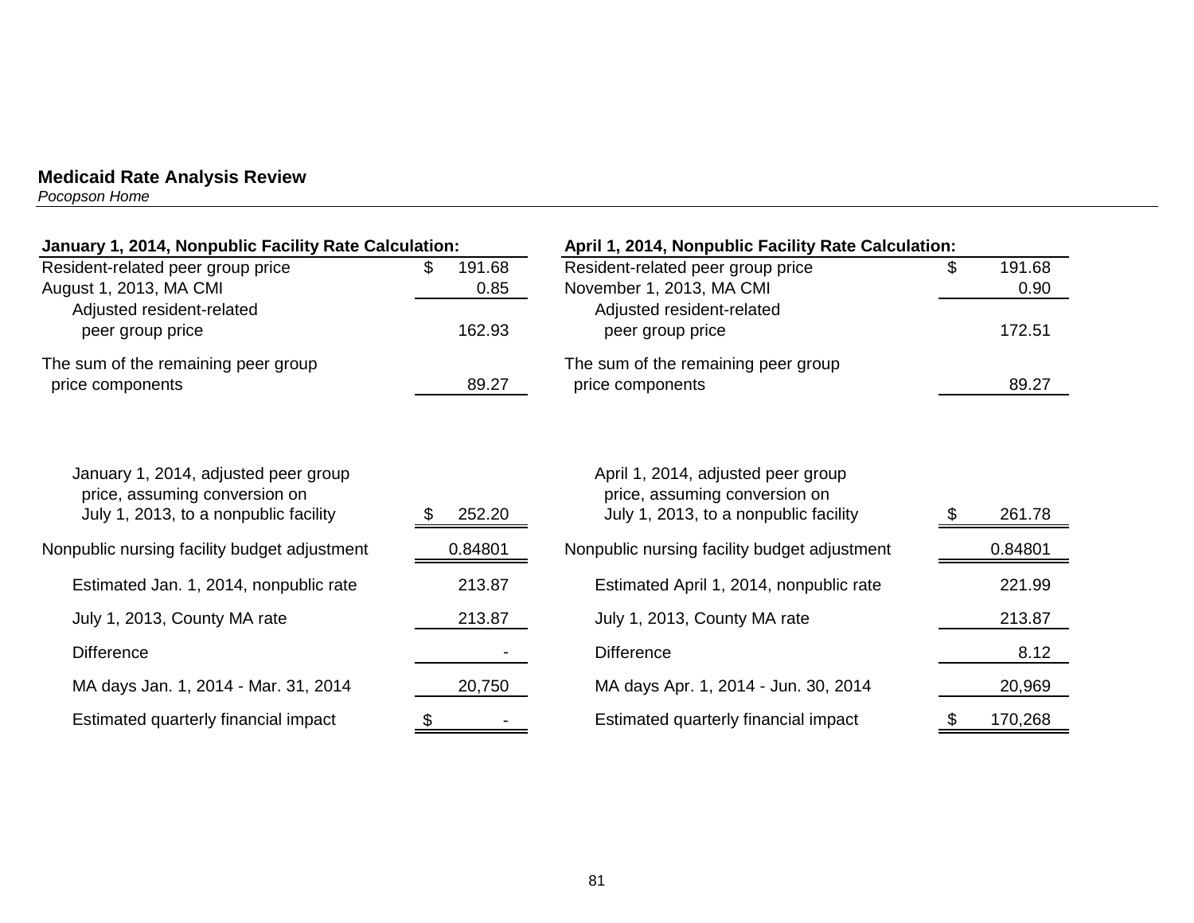## Medicaid Rate Analysis Review

*Pocopson Home*

**January 1, 2014, Nonpublic Facility Rate Calculation:**

| | |
|---|---|
| Resident-related peer group price | $ 191.68 |
| August 1, 2013, MA CMI | 0.85 |
| Adjusted resident-related peer group price | 162.93 |
| The sum of the remaining peer group price components | 89.27 |
| January 1, 2014, adjusted peer group price, assuming conversion on July 1, 2013, to a nonpublic facility | $ 252.20 |
| Nonpublic nursing facility budget adjustment | 0.84801 |
| Estimated Jan. 1, 2014, nonpublic rate | 213.87 |
| July 1, 2013, County MA rate | 213.87 |
| Difference | - |
| MA days Jan. 1, 2014 - Mar. 31, 2014 | 20,750 |
| Estimated quarterly financial impact | $ - |

**April 1, 2014, Nonpublic Facility Rate Calculation:**

| | |
|---|---|
| Resident-related peer group price | $ 191.68 |
| November 1, 2013, MA CMI | 0.90 |
| Adjusted resident-related peer group price | 172.51 |
| The sum of the remaining peer group price components | 89.27 |
| April 1, 2014, adjusted peer group price, assuming conversion on July 1, 2013, to a nonpublic facility | $ 261.78 |
| Nonpublic nursing facility budget adjustment | 0.84801 |
| Estimated April 1, 2014, nonpublic rate | 221.99 |
| July 1, 2013, County MA rate | 213.87 |
| Difference | 8.12 |
| MA days Apr. 1, 2014 - Jun. 30, 2014 | 20,969 |
| Estimated quarterly financial impact | $ 170,268 |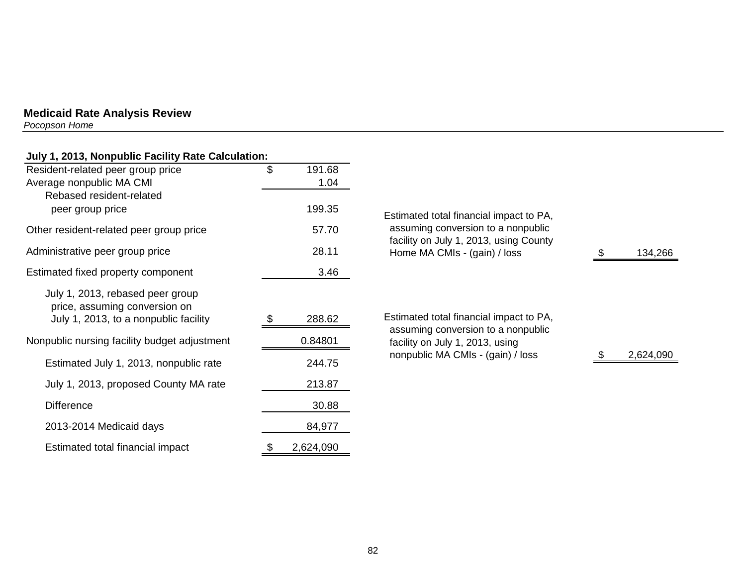**Medicaid Rate Analysis Review**
*Pocopson Home*

| July 1, 2013, Nonpublic Facility Rate Calculation: | |
|---|---|
| Resident-related peer group price | $ 191.68 |
| Average nonpublic MA CMI | 1.04 |
| Rebased resident-related peer group price | 199.35 |
| Other resident-related peer group price | 57.70 |
| Administrative peer group price | 28.11 |
| Estimated fixed property component | 3.46 |
| July 1, 2013, rebased peer group price, assuming conversion on July 1, 2013, to a nonpublic facility | $ 288.62 |
| Nonpublic nursing facility budget adjustment | 0.84801 |
| Estimated July 1, 2013, nonpublic rate | 244.75 |
| July 1, 2013, proposed County MA rate | 213.87 |
| Difference | 30.88 |
| 2013-2014 Medicaid days | 84,977 |
| Estimated total financial impact | $ 2,624,090 |

| | |
|---|---|
| Estimated total financial impact to PA, assuming conversion to a nonpublic facility on July 1, 2013, using County Home MA CMIs - (gain) / loss | $ 134,266 |
| Estimated total financial impact to PA, assuming conversion to a nonpublic facility on July 1, 2013, using nonpublic MA CMIs - (gain) / loss | $ 2,624,090 |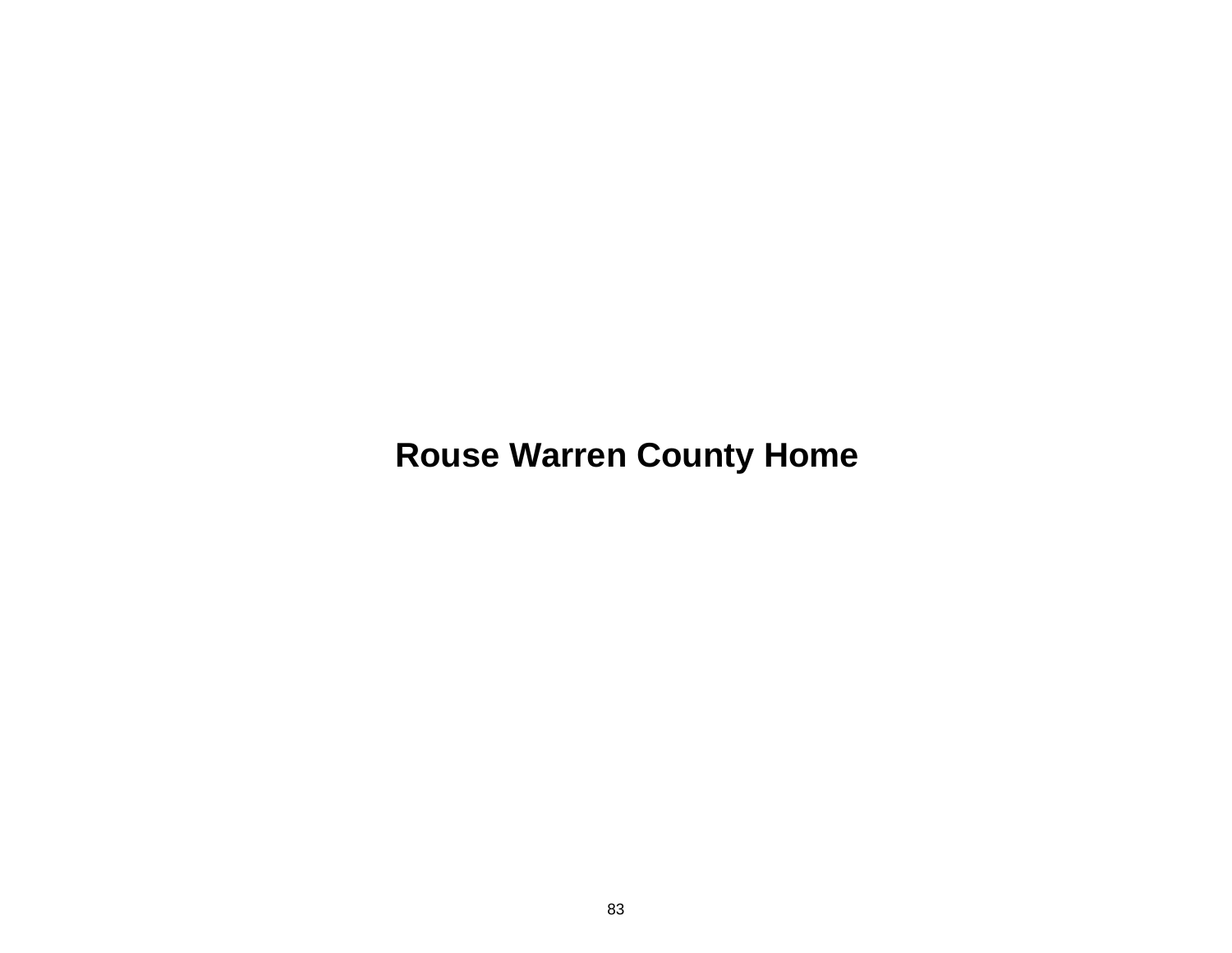# Rouse Warren County Home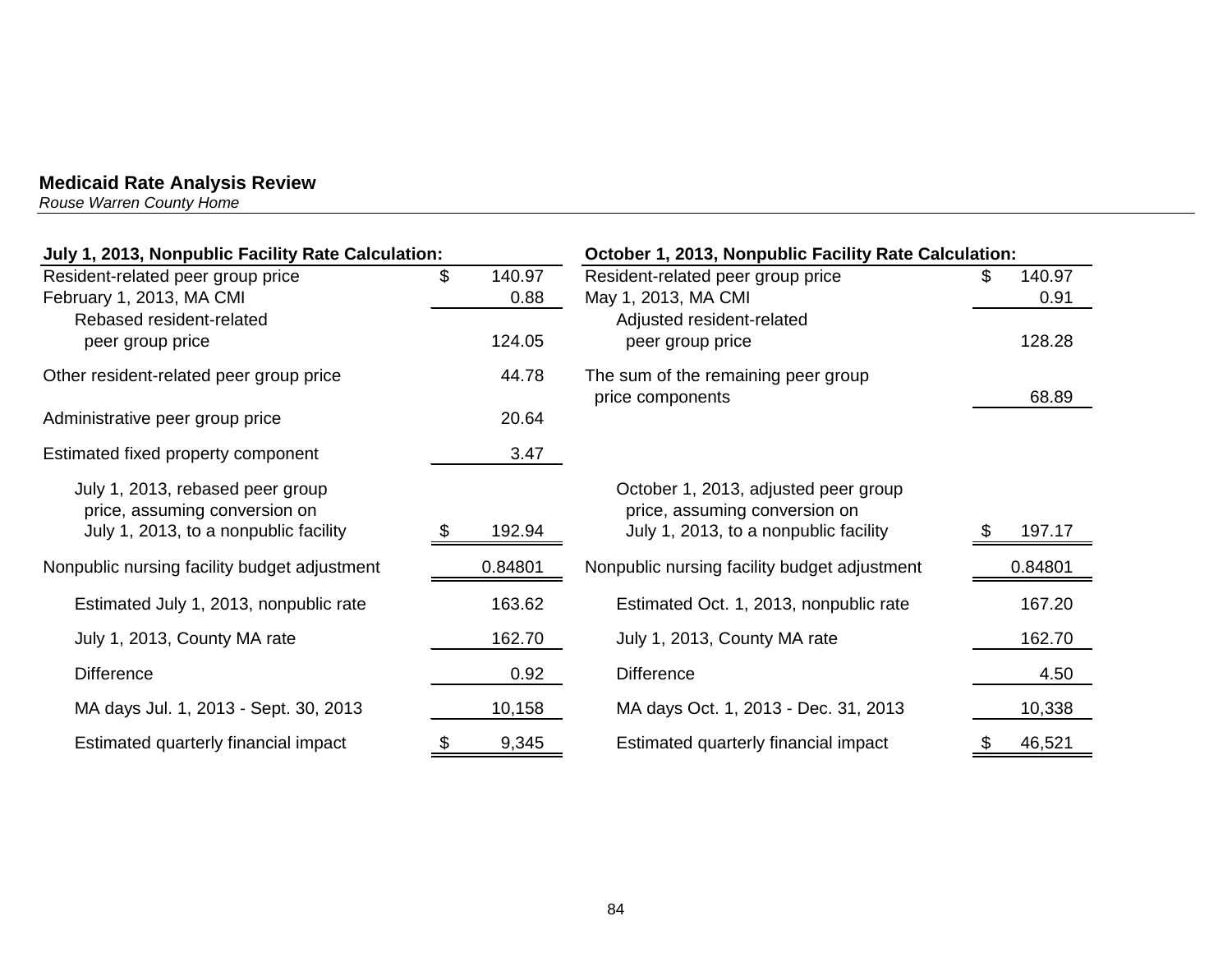**Medicaid Rate Analysis Review**

*Rouse Warren County Home*

| July 1, 2013, Nonpublic Facility Rate Calculation: | |
|---|---|
| Resident-related peer group price | $ 140.97 |
| February 1, 2013, MA CMI | 0.88 |
| Rebased resident-related peer group price | 124.05 |
| Other resident-related peer group price | 44.78 |
| Administrative peer group price | 20.64 |
| Estimated fixed property component | 3.47 |
| July 1, 2013, rebased peer group price, assuming conversion on July 1, 2013, to a nonpublic facility | $ 192.94 |
| Nonpublic nursing facility budget adjustment | 0.84801 |
| Estimated July 1, 2013, nonpublic rate | 163.62 |
| July 1, 2013, County MA rate | 162.70 |
| Difference | 0.92 |
| MA days Jul. 1, 2013 - Sept. 30, 2013 | 10,158 |
| Estimated quarterly financial impact | $ 9,345 |

| October 1, 2013, Nonpublic Facility Rate Calculation: | |
|---|---|
| Resident-related peer group price | $ 140.97 |
| May 1, 2013, MA CMI | 0.91 |
| Adjusted resident-related peer group price | 128.28 |
| The sum of the remaining peer group price components | 68.89 |
| October 1, 2013, adjusted peer group price, assuming conversion on July 1, 2013, to a nonpublic facility | $ 197.17 |
| Nonpublic nursing facility budget adjustment | 0.84801 |
| Estimated Oct. 1, 2013, nonpublic rate | 167.20 |
| July 1, 2013, County MA rate | 162.70 |
| Difference | 4.50 |
| MA days Oct. 1, 2013 - Dec. 31, 2013 | 10,338 |
| Estimated quarterly financial impact | $ 46,521 |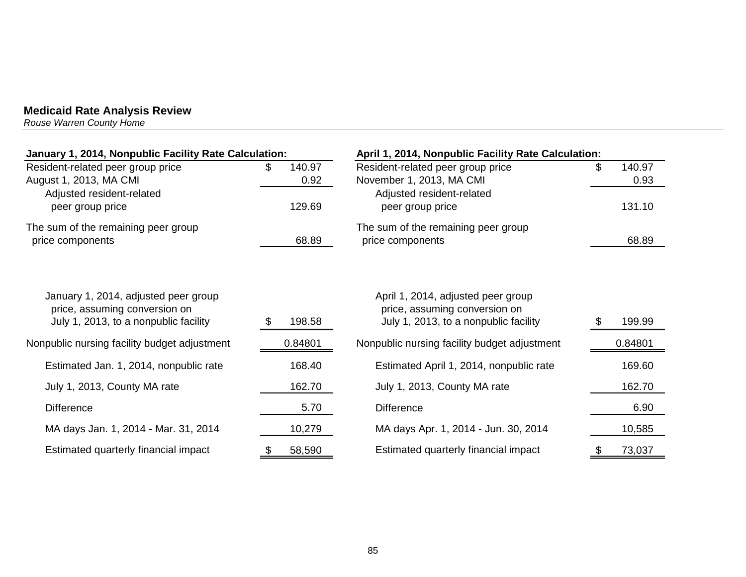**Medicaid Rate Analysis Review**
*Rouse Warren County Home*

| January 1, 2014, Nonpublic Facility Rate Calculation: | |
|---|---|
| Resident-related peer group price | $ 140.97 |
| August 1, 2013, MA CMI | 0.92 |
| Adjusted resident-related peer group price | 129.69 |
| The sum of the remaining peer group price components | 68.89 |
| January 1, 2014, adjusted peer group price, assuming conversion on July 1, 2013, to a nonpublic facility | $ 198.58 |
| Nonpublic nursing facility budget adjustment | 0.84801 |
| Estimated Jan. 1, 2014, nonpublic rate | 168.40 |
| July 1, 2013, County MA rate | 162.70 |
| Difference | 5.70 |
| MA days Jan. 1, 2014 - Mar. 31, 2014 | 10,279 |
| Estimated quarterly financial impact | $ 58,590 |

| April 1, 2014, Nonpublic Facility Rate Calculation: | |
|---|---|
| Resident-related peer group price | $ 140.97 |
| November 1, 2013, MA CMI | 0.93 |
| Adjusted resident-related peer group price | 131.10 |
| The sum of the remaining peer group price components | 68.89 |
| April 1, 2014, adjusted peer group price, assuming conversion on July 1, 2013, to a nonpublic facility | $ 199.99 |
| Nonpublic nursing facility budget adjustment | 0.84801 |
| Estimated April 1, 2014, nonpublic rate | 169.60 |
| July 1, 2013, County MA rate | 162.70 |
| Difference | 6.90 |
| MA days Apr. 1, 2014 - Jun. 30, 2014 | 10,585 |
| Estimated quarterly financial impact | $ 73,037 |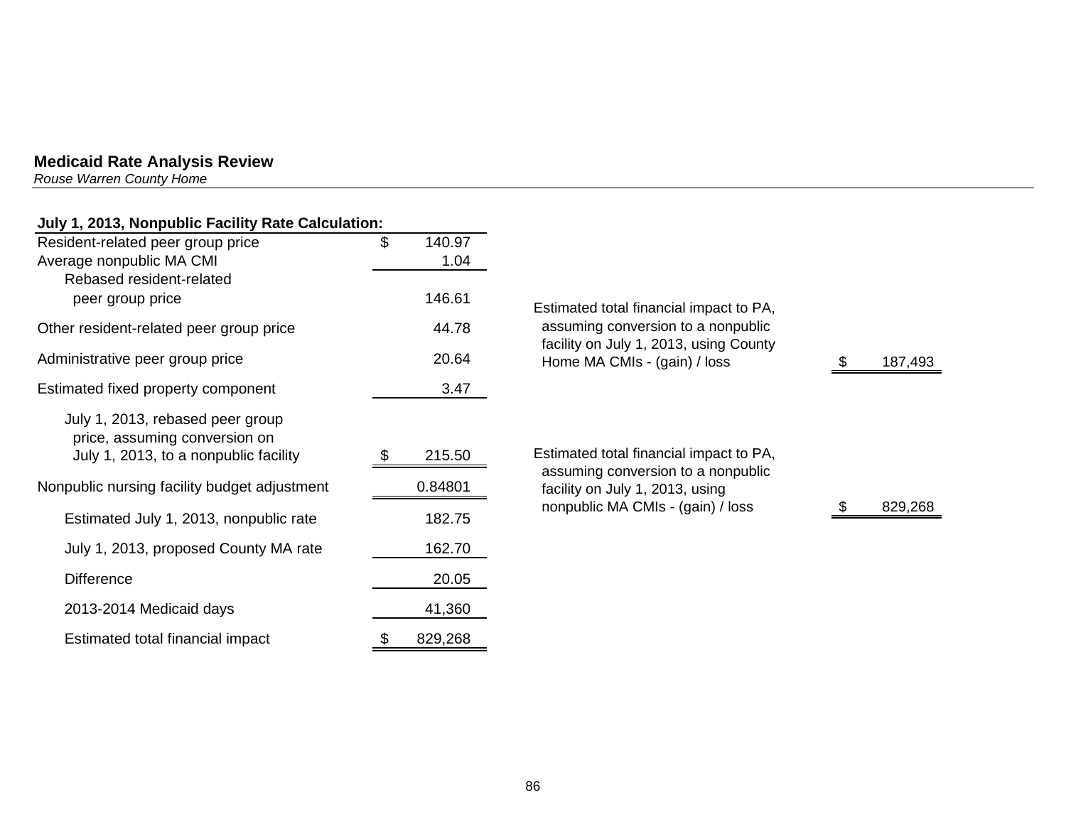**Medicaid Rate Analysis Review**
*Rouse Warren County Home*

| July 1, 2013, Nonpublic Facility Rate Calculation: | |
|---|---|
| Resident-related peer group price | $ 140.97 |
| Average nonpublic MA CMI | 1.04 |
| Rebased resident-related peer group price | 146.61 |
| Other resident-related peer group price | 44.78 |
| Administrative peer group price | 20.64 |
| Estimated fixed property component | 3.47 |
| July 1, 2013, rebased peer group price, assuming conversion on July 1, 2013, to a nonpublic facility | $ 215.50 |
| Nonpublic nursing facility budget adjustment | 0.84801 |
| Estimated July 1, 2013, nonpublic rate | 182.75 |
| July 1, 2013, proposed County MA rate | 162.70 |
| Difference | 20.05 |
| 2013-2014 Medicaid days | 41,360 |
| Estimated total financial impact | $ 829,268 |

| | |
|---|---|
| Estimated total financial impact to PA, assuming conversion to a nonpublic facility on July 1, 2013, using County Home MA CMIs - (gain) / loss | $ 187,493 |
| Estimated total financial impact to PA, assuming conversion to a nonpublic facility on July 1, 2013, using nonpublic MA CMIs - (gain) / loss | $ 829,268 |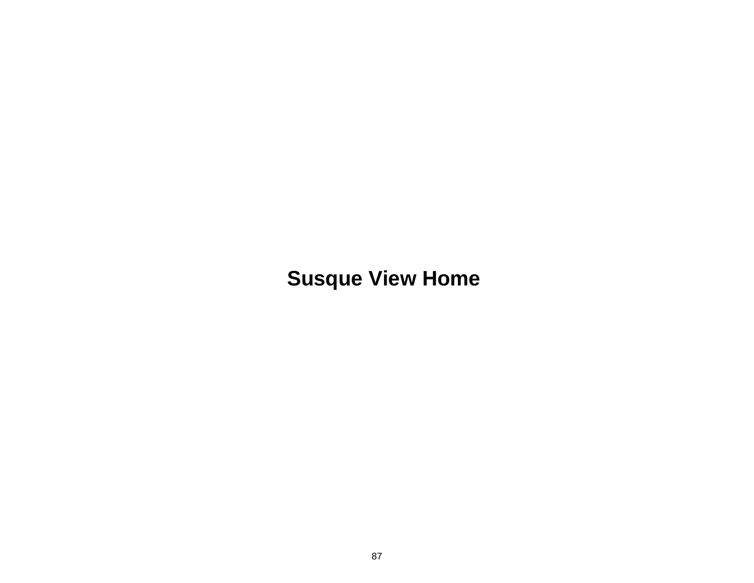# Susque View Home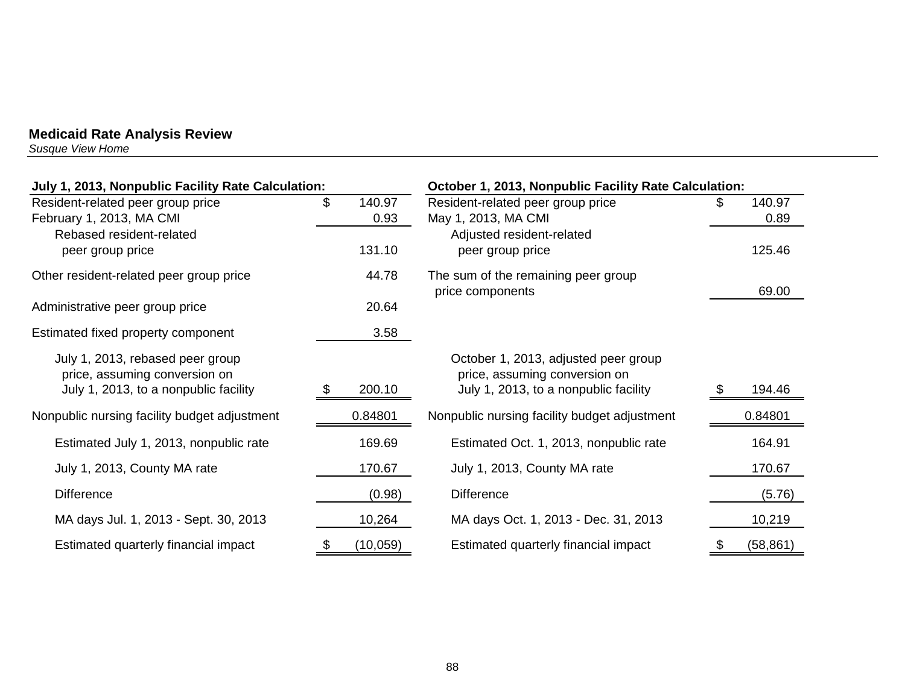**Medicaid Rate Analysis Review**
*Susque View Home*

| July 1, 2013, Nonpublic Facility Rate Calculation: | |
|---|---|
| Resident-related peer group price | $ 140.97 |
| February 1, 2013, MA CMI | 0.93 |
| Rebased resident-related peer group price | 131.10 |
| Other resident-related peer group price | 44.78 |
| Administrative peer group price | 20.64 |
| Estimated fixed property component | 3.58 |
| July 1, 2013, rebased peer group price, assuming conversion on July 1, 2013, to a nonpublic facility | $ 200.10 |
| Nonpublic nursing facility budget adjustment | 0.84801 |
| Estimated July 1, 2013, nonpublic rate | 169.69 |
| July 1, 2013, County MA rate | 170.67 |
| Difference | (0.98) |
| MA days Jul. 1, 2013 - Sept. 30, 2013 | 10,264 |
| Estimated quarterly financial impact | $ (10,059) |

| October 1, 2013, Nonpublic Facility Rate Calculation: | |
|---|---|
| Resident-related peer group price | $ 140.97 |
| May 1, 2013, MA CMI | 0.89 |
| Adjusted resident-related peer group price | 125.46 |
| The sum of the remaining peer group price components | 69.00 |
| October 1, 2013, adjusted peer group price, assuming conversion on July 1, 2013, to a nonpublic facility | $ 194.46 |
| Nonpublic nursing facility budget adjustment | 0.84801 |
| Estimated Oct. 1, 2013, nonpublic rate | 164.91 |
| July 1, 2013, County MA rate | 170.67 |
| Difference | (5.76) |
| MA days Oct. 1, 2013 - Dec. 31, 2013 | 10,219 |
| Estimated quarterly financial impact | $ (58,861) |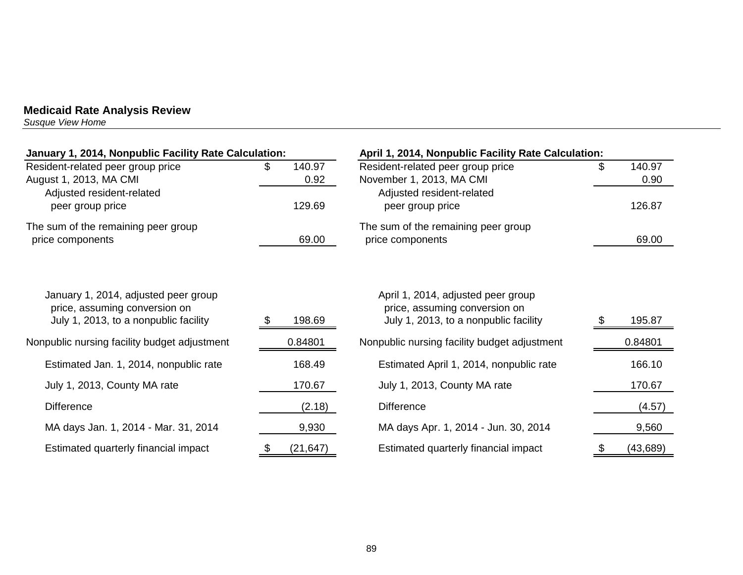**Medicaid Rate Analysis Review**
*Susque View Home*

**January 1, 2014, Nonpublic Facility Rate Calculation:**

| | |
|---|---|
| Resident-related peer group price | $ 140.97 |
| August 1, 2013, MA CMI | 0.92 |
| Adjusted resident-related peer group price | 129.69 |
| The sum of the remaining peer group price components | 69.00 |
| January 1, 2014, adjusted peer group price, assuming conversion on July 1, 2013, to a nonpublic facility | $ 198.69 |
| Nonpublic nursing facility budget adjustment | 0.84801 |
| Estimated Jan. 1, 2014, nonpublic rate | 168.49 |
| July 1, 2013, County MA rate | 170.67 |
| Difference | (2.18) |
| MA days Jan. 1, 2014 - Mar. 31, 2014 | 9,930 |
| Estimated quarterly financial impact | $ (21,647) |

**April 1, 2014, Nonpublic Facility Rate Calculation:**

| | |
|---|---|
| Resident-related peer group price | $ 140.97 |
| November 1, 2013, MA CMI | 0.90 |
| Adjusted resident-related peer group price | 126.87 |
| The sum of the remaining peer group price components | 69.00 |
| April 1, 2014, adjusted peer group price, assuming conversion on July 1, 2013, to a nonpublic facility | $ 195.87 |
| Nonpublic nursing facility budget adjustment | 0.84801 |
| Estimated April 1, 2014, nonpublic rate | 166.10 |
| July 1, 2013, County MA rate | 170.67 |
| Difference | (4.57) |
| MA days Apr. 1, 2014 - Jun. 30, 2014 | 9,560 |
| Estimated quarterly financial impact | $ (43,689) |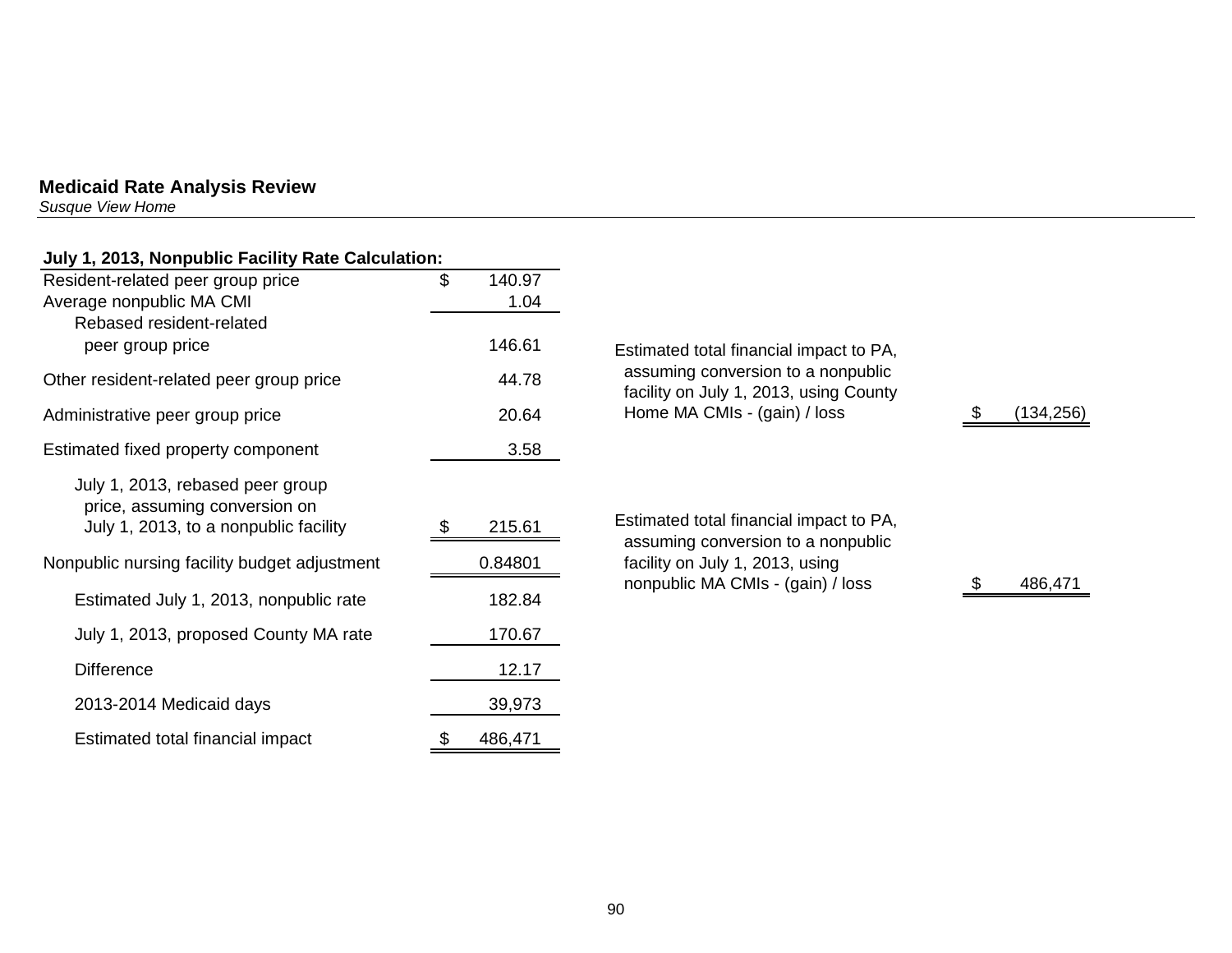## Medicaid Rate Analysis Review

*Susque View Home*

| **July 1, 2013, Nonpublic Facility Rate Calculation:** | |
|---|---|
| Resident-related peer group price | $ 140.97 |
| Average nonpublic MA CMI | 1.04 |
| Rebased resident-related peer group price | 146.61 |
| Other resident-related peer group price | 44.78 |
| Administrative peer group price | 20.64 |
| Estimated fixed property component | 3.58 |
| July 1, 2013, rebased peer group price, assuming conversion on July 1, 2013, to a nonpublic facility | $ 215.61 |
| Nonpublic nursing facility budget adjustment | 0.84801 |
| Estimated July 1, 2013, nonpublic rate | 182.84 |
| July 1, 2013, proposed County MA rate | 170.67 |
| Difference | 12.17 |
| 2013-2014 Medicaid days | 39,973 |
| Estimated total financial impact | $ 486,471 |

| | |
|---|---|
| Estimated total financial impact to PA, assuming conversion to a nonpublic facility on July 1, 2013, using County Home MA CMIs - (gain) / loss | $ (134,256) |
| Estimated total financial impact to PA, assuming conversion to a nonpublic facility on July 1, 2013, using nonpublic MA CMIs - (gain) / loss | $ 486,471 |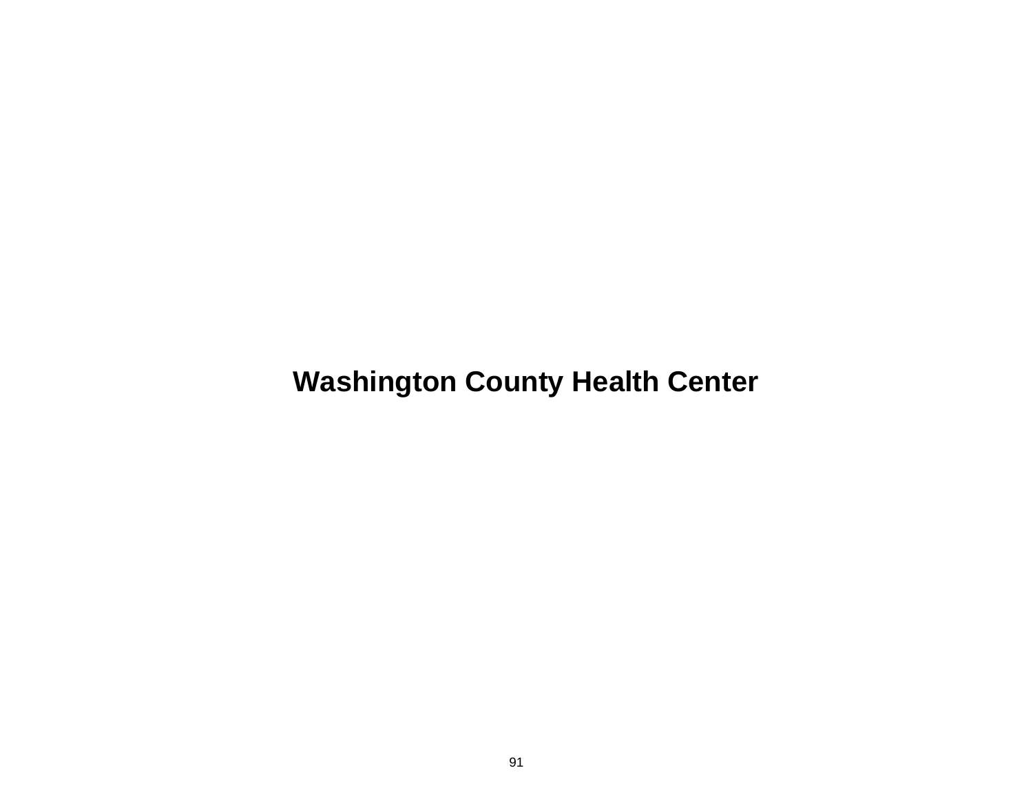# Washington County Health Center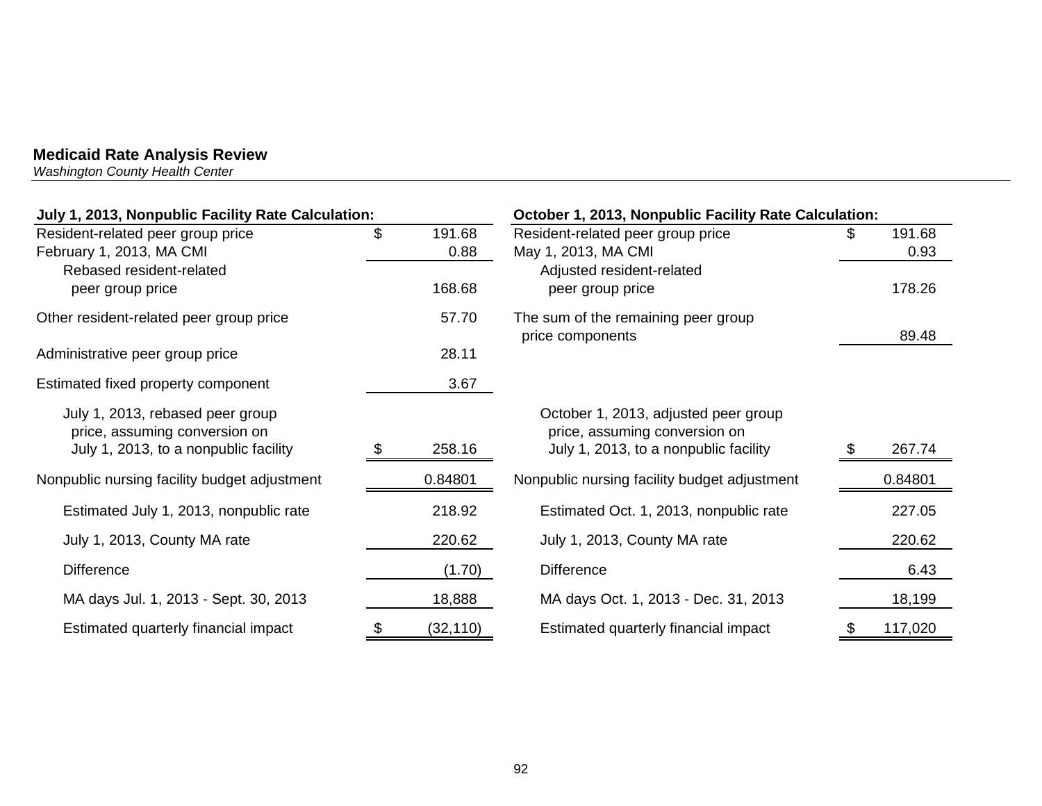**Medicaid Rate Analysis Review**
*Washington County Health Center*

| July 1, 2013, Nonpublic Facility Rate Calculation: | |
|---|---|
| Resident-related peer group price | $ 191.68 |
| February 1, 2013, MA CMI | 0.88 |
| Rebased resident-related peer group price | 168.68 |
| Other resident-related peer group price | 57.70 |
| Administrative peer group price | 28.11 |
| Estimated fixed property component | 3.67 |
| July 1, 2013, rebased peer group price, assuming conversion on July 1, 2013, to a nonpublic facility | $ 258.16 |
| Nonpublic nursing facility budget adjustment | 0.84801 |
| Estimated July 1, 2013, nonpublic rate | 218.92 |
| July 1, 2013, County MA rate | 220.62 |
| Difference | (1.70) |
| MA days Jul. 1, 2013 - Sept. 30, 2013 | 18,888 |
| Estimated quarterly financial impact | $ (32,110) |

| October 1, 2013, Nonpublic Facility Rate Calculation: | |
|---|---|
| Resident-related peer group price | $ 191.68 |
| May 1, 2013, MA CMI | 0.93 |
| Adjusted resident-related peer group price | 178.26 |
| The sum of the remaining peer group price components | 89.48 |
| October 1, 2013, adjusted peer group price, assuming conversion on July 1, 2013, to a nonpublic facility | $ 267.74 |
| Nonpublic nursing facility budget adjustment | 0.84801 |
| Estimated Oct. 1, 2013, nonpublic rate | 227.05 |
| July 1, 2013, County MA rate | 220.62 |
| Difference | 6.43 |
| MA days Oct. 1, 2013 - Dec. 31, 2013 | 18,199 |
| Estimated quarterly financial impact | $ 117,020 |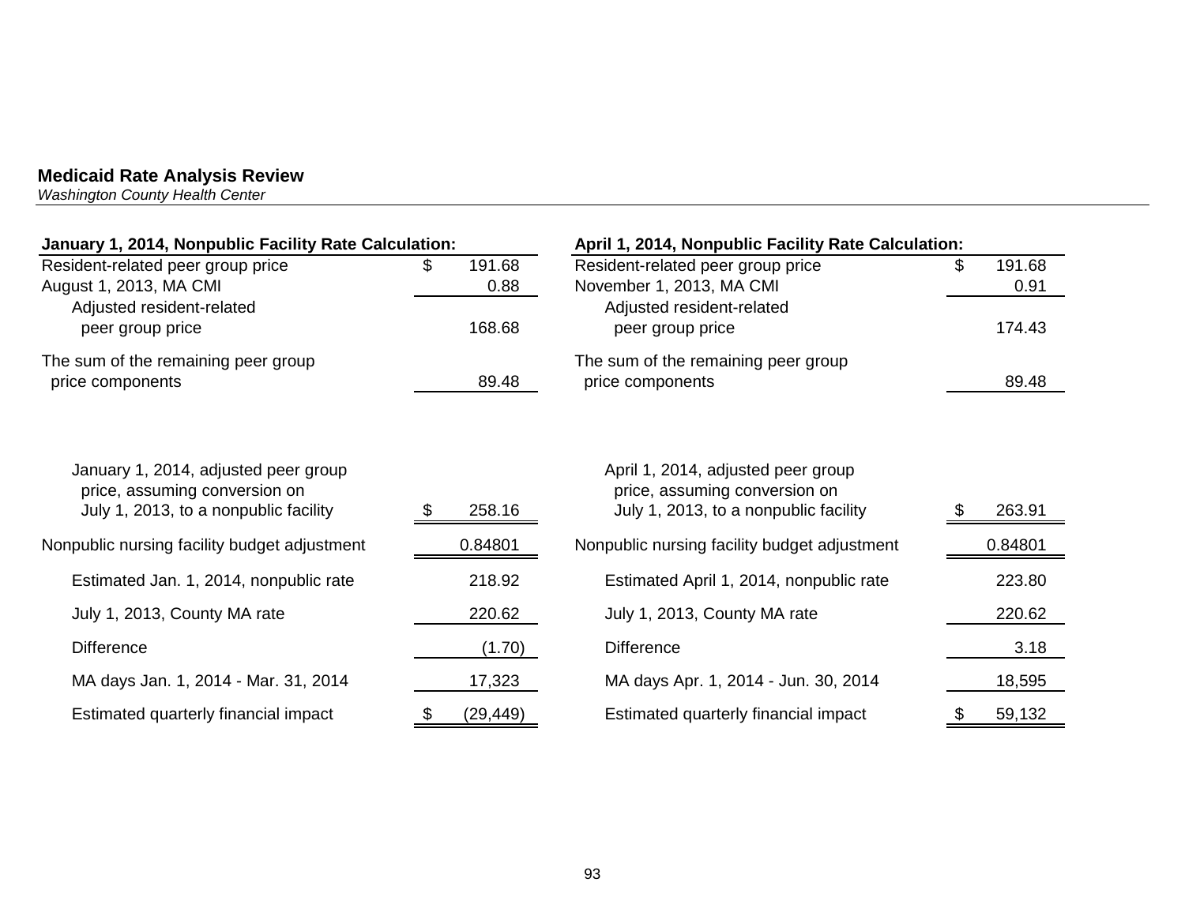**Medicaid Rate Analysis Review**
*Washington County Health Center*

| January 1, 2014, Nonpublic Facility Rate Calculation: | |
|---|---|
| Resident-related peer group price | $ 191.68 |
| August 1, 2013, MA CMI | 0.88 |
| Adjusted resident-related peer group price | 168.68 |
| The sum of the remaining peer group price components | 89.48 |
| January 1, 2014, adjusted peer group price, assuming conversion on July 1, 2013, to a nonpublic facility | $ 258.16 |
| Nonpublic nursing facility budget adjustment | 0.84801 |
| Estimated Jan. 1, 2014, nonpublic rate | 218.92 |
| July 1, 2013, County MA rate | 220.62 |
| Difference | (1.70) |
| MA days Jan. 1, 2014 - Mar. 31, 2014 | 17,323 |
| Estimated quarterly financial impact | $ (29,449) |

| April 1, 2014, Nonpublic Facility Rate Calculation: | |
|---|---|
| Resident-related peer group price | $ 191.68 |
| November 1, 2013, MA CMI | 0.91 |
| Adjusted resident-related peer group price | 174.43 |
| The sum of the remaining peer group price components | 89.48 |
| April 1, 2014, adjusted peer group price, assuming conversion on July 1, 2013, to a nonpublic facility | $ 263.91 |
| Nonpublic nursing facility budget adjustment | 0.84801 |
| Estimated April 1, 2014, nonpublic rate | 223.80 |
| July 1, 2013, County MA rate | 220.62 |
| Difference | 3.18 |
| MA days Apr. 1, 2014 - Jun. 30, 2014 | 18,595 |
| Estimated quarterly financial impact | $ 59,132 |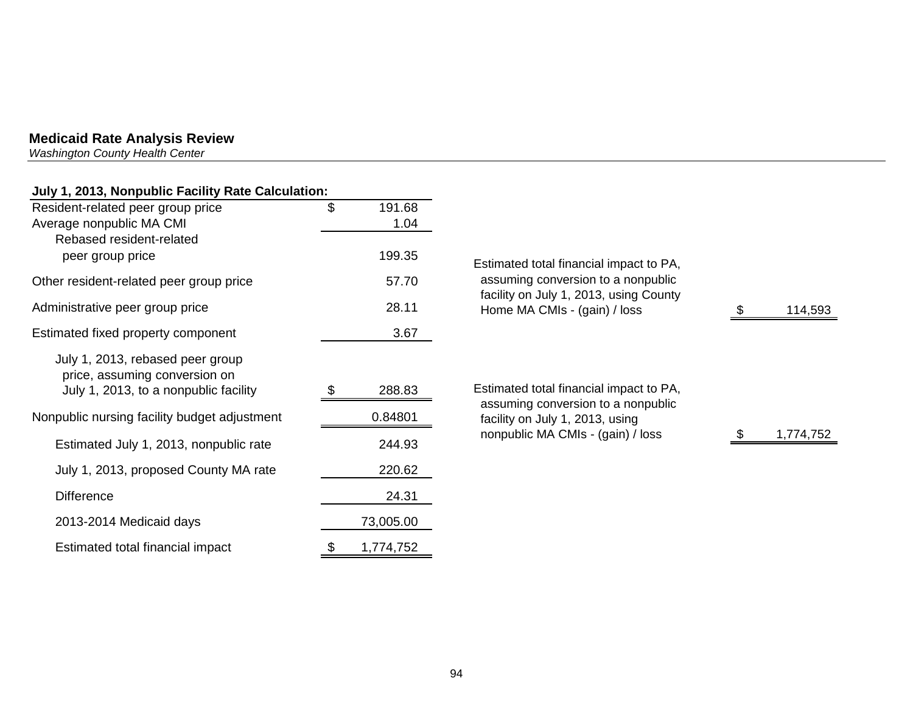**Medicaid Rate Analysis Review**
*Washington County Health Center*

| July 1, 2013, Nonpublic Facility Rate Calculation: | |
|---|---|
| Resident-related peer group price | $ 191.68 |
| Average nonpublic MA CMI | 1.04 |
| Rebased resident-related peer group price | 199.35 |
| Other resident-related peer group price | 57.70 |
| Administrative peer group price | 28.11 |
| Estimated fixed property component | 3.67 |
| July 1, 2013, rebased peer group price, assuming conversion on July 1, 2013, to a nonpublic facility | $ 288.83 |
| Nonpublic nursing facility budget adjustment | 0.84801 |
| Estimated July 1, 2013, nonpublic rate | 244.93 |
| July 1, 2013, proposed County MA rate | 220.62 |
| Difference | 24.31 |
| 2013-2014 Medicaid days | 73,005.00 |
| Estimated total financial impact | $ 1,774,752 |

| | |
|---|---|
| Estimated total financial impact to PA, assuming conversion to a nonpublic facility on July 1, 2013, using County Home MA CMIs - (gain) / loss | $ 114,593 |
| Estimated total financial impact to PA, assuming conversion to a nonpublic facility on July 1, 2013, using nonpublic MA CMIs - (gain) / loss | $ 1,774,752 |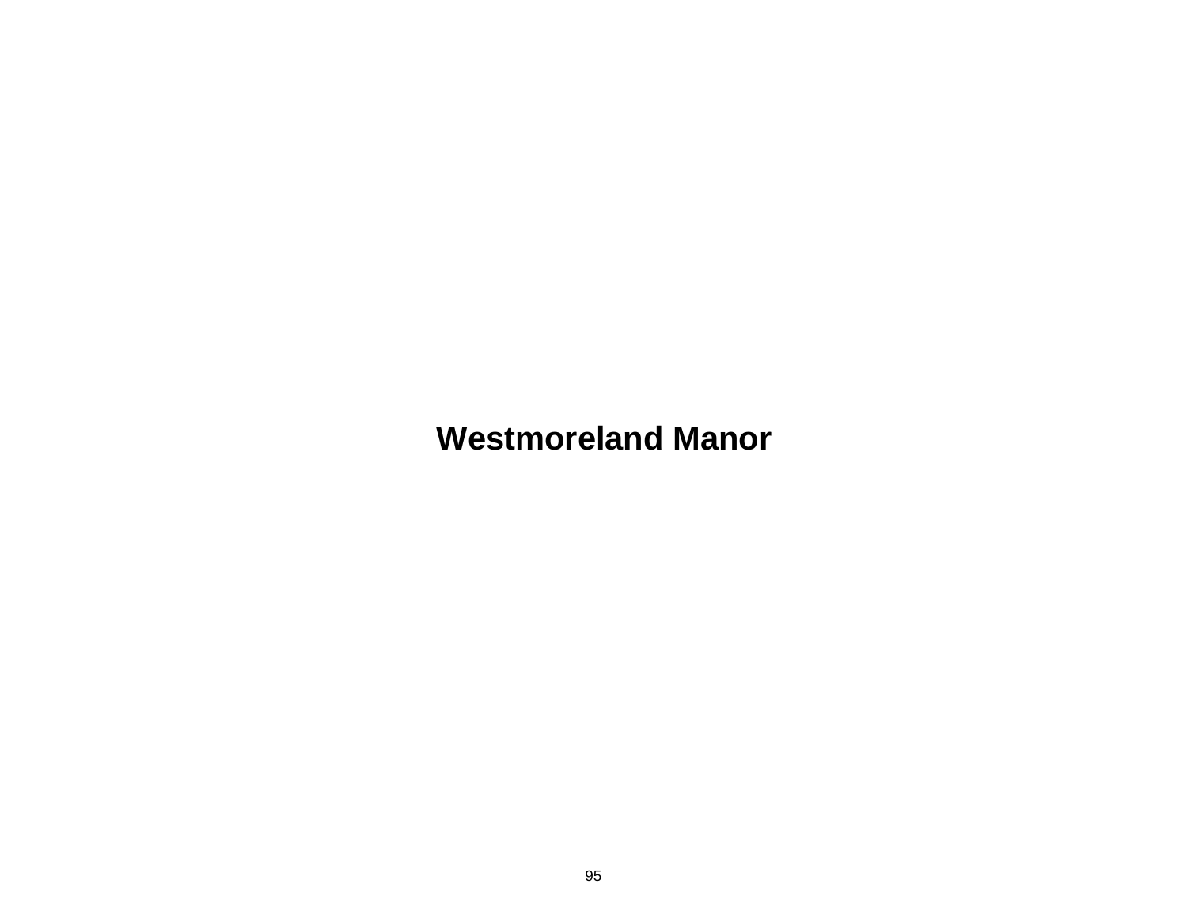# Westmoreland Manor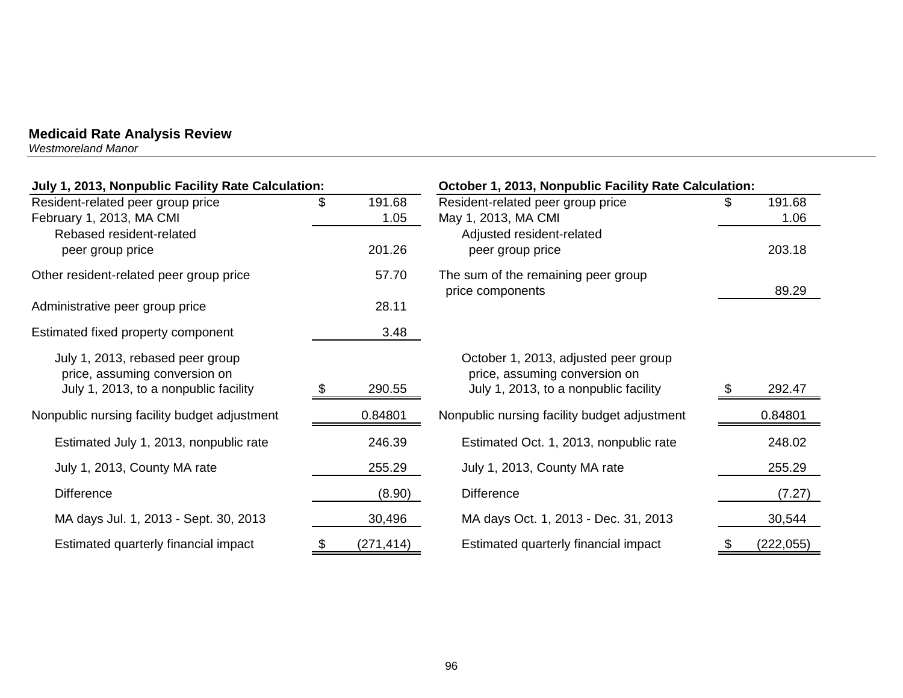## Medicaid Rate Analysis Review

*Westmoreland Manor*

| July 1, 2013, Nonpublic Facility Rate Calculation: | |
|---|---|
| Resident-related peer group price | $ 191.68 |
| February 1, 2013, MA CMI | 1.05 |
| Rebased resident-related peer group price | 201.26 |
| Other resident-related peer group price | 57.70 |
| Administrative peer group price | 28.11 |
| Estimated fixed property component | 3.48 |
| July 1, 2013, rebased peer group price, assuming conversion on July 1, 2013, to a nonpublic facility | $ 290.55 |
| Nonpublic nursing facility budget adjustment | 0.84801 |
| Estimated July 1, 2013, nonpublic rate | 246.39 |
| July 1, 2013, County MA rate | 255.29 |
| Difference | (8.90) |
| MA days Jul. 1, 2013 - Sept. 30, 2013 | 30,496 |
| Estimated quarterly financial impact | $ (271,414) |

| October 1, 2013, Nonpublic Facility Rate Calculation: | |
|---|---|
| Resident-related peer group price | $ 191.68 |
| May 1, 2013, MA CMI | 1.06 |
| Adjusted resident-related peer group price | 203.18 |
| The sum of the remaining peer group price components | 89.29 |
| October 1, 2013, adjusted peer group price, assuming conversion on July 1, 2013, to a nonpublic facility | $ 292.47 |
| Nonpublic nursing facility budget adjustment | 0.84801 |
| Estimated Oct. 1, 2013, nonpublic rate | 248.02 |
| July 1, 2013, County MA rate | 255.29 |
| Difference | (7.27) |
| MA days Oct. 1, 2013 - Dec. 31, 2013 | 30,544 |
| Estimated quarterly financial impact | $ (222,055) |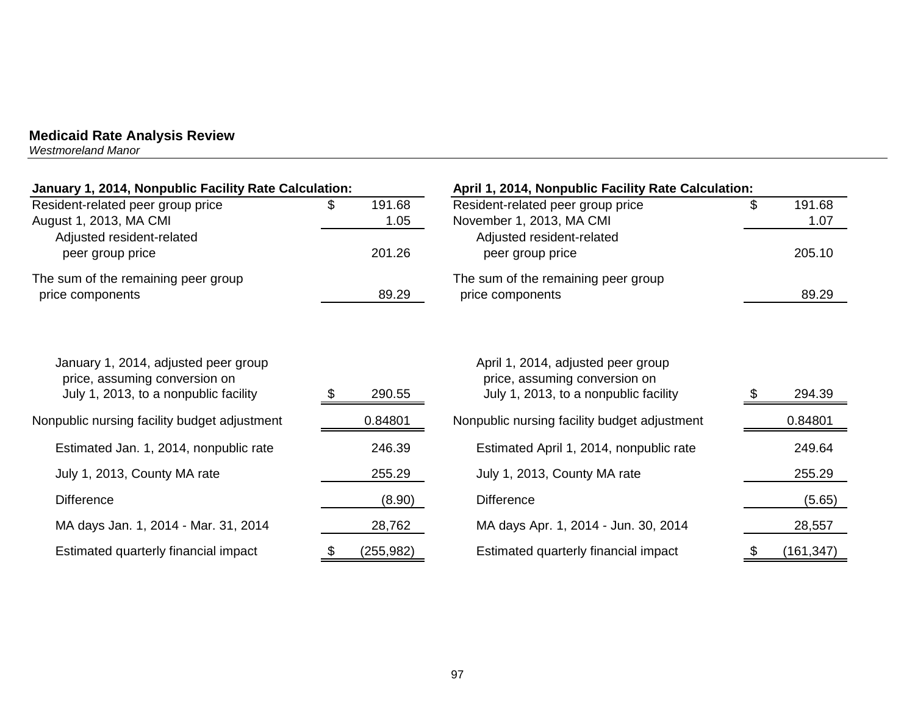**Medicaid Rate Analysis Review**

*Westmoreland Manor*

| January 1, 2014, Nonpublic Facility Rate Calculation: | | |
|---|---|---|
| Resident-related peer group price | $ | 191.68 |
| August 1, 2013, MA CMI | | 1.05 |
| Adjusted resident-related peer group price | | 201.26 |
| The sum of the remaining peer group price components | | 89.29 |
| January 1, 2014, adjusted peer group price, assuming conversion on July 1, 2013, to a nonpublic facility | $ | 290.55 |
| Nonpublic nursing facility budget adjustment | | 0.84801 |
| Estimated Jan. 1, 2014, nonpublic rate | | 246.39 |
| July 1, 2013, County MA rate | | 255.29 |
| Difference | | (8.90) |
| MA days Jan. 1, 2014 - Mar. 31, 2014 | | 28,762 |
| Estimated quarterly financial impact | $ | (255,982) |

| April 1, 2014, Nonpublic Facility Rate Calculation: | | |
|---|---|---|
| Resident-related peer group price | $ | 191.68 |
| November 1, 2013, MA CMI | | 1.07 |
| Adjusted resident-related peer group price | | 205.10 |
| The sum of the remaining peer group price components | | 89.29 |
| April 1, 2014, adjusted peer group price, assuming conversion on July 1, 2013, to a nonpublic facility | $ | 294.39 |
| Nonpublic nursing facility budget adjustment | | 0.84801 |
| Estimated April 1, 2014, nonpublic rate | | 249.64 |
| July 1, 2013, County MA rate | | 255.29 |
| Difference | | (5.65) |
| MA days Apr. 1, 2014 - Jun. 30, 2014 | | 28,557 |
| Estimated quarterly financial impact | $ | (161,347) |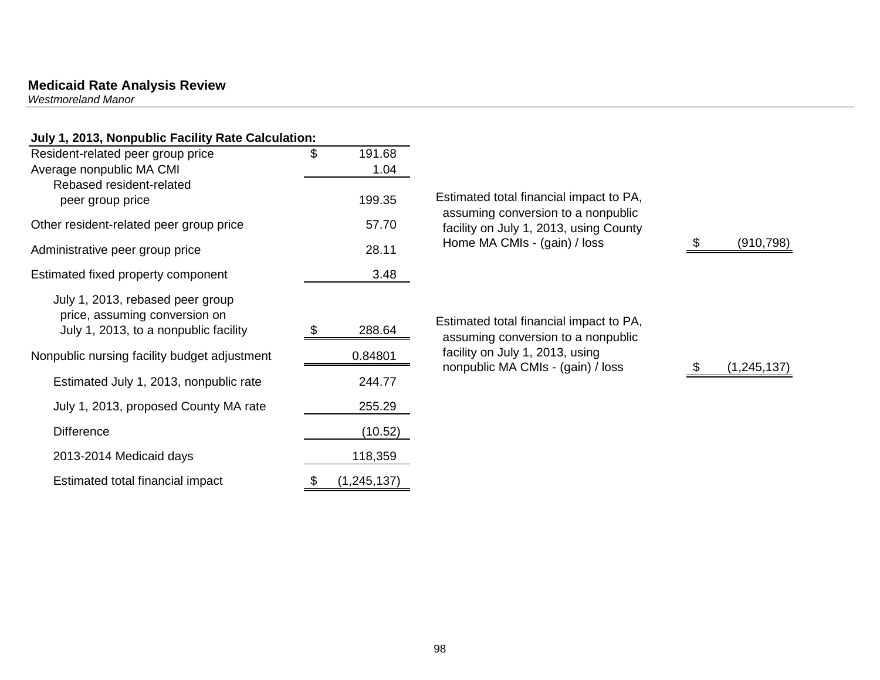## Medicaid Rate Analysis Review

*Westmoreland Manor*

| **July 1, 2013, Nonpublic Facility Rate Calculation:** | |
|---|---|
| Resident-related peer group price | $ 191.68 |
| Average nonpublic MA CMI | 1.04 |
| Rebased resident-related peer group price | 199.35 |
| Other resident-related peer group price | 57.70 |
| Administrative peer group price | 28.11 |
| Estimated fixed property component | 3.48 |
| July 1, 2013, rebased peer group price, assuming conversion on July 1, 2013, to a nonpublic facility | $ 288.64 |
| Nonpublic nursing facility budget adjustment | 0.84801 |
| Estimated July 1, 2013, nonpublic rate | 244.77 |
| July 1, 2013, proposed County MA rate | 255.29 |
| Difference | (10.52) |
| 2013-2014 Medicaid days | 118,359 |
| Estimated total financial impact | $ (1,245,137) |

| | |
|---|---|
| Estimated total financial impact to PA, assuming conversion to a nonpublic facility on July 1, 2013, using County Home MA CMIs - (gain) / loss | $ (910,798) |
| Estimated total financial impact to PA, assuming conversion to a nonpublic facility on July 1, 2013, using nonpublic MA CMIs - (gain) / loss | $ (1,245,137) |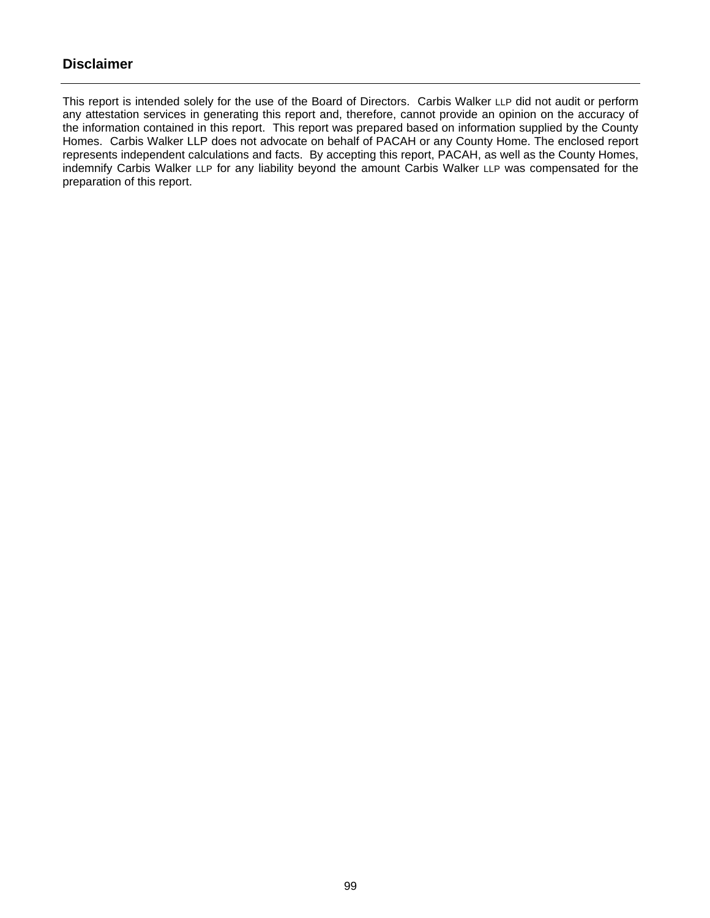## Disclaimer

This report is intended solely for the use of the Board of Directors. Carbis Walker LLP did not audit or perform any attestation services in generating this report and, therefore, cannot provide an opinion on the accuracy of the information contained in this report. This report was prepared based on information supplied by the County Homes. Carbis Walker LLP does not advocate on behalf of PACAH or any County Home. The enclosed report represents independent calculations and facts. By accepting this report, PACAH, as well as the County Homes, indemnify Carbis Walker LLP for any liability beyond the amount Carbis Walker LLP was compensated for the preparation of this report.